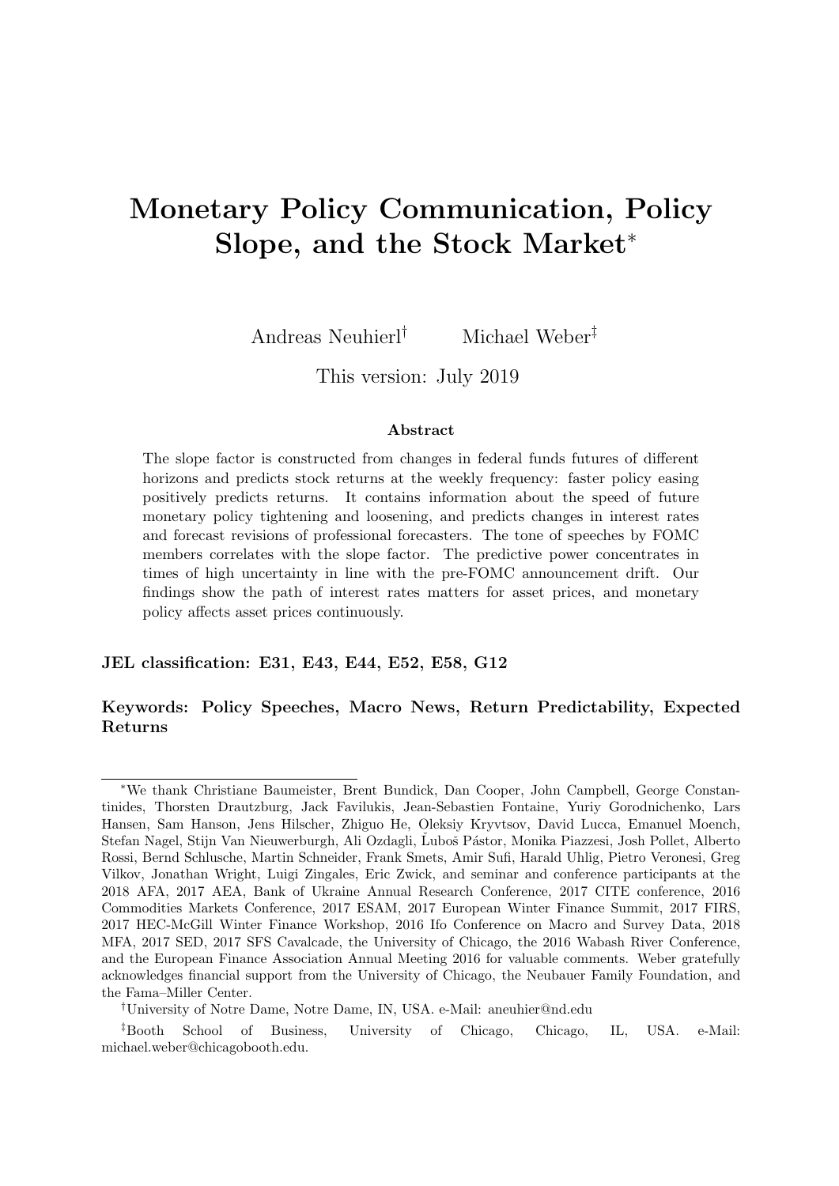# Monetary Policy Communication, Policy Slope, and the Stock Market*

Andreas Neuhierl[†] Michael Weber[‡]

This version: July 2019

## Abstract

The slope factor is constructed from changes in federal funds futures of different horizons and predicts stock returns at the weekly frequency: faster policy easing positively predicts returns. It contains information about the speed of future monetary policy tightening and loosening, and predicts changes in interest rates and forecast revisions of professional forecasters. The tone of speeches by FOMC members correlates with the slope factor. The predictive power concentrates in times of high uncertainty in line with the pre-FOMC announcement drift. Our findings show the path of interest rates matters for asset prices, and monetary policy affects asset prices continuously.

**JEL classification: E31, E43, E44, E52, E58, G12**

**Keywords: Policy Speeches, Macro News, Return Predictability, Expected Returns**

---

*We thank Christiane Baumeister, Brent Bundick, Dan Cooper, John Campbell, George Constantinides, Thorsten Drautzburg, Jack Favilukis, Jean-Sebastien Fontaine, Yuriy Gorodnichenko, Lars Hansen, Sam Hanson, Jens Hilscher, Zhiguo He, Oleksiy Kryvtsov, David Lucca, Emanuel Moench, Stefan Nagel, Stijn Van Nieuwerburgh, Ali Ozdagli, Ľuboš Pástor, Monika Piazzesi, Josh Pollet, Alberto Rossi, Bernd Schlusche, Martin Schneider, Frank Smets, Amir Sufi, Harald Uhlig, Pietro Veronesi, Greg Vilkov, Jonathan Wright, Luigi Zingales, Eric Zwick, and seminar and conference participants at the 2018 AFA, 2017 AEA, Bank of Ukraine Annual Research Conference, 2017 CITE conference, 2016 Commodities Markets Conference, 2017 ESAM, 2017 European Winter Finance Summit, 2017 FIRS, 2017 HEC-McGill Winter Finance Workshop, 2016 Ifo Conference on Macro and Survey Data, 2018 MFA, 2017 SED, 2017 SFS Cavalcade, the University of Chicago, the 2016 Wabash River Conference, and the European Finance Association Annual Meeting 2016 for valuable comments. Weber gratefully acknowledges financial support from the University of Chicago, the Neubauer Family Foundation, and the Fama–Miller Center.

[†]University of Notre Dame, Notre Dame, IN, USA. e-Mail: aneuhier@nd.edu

[‡]Booth School of Business, University of Chicago, Chicago, IL, USA. e-Mail: michael.weber@chicagobooth.edu.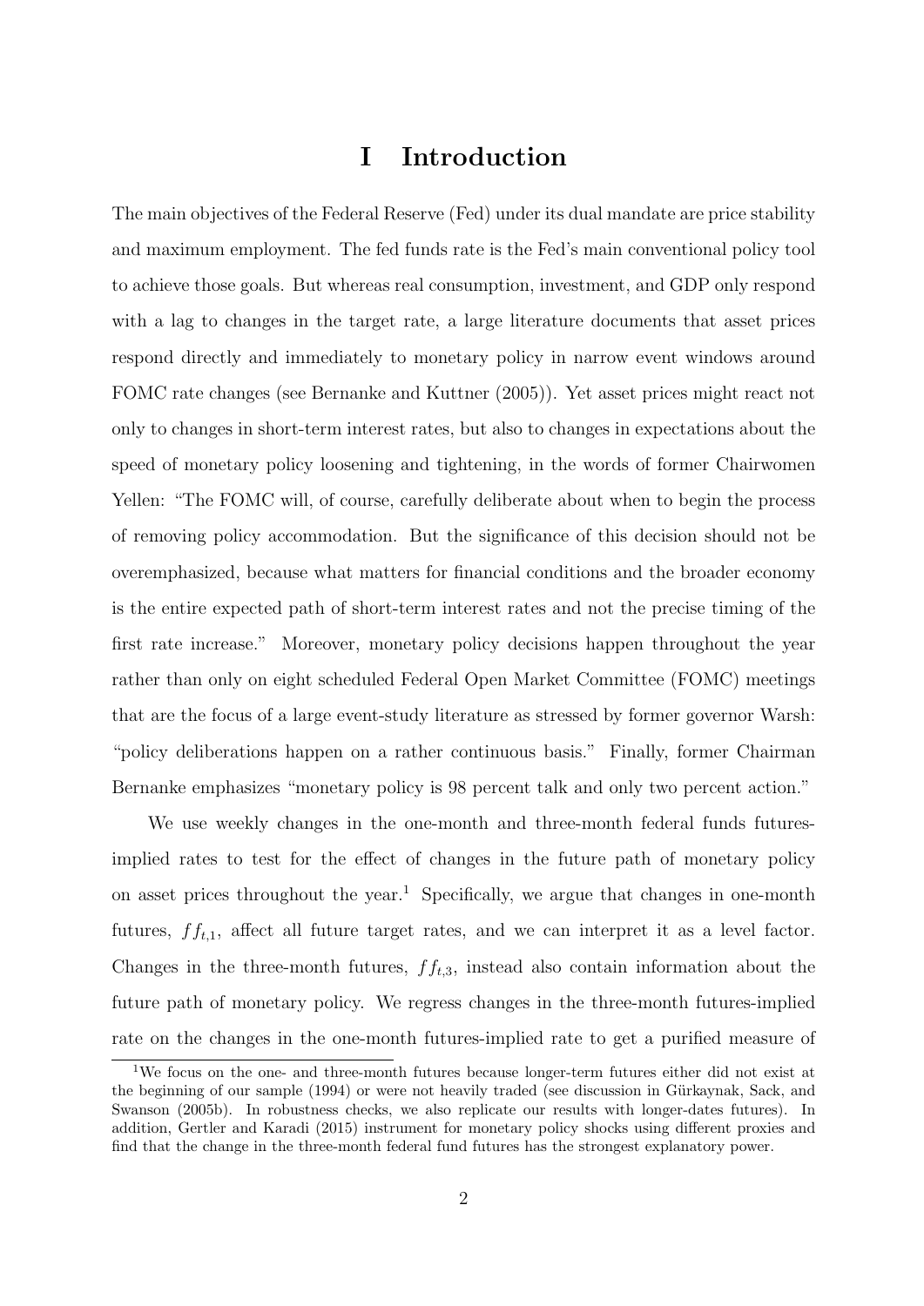# I Introduction

The main objectives of the Federal Reserve (Fed) under its dual mandate are price stability and maximum employment. The fed funds rate is the Fed's main conventional policy tool to achieve those goals. But whereas real consumption, investment, and GDP only respond with a lag to changes in the target rate, a large literature documents that asset prices respond directly and immediately to monetary policy in narrow event windows around FOMC rate changes (see Bernanke and Kuttner (2005)). Yet asset prices might react not only to changes in short-term interest rates, but also to changes in expectations about the speed of monetary policy loosening and tightening, in the words of former Chairwomen Yellen: "The FOMC will, of course, carefully deliberate about when to begin the process of removing policy accommodation. But the significance of this decision should not be overemphasized, because what matters for financial conditions and the broader economy is the entire expected path of short-term interest rates and not the precise timing of the first rate increase." Moreover, monetary policy decisions happen throughout the year rather than only on eight scheduled Federal Open Market Committee (FOMC) meetings that are the focus of a large event-study literature as stressed by former governor Warsh: "policy deliberations happen on a rather continuous basis." Finally, former Chairman Bernanke emphasizes "monetary policy is 98 percent talk and only two percent action."

We use weekly changes in the one-month and three-month federal funds futures-implied rates to test for the effect of changes in the future path of monetary policy on asset prices throughout the year.[1] Specifically, we argue that changes in one-month futures, $ff_{t,1}$, affect all future target rates, and we can interpret it as a level factor. Changes in the three-month futures, $ff_{t,3}$, instead also contain information about the future path of monetary policy. We regress changes in the three-month futures-implied rate on the changes in the one-month futures-implied rate to get a purified measure of

[1] We focus on the one- and three-month futures because longer-term futures either did not exist at the beginning of our sample (1994) or were not heavily traded (see discussion in Gürkaynak, Sack, and Swanson (2005b). In robustness checks, we also replicate our results with longer-dates futures). In addition, Gertler and Karadi (2015) instrument for monetary policy shocks using different proxies and find that the change in the three-month federal fund futures has the strongest explanatory power.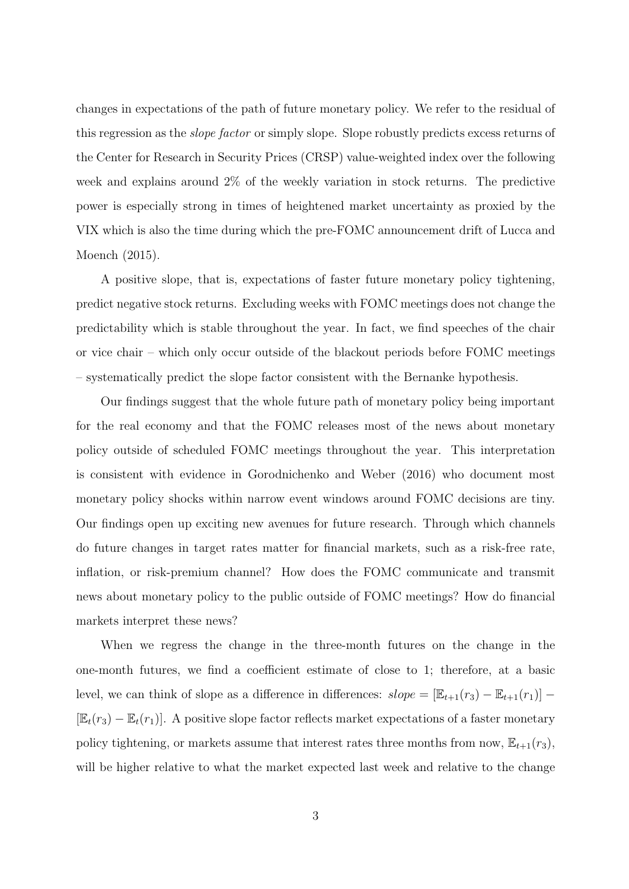changes in expectations of the path of future monetary policy. We refer to the residual of this regression as the *slope factor* or simply slope. Slope robustly predicts excess returns of the Center for Research in Security Prices (CRSP) value-weighted index over the following week and explains around 2% of the weekly variation in stock returns. The predictive power is especially strong in times of heightened market uncertainty as proxied by the VIX which is also the time during which the pre-FOMC announcement drift of Lucca and Moench (2015).

A positive slope, that is, expectations of faster future monetary policy tightening, predict negative stock returns. Excluding weeks with FOMC meetings does not change the predictability which is stable throughout the year. In fact, we find speeches of the chair or vice chair – which only occur outside of the blackout periods before FOMC meetings – systematically predict the slope factor consistent with the Bernanke hypothesis.

Our findings suggest that the whole future path of monetary policy being important for the real economy and that the FOMC releases most of the news about monetary policy outside of scheduled FOMC meetings throughout the year. This interpretation is consistent with evidence in Gorodnichenko and Weber (2016) who document most monetary policy shocks within narrow event windows around FOMC decisions are tiny. Our findings open up exciting new avenues for future research. Through which channels do future changes in target rates matter for financial markets, such as a risk-free rate, inflation, or risk-premium channel? How does the FOMC communicate and transmit news about monetary policy to the public outside of FOMC meetings? How do financial markets interpret these news?

When we regress the change in the three-month futures on the change in the one-month futures, we find a coefficient estimate of close to 1; therefore, at a basic level, we can think of slope as a difference in differences: $slope = [\mathbb{E}_{t+1}(r_3) - \mathbb{E}_{t+1}(r_1)] - [\mathbb{E}_t(r_3) - \mathbb{E}_t(r_1)]$. A positive slope factor reflects market expectations of a faster monetary policy tightening, or markets assume that interest rates three months from now, $\mathbb{E}_{t+1}(r_3)$, will be higher relative to what the market expected last week and relative to the change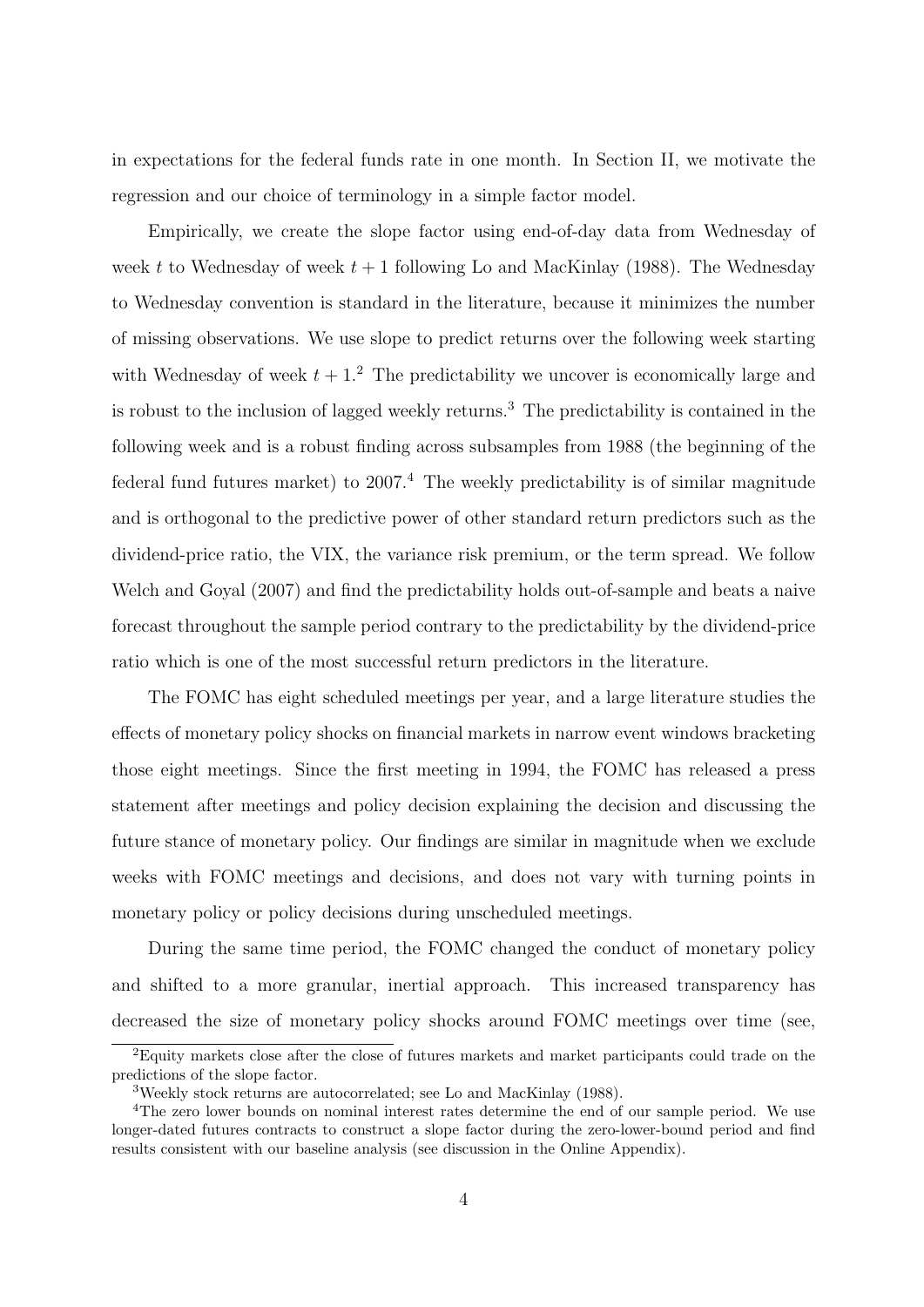in expectations for the federal funds rate in one month. In Section II, we motivate the regression and our choice of terminology in a simple factor model.

Empirically, we create the slope factor using end-of-day data from Wednesday of week $t$ to Wednesday of week $t+1$ following Lo and MacKinlay (1988). The Wednesday to Wednesday convention is standard in the literature, because it minimizes the number of missing observations. We use slope to predict returns over the following week starting with Wednesday of week $t+1$.[2] The predictability we uncover is economically large and is robust to the inclusion of lagged weekly returns.[3] The predictability is contained in the following week and is a robust finding across subsamples from 1988 (the beginning of the federal fund futures market) to 2007.[4] The weekly predictability is of similar magnitude and is orthogonal to the predictive power of other standard return predictors such as the dividend-price ratio, the VIX, the variance risk premium, or the term spread. We follow Welch and Goyal (2007) and find the predictability holds out-of-sample and beats a naive forecast throughout the sample period contrary to the predictability by the dividend-price ratio which is one of the most successful return predictors in the literature.

The FOMC has eight scheduled meetings per year, and a large literature studies the effects of monetary policy shocks on financial markets in narrow event windows bracketing those eight meetings. Since the first meeting in 1994, the FOMC has released a press statement after meetings and policy decision explaining the decision and discussing the future stance of monetary policy. Our findings are similar in magnitude when we exclude weeks with FOMC meetings and decisions, and does not vary with turning points in monetary policy or policy decisions during unscheduled meetings.

During the same time period, the FOMC changed the conduct of monetary policy and shifted to a more granular, inertial approach. This increased transparency has decreased the size of monetary policy shocks around FOMC meetings over time (see,

[2] Equity markets close after the close of futures markets and market participants could trade on the predictions of the slope factor.

[3] Weekly stock returns are autocorrelated; see Lo and MacKinlay (1988).

[4] The zero lower bounds on nominal interest rates determine the end of our sample period. We use longer-dated futures contracts to construct a slope factor during the zero-lower-bound period and find results consistent with our baseline analysis (see discussion in the Online Appendix).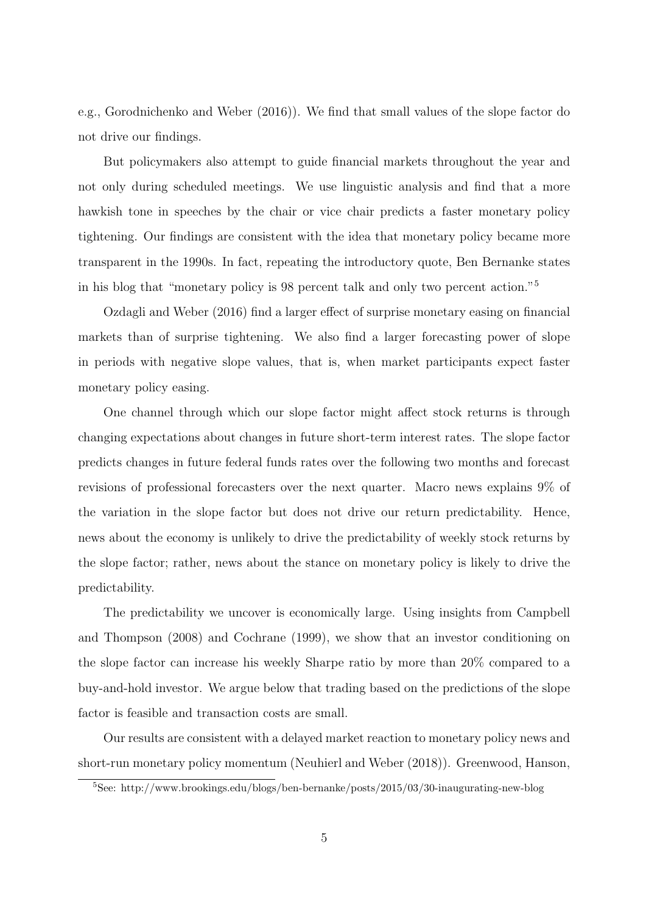e.g., Gorodnichenko and Weber (2016)). We find that small values of the slope factor do not drive our findings.

But policymakers also attempt to guide financial markets throughout the year and not only during scheduled meetings. We use linguistic analysis and find that a more hawkish tone in speeches by the chair or vice chair predicts a faster monetary policy tightening. Our findings are consistent with the idea that monetary policy became more transparent in the 1990s. In fact, repeating the introductory quote, Ben Bernanke states in his blog that "monetary policy is 98 percent talk and only two percent action."[5]

Ozdagli and Weber (2016) find a larger effect of surprise monetary easing on financial markets than of surprise tightening. We also find a larger forecasting power of slope in periods with negative slope values, that is, when market participants expect faster monetary policy easing.

One channel through which our slope factor might affect stock returns is through changing expectations about changes in future short-term interest rates. The slope factor predicts changes in future federal funds rates over the following two months and forecast revisions of professional forecasters over the next quarter. Macro news explains 9% of the variation in the slope factor but does not drive our return predictability. Hence, news about the economy is unlikely to drive the predictability of weekly stock returns by the slope factor; rather, news about the stance on monetary policy is likely to drive the predictability.

The predictability we uncover is economically large. Using insights from Campbell and Thompson (2008) and Cochrane (1999), we show that an investor conditioning on the slope factor can increase his weekly Sharpe ratio by more than 20% compared to a buy-and-hold investor. We argue below that trading based on the predictions of the slope factor is feasible and transaction costs are small.

Our results are consistent with a delayed market reaction to monetary policy news and short-run monetary policy momentum (Neuhierl and Weber (2018)). Greenwood, Hanson,

[5]See: http://www.brookings.edu/blogs/ben-bernanke/posts/2015/03/30-inaugurating-new-blog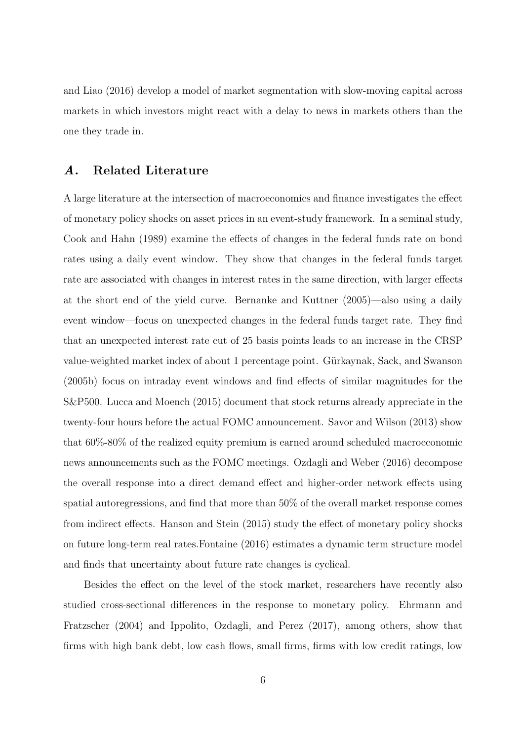and Liao (2016) develop a model of market segmentation with slow-moving capital across markets in which investors might react with a delay to news in markets others than the one they trade in.

## *A.* Related Literature

A large literature at the intersection of macroeconomics and finance investigates the effect of monetary policy shocks on asset prices in an event-study framework. In a seminal study, Cook and Hahn (1989) examine the effects of changes in the federal funds rate on bond rates using a daily event window. They show that changes in the federal funds target rate are associated with changes in interest rates in the same direction, with larger effects at the short end of the yield curve. Bernanke and Kuttner (2005)—also using a daily event window—focus on unexpected changes in the federal funds target rate. They find that an unexpected interest rate cut of 25 basis points leads to an increase in the CRSP value-weighted market index of about 1 percentage point. Gürkaynak, Sack, and Swanson (2005b) focus on intraday event windows and find effects of similar magnitudes for the S&P500. Lucca and Moench (2015) document that stock returns already appreciate in the twenty-four hours before the actual FOMC announcement. Savor and Wilson (2013) show that 60%-80% of the realized equity premium is earned around scheduled macroeconomic news announcements such as the FOMC meetings. Ozdagli and Weber (2016) decompose the overall response into a direct demand effect and higher-order network effects using spatial autoregressions, and find that more than 50% of the overall market response comes from indirect effects. Hanson and Stein (2015) study the effect of monetary policy shocks on future long-term real rates.Fontaine (2016) estimates a dynamic term structure model and finds that uncertainty about future rate changes is cyclical.

Besides the effect on the level of the stock market, researchers have recently also studied cross-sectional differences in the response to monetary policy. Ehrmann and Fratzscher (2004) and Ippolito, Ozdagli, and Perez (2017), among others, show that firms with high bank debt, low cash flows, small firms, firms with low credit ratings, low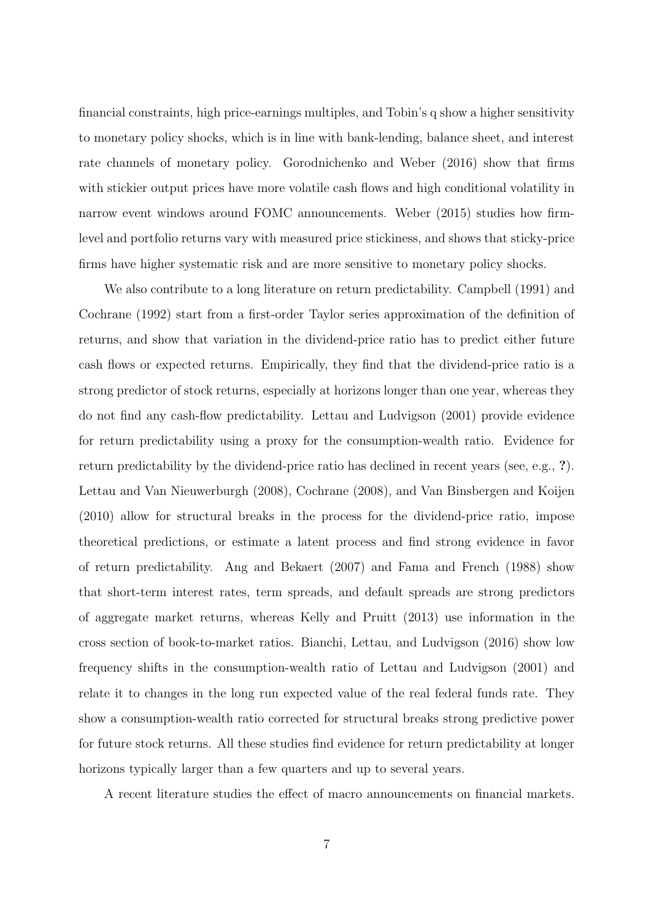financial constraints, high price-earnings multiples, and Tobin's q show a higher sensitivity to monetary policy shocks, which is in line with bank-lending, balance sheet, and interest rate channels of monetary policy. Gorodnichenko and Weber (2016) show that firms with stickier output prices have more volatile cash flows and high conditional volatility in narrow event windows around FOMC announcements. Weber (2015) studies how firm-level and portfolio returns vary with measured price stickiness, and shows that sticky-price firms have higher systematic risk and are more sensitive to monetary policy shocks.

We also contribute to a long literature on return predictability. Campbell (1991) and Cochrane (1992) start from a first-order Taylor series approximation of the definition of returns, and show that variation in the dividend-price ratio has to predict either future cash flows or expected returns. Empirically, they find that the dividend-price ratio is a strong predictor of stock returns, especially at horizons longer than one year, whereas they do not find any cash-flow predictability. Lettau and Ludvigson (2001) provide evidence for return predictability using a proxy for the consumption-wealth ratio. Evidence for return predictability by the dividend-price ratio has declined in recent years (see, e.g., **?**). Lettau and Van Nieuwerburgh (2008), Cochrane (2008), and Van Binsbergen and Koijen (2010) allow for structural breaks in the process for the dividend-price ratio, impose theoretical predictions, or estimate a latent process and find strong evidence in favor of return predictability. Ang and Bekaert (2007) and Fama and French (1988) show that short-term interest rates, term spreads, and default spreads are strong predictors of aggregate market returns, whereas Kelly and Pruitt (2013) use information in the cross section of book-to-market ratios. Bianchi, Lettau, and Ludvigson (2016) show low frequency shifts in the consumption-wealth ratio of Lettau and Ludvigson (2001) and relate it to changes in the long run expected value of the real federal funds rate. They show a consumption-wealth ratio corrected for structural breaks strong predictive power for future stock returns. All these studies find evidence for return predictability at longer horizons typically larger than a few quarters and up to several years.

A recent literature studies the effect of macro announcements on financial markets.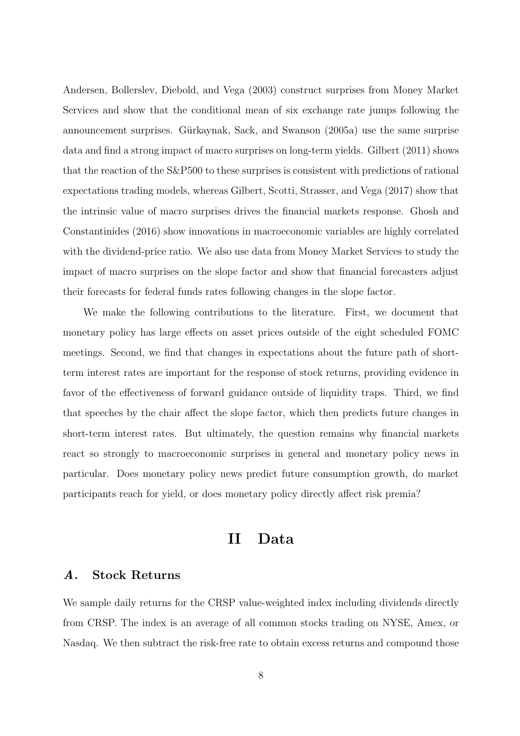Andersen, Bollerslev, Diebold, and Vega (2003) construct surprises from Money Market Services and show that the conditional mean of six exchange rate jumps following the announcement surprises. Gürkaynak, Sack, and Swanson (2005a) use the same surprise data and find a strong impact of macro surprises on long-term yields. Gilbert (2011) shows that the reaction of the S&P500 to these surprises is consistent with predictions of rational expectations trading models, whereas Gilbert, Scotti, Strasser, and Vega (2017) show that the intrinsic value of macro surprises drives the financial markets response. Ghosh and Constantinides (2016) show innovations in macroeconomic variables are highly correlated with the dividend-price ratio. We also use data from Money Market Services to study the impact of macro surprises on the slope factor and show that financial forecasters adjust their forecasts for federal funds rates following changes in the slope factor.

We make the following contributions to the literature. First, we document that monetary policy has large effects on asset prices outside of the eight scheduled FOMC meetings. Second, we find that changes in expectations about the future path of short-term interest rates are important for the response of stock returns, providing evidence in favor of the effectiveness of forward guidance outside of liquidity traps. Third, we find that speeches by the chair affect the slope factor, which then predicts future changes in short-term interest rates. But ultimately, the question remains why financial markets react so strongly to macroeconomic surprises in general and monetary policy news in particular. Does monetary policy news predict future consumption growth, do market participants reach for yield, or does monetary policy directly affect risk premia?

# II Data

## *A.* Stock Returns

We sample daily returns for the CRSP value-weighted index including dividends directly from CRSP. The index is an average of all common stocks trading on NYSE, Amex, or Nasdaq. We then subtract the risk-free rate to obtain excess returns and compound those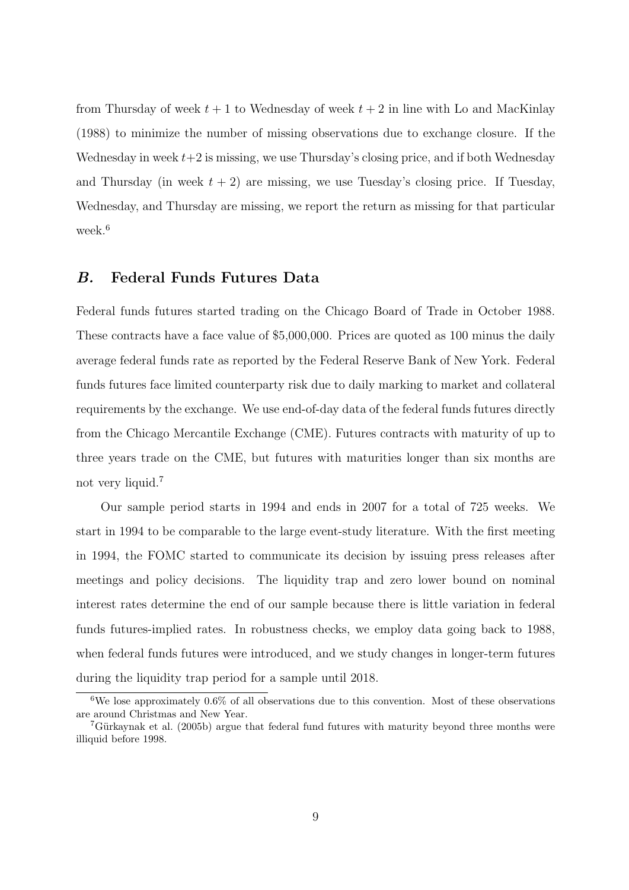from Thursday of week $t+1$ to Wednesday of week $t+2$ in line with Lo and MacKinlay (1988) to minimize the number of missing observations due to exchange closure. If the Wednesday in week $t+2$ is missing, we use Thursday's closing price, and if both Wednesday and Thursday (in week $t+2$) are missing, we use Tuesday's closing price. If Tuesday, Wednesday, and Thursday are missing, we report the return as missing for that particular week.[6]

## *B.* Federal Funds Futures Data

Federal funds futures started trading on the Chicago Board of Trade in October 1988. These contracts have a face value of \$5,000,000. Prices are quoted as 100 minus the daily average federal funds rate as reported by the Federal Reserve Bank of New York. Federal funds futures face limited counterparty risk due to daily marking to market and collateral requirements by the exchange. We use end-of-day data of the federal funds futures directly from the Chicago Mercantile Exchange (CME). Futures contracts with maturity of up to three years trade on the CME, but futures with maturities longer than six months are not very liquid.[7]

Our sample period starts in 1994 and ends in 2007 for a total of 725 weeks. We start in 1994 to be comparable to the large event-study literature. With the first meeting in 1994, the FOMC started to communicate its decision by issuing press releases after meetings and policy decisions. The liquidity trap and zero lower bound on nominal interest rates determine the end of our sample because there is little variation in federal funds futures-implied rates. In robustness checks, we employ data going back to 1988, when federal funds futures were introduced, and we study changes in longer-term futures during the liquidity trap period for a sample until 2018.

---

[6] We lose approximately 0.6% of all observations due to this convention. Most of these observations are around Christmas and New Year.

[7] Gürkaynak et al. (2005b) argue that federal fund futures with maturity beyond three months were illiquid before 1998.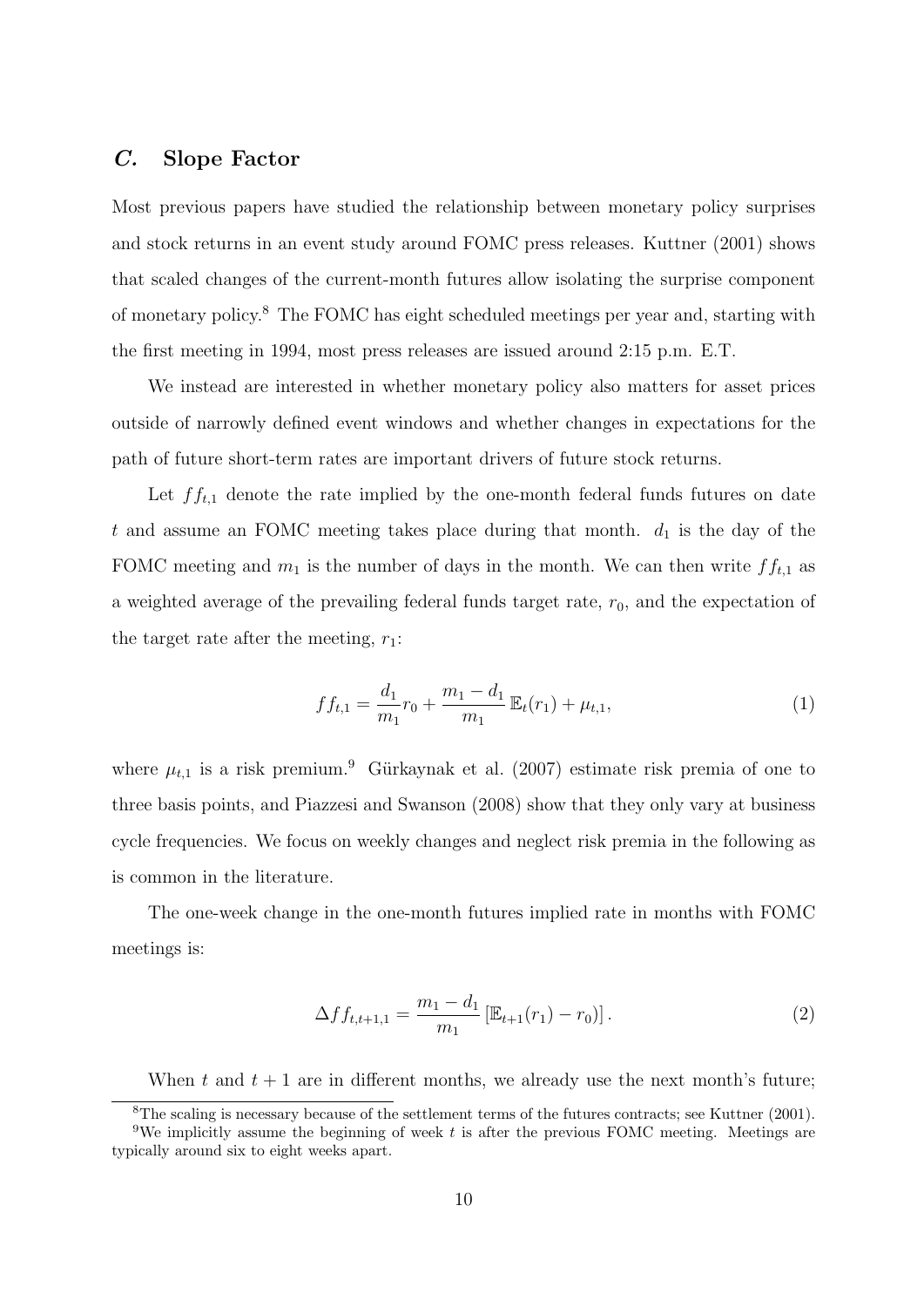## *C.* Slope Factor

Most previous papers have studied the relationship between monetary policy surprises and stock returns in an event study around FOMC press releases. Kuttner (2001) shows that scaled changes of the current-month futures allow isolating the surprise component of monetary policy.[8] The FOMC has eight scheduled meetings per year and, starting with the first meeting in 1994, most press releases are issued around 2:15 p.m. E.T.

We instead are interested in whether monetary policy also matters for asset prices outside of narrowly defined event windows and whether changes in expectations for the path of future short-term rates are important drivers of future stock returns.

Let $ff_{t,1}$ denote the rate implied by the one-month federal funds futures on date $t$ and assume an FOMC meeting takes place during that month. $d_1$ is the day of the FOMC meeting and $m_1$ is the number of days in the month. We can then write $ff_{t,1}$ as a weighted average of the prevailing federal funds target rate, $r_0$, and the expectation of the target rate after the meeting, $r_1$:

$$ff_{t,1} = \frac{d_1}{m_1} r_0 + \frac{m_1 - d_1}{m_1} \mathbb{E}_t(r_1) + \mu_{t,1}, \tag{1}$$

where $\mu_{t,1}$ is a risk premium.[9] Gürkaynak et al. (2007) estimate risk premia of one to three basis points, and Piazzesi and Swanson (2008) show that they only vary at business cycle frequencies. We focus on weekly changes and neglect risk premia in the following as is common in the literature.

The one-week change in the one-month futures implied rate in months with FOMC meetings is:

$$\Delta ff_{t,t+1,1} = \frac{m_1 - d_1}{m_1} \left[ \mathbb{E}_{t+1}(r_1) - r_0 \right]. \tag{2}$$

When $t$ and $t+1$ are in different months, we already use the next month's future;

[8] The scaling is necessary because of the settlement terms of the futures contracts; see Kuttner (2001).

[9] We implicitly assume the beginning of week $t$ is after the previous FOMC meeting. Meetings are typically around six to eight weeks apart.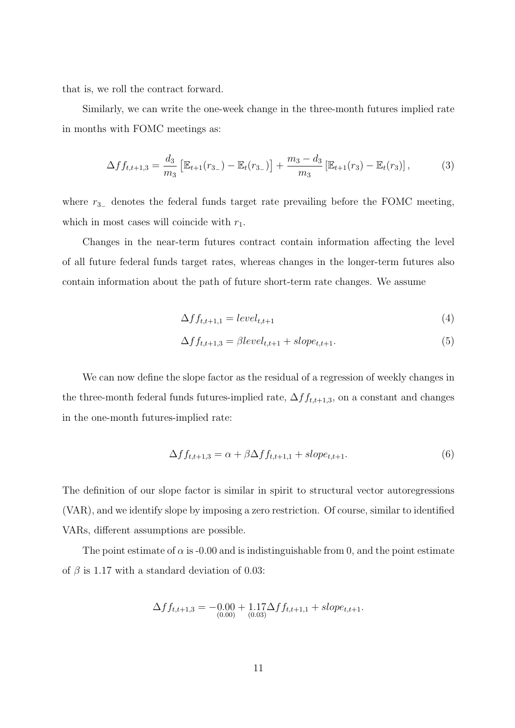that is, we roll the contract forward.

Similarly, we can write the one-week change in the three-month futures implied rate in months with FOMC meetings as:

$$\Delta ff_{t,t+1,3} = \frac{d_3}{m_3}\left[\mathbb{E}_{t+1}(r_{3_-}) - \mathbb{E}_t(r_{3_-})\right] + \frac{m_3 - d_3}{m_3}\left[\mathbb{E}_{t+1}(r_3) - \mathbb{E}_t(r_3)\right], \tag{3}$$

where $r_{3_-}$ denotes the federal funds target rate prevailing before the FOMC meeting, which in most cases will coincide with $r_1$.

Changes in the near-term futures contract contain information affecting the level of all future federal funds target rates, whereas changes in the longer-term futures also contain information about the path of future short-term rate changes. We assume

$$\Delta ff_{t,t+1,1} = level_{t,t+1} \tag{4}$$

$$\Delta ff_{t,t+1,3} = \beta level_{t,t+1} + slope_{t,t+1}. \tag{5}$$

We can now define the slope factor as the residual of a regression of weekly changes in the three-month federal funds futures-implied rate, $\Delta ff_{t,t+1,3}$, on a constant and changes in the one-month futures-implied rate:

$$\Delta ff_{t,t+1,3} = \alpha + \beta \Delta ff_{t,t+1,1} + slope_{t,t+1}. \tag{6}$$

The definition of our slope factor is similar in spirit to structural vector autoregressions (VAR), and we identify slope by imposing a zero restriction. Of course, similar to identified VARs, different assumptions are possible.

The point estimate of $\alpha$ is -0.00 and is indistinguishable from 0, and the point estimate of $\beta$ is 1.17 with a standard deviation of 0.03:

$$\Delta ff_{t,t+1,3} = -\underset{(0.00)}{0.00} + \underset{(0.03)}{1.17}\Delta ff_{t,t+1,1} + slope_{t,t+1}.$$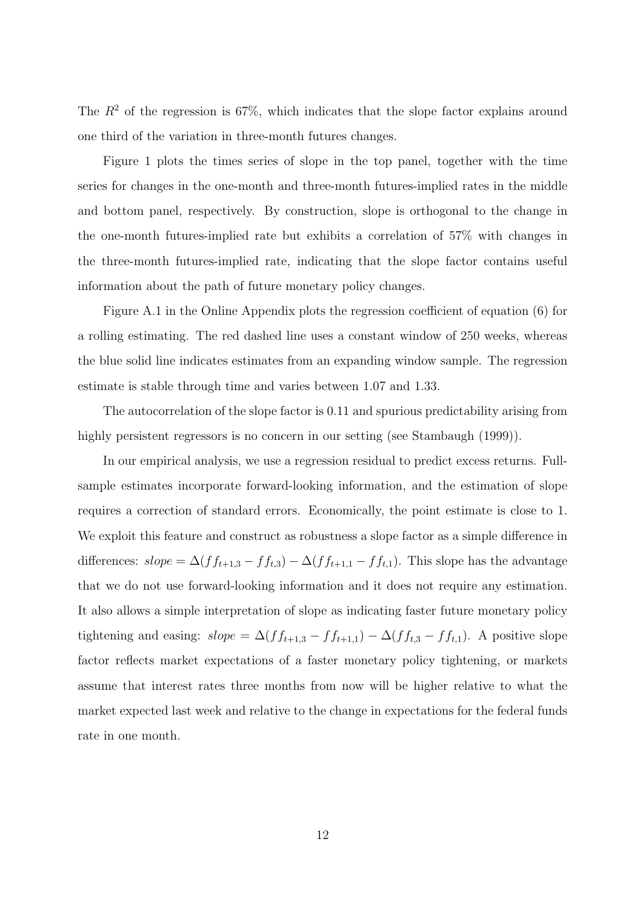The $R^2$ of the regression is 67%, which indicates that the slope factor explains around one third of the variation in three-month futures changes.

Figure 1 plots the times series of slope in the top panel, together with the time series for changes in the one-month and three-month futures-implied rates in the middle and bottom panel, respectively. By construction, slope is orthogonal to the change in the one-month futures-implied rate but exhibits a correlation of 57% with changes in the three-month futures-implied rate, indicating that the slope factor contains useful information about the path of future monetary policy changes.

Figure A.1 in the Online Appendix plots the regression coefficient of equation (6) for a rolling estimating. The red dashed line uses a constant window of 250 weeks, whereas the blue solid line indicates estimates from an expanding window sample. The regression estimate is stable through time and varies between 1.07 and 1.33.

The autocorrelation of the slope factor is 0.11 and spurious predictability arising from highly persistent regressors is no concern in our setting (see Stambaugh (1999)).

In our empirical analysis, we use a regression residual to predict excess returns. Full-sample estimates incorporate forward-looking information, and the estimation of slope requires a correction of standard errors. Economically, the point estimate is close to 1. We exploit this feature and construct as robustness a slope factor as a simple difference in differences: $slope = \Delta(ff_{t+1,3} - ff_{t,3}) - \Delta(ff_{t+1,1} - ff_{t,1})$. This slope has the advantage that we do not use forward-looking information and it does not require any estimation. It also allows a simple interpretation of slope as indicating faster future monetary policy tightening and easing: $slope = \Delta(ff_{t+1,3} - ff_{t+1,1}) - \Delta(ff_{t,3} - ff_{t,1})$. A positive slope factor reflects market expectations of a faster monetary policy tightening, or markets assume that interest rates three months from now will be higher relative to what the market expected last week and relative to the change in expectations for the federal funds rate in one month.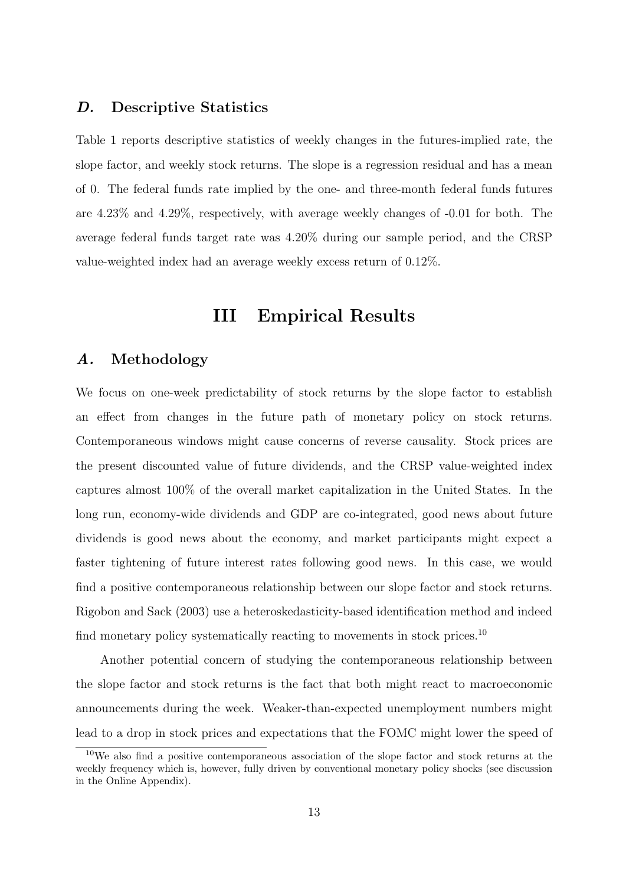### *D.* Descriptive Statistics

Table 1 reports descriptive statistics of weekly changes in the futures-implied rate, the slope factor, and weekly stock returns. The slope is a regression residual and has a mean of 0. The federal funds rate implied by the one- and three-month federal funds futures are 4.23% and 4.29%, respectively, with average weekly changes of -0.01 for both. The average federal funds target rate was 4.20% during our sample period, and the CRSP value-weighted index had an average weekly excess return of 0.12%.

## III Empirical Results

### *A.* Methodology

We focus on one-week predictability of stock returns by the slope factor to establish an effect from changes in the future path of monetary policy on stock returns. Contemporaneous windows might cause concerns of reverse causality. Stock prices are the present discounted value of future dividends, and the CRSP value-weighted index captures almost 100% of the overall market capitalization in the United States. In the long run, economy-wide dividends and GDP are co-integrated, good news about future dividends is good news about the economy, and market participants might expect a faster tightening of future interest rates following good news. In this case, we would find a positive contemporaneous relationship between our slope factor and stock returns. Rigobon and Sack (2003) use a heteroskedasticity-based identification method and indeed find monetary policy systematically reacting to movements in stock prices.[10]

Another potential concern of studying the contemporaneous relationship between the slope factor and stock returns is the fact that both might react to macroeconomic announcements during the week. Weaker-than-expected unemployment numbers might lead to a drop in stock prices and expectations that the FOMC might lower the speed of

[10] We also find a positive contemporaneous association of the slope factor and stock returns at the weekly frequency which is, however, fully driven by conventional monetary policy shocks (see discussion in the Online Appendix).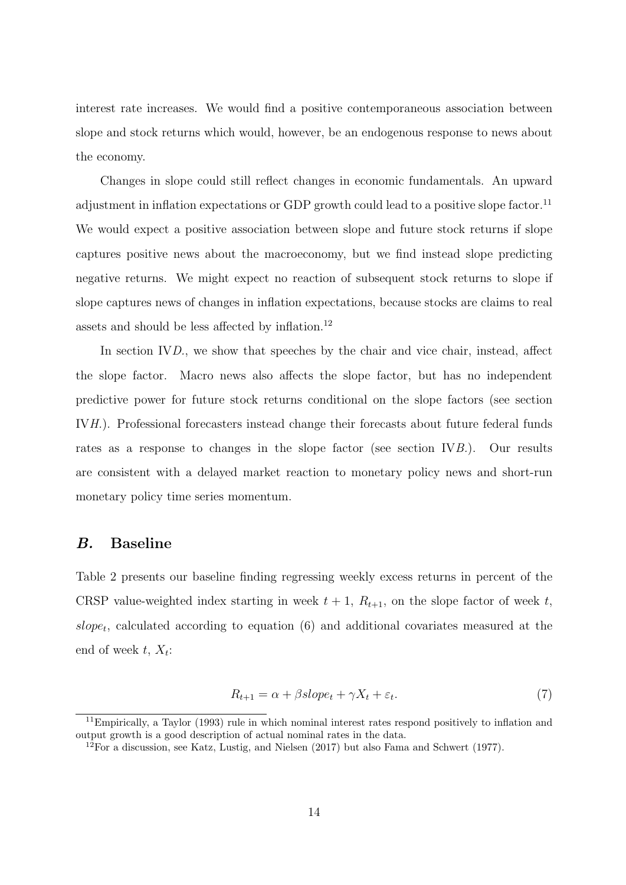interest rate increases. We would find a positive contemporaneous association between slope and stock returns which would, however, be an endogenous response to news about the economy.

Changes in slope could still reflect changes in economic fundamentals. An upward adjustment in inflation expectations or GDP growth could lead to a positive slope factor.[11] We would expect a positive association between slope and future stock returns if slope captures positive news about the macroeconomy, but we find instead slope predicting negative returns. We might expect no reaction of subsequent stock returns to slope if slope captures news of changes in inflation expectations, because stocks are claims to real assets and should be less affected by inflation.[12]

In section IV*D.*, we show that speeches by the chair and vice chair, instead, affect the slope factor. Macro news also affects the slope factor, but has no independent predictive power for future stock returns conditional on the slope factors (see section IV*H.*). Professional forecasters instead change their forecasts about future federal funds rates as a response to changes in the slope factor (see section IV*B.*). Our results are consistent with a delayed market reaction to monetary policy news and short-run monetary policy time series momentum.

## *B.* Baseline

Table 2 presents our baseline finding regressing weekly excess returns in percent of the CRSP value-weighted index starting in week $t+1$, $R_{t+1}$, on the slope factor of week $t$, $slope_t$, calculated according to equation (6) and additional covariates measured at the end of week $t$, $X_t$:

$$R_{t+1} = \alpha + \beta slope_t + \gamma X_t + \varepsilon_t. \tag{7}$$

[11] Empirically, a Taylor (1993) rule in which nominal interest rates respond positively to inflation and output growth is a good description of actual nominal rates in the data.

[12] For a discussion, see Katz, Lustig, and Nielsen (2017) but also Fama and Schwert (1977).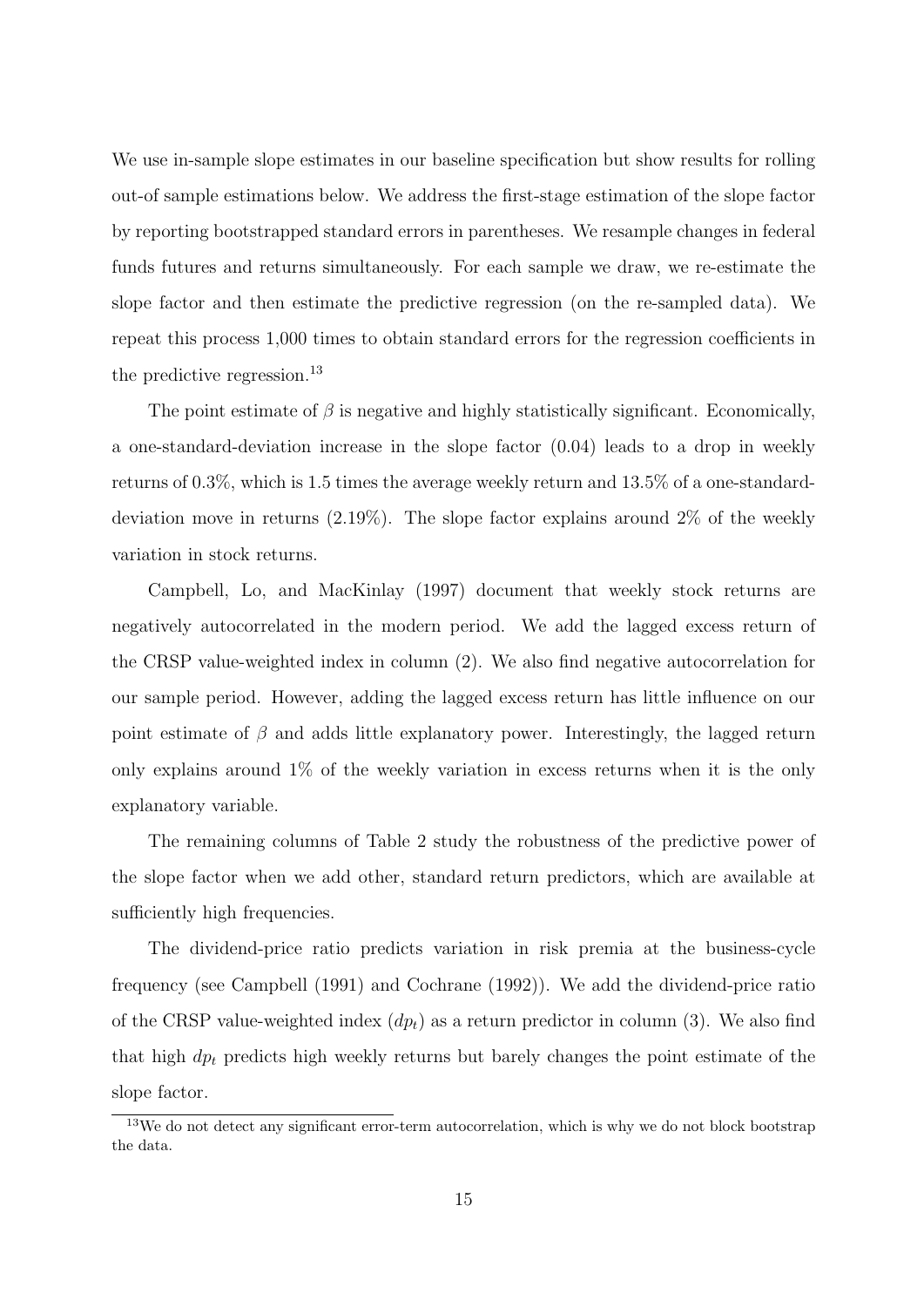We use in-sample slope estimates in our baseline specification but show results for rolling out-of sample estimations below. We address the first-stage estimation of the slope factor by reporting bootstrapped standard errors in parentheses. We resample changes in federal funds futures and returns simultaneously. For each sample we draw, we re-estimate the slope factor and then estimate the predictive regression (on the re-sampled data). We repeat this process 1,000 times to obtain standard errors for the regression coefficients in the predictive regression.[13]

The point estimate of $\beta$ is negative and highly statistically significant. Economically, a one-standard-deviation increase in the slope factor (0.04) leads to a drop in weekly returns of 0.3%, which is 1.5 times the average weekly return and 13.5% of a one-standard-deviation move in returns (2.19%). The slope factor explains around 2% of the weekly variation in stock returns.

Campbell, Lo, and MacKinlay (1997) document that weekly stock returns are negatively autocorrelated in the modern period. We add the lagged excess return of the CRSP value-weighted index in column (2). We also find negative autocorrelation for our sample period. However, adding the lagged excess return has little influence on our point estimate of $\beta$ and adds little explanatory power. Interestingly, the lagged return only explains around 1% of the weekly variation in excess returns when it is the only explanatory variable.

The remaining columns of Table 2 study the robustness of the predictive power of the slope factor when we add other, standard return predictors, which are available at sufficiently high frequencies.

The dividend-price ratio predicts variation in risk premia at the business-cycle frequency (see Campbell (1991) and Cochrane (1992)). We add the dividend-price ratio of the CRSP value-weighted index ($dp_t$) as a return predictor in column (3). We also find that high $dp_t$ predicts high weekly returns but barely changes the point estimate of the slope factor.

[13] We do not detect any significant error-term autocorrelation, which is why we do not block bootstrap the data.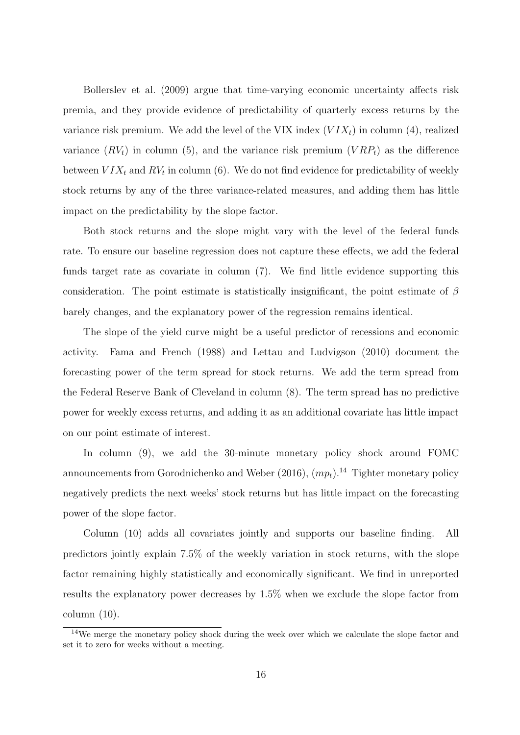Bollerslev et al. (2009) argue that time-varying economic uncertainty affects risk premia, and they provide evidence of predictability of quarterly excess returns by the variance risk premium. We add the level of the VIX index ($VIX_t$) in column (4), realized variance ($RV_t$) in column (5), and the variance risk premium ($VRP_t$) as the difference between $VIX_t$ and $RV_t$ in column (6). We do not find evidence for predictability of weekly stock returns by any of the three variance-related measures, and adding them has little impact on the predictability by the slope factor.

Both stock returns and the slope might vary with the level of the federal funds rate. To ensure our baseline regression does not capture these effects, we add the federal funds target rate as covariate in column (7). We find little evidence supporting this consideration. The point estimate is statistically insignificant, the point estimate of $\beta$ barely changes, and the explanatory power of the regression remains identical.

The slope of the yield curve might be a useful predictor of recessions and economic activity. Fama and French (1988) and Lettau and Ludvigson (2010) document the forecasting power of the term spread for stock returns. We add the term spread from the Federal Reserve Bank of Cleveland in column (8). The term spread has no predictive power for weekly excess returns, and adding it as an additional covariate has little impact on our point estimate of interest.

In column (9), we add the 30-minute monetary policy shock around FOMC announcements from Gorodnichenko and Weber (2016), ($mp_t$).[14] Tighter monetary policy negatively predicts the next weeks' stock returns but has little impact on the forecasting power of the slope factor.

Column (10) adds all covariates jointly and supports our baseline finding. All predictors jointly explain 7.5% of the weekly variation in stock returns, with the slope factor remaining highly statistically and economically significant. We find in unreported results the explanatory power decreases by 1.5% when we exclude the slope factor from column (10).

[14] We merge the monetary policy shock during the week over which we calculate the slope factor and set it to zero for weeks without a meeting.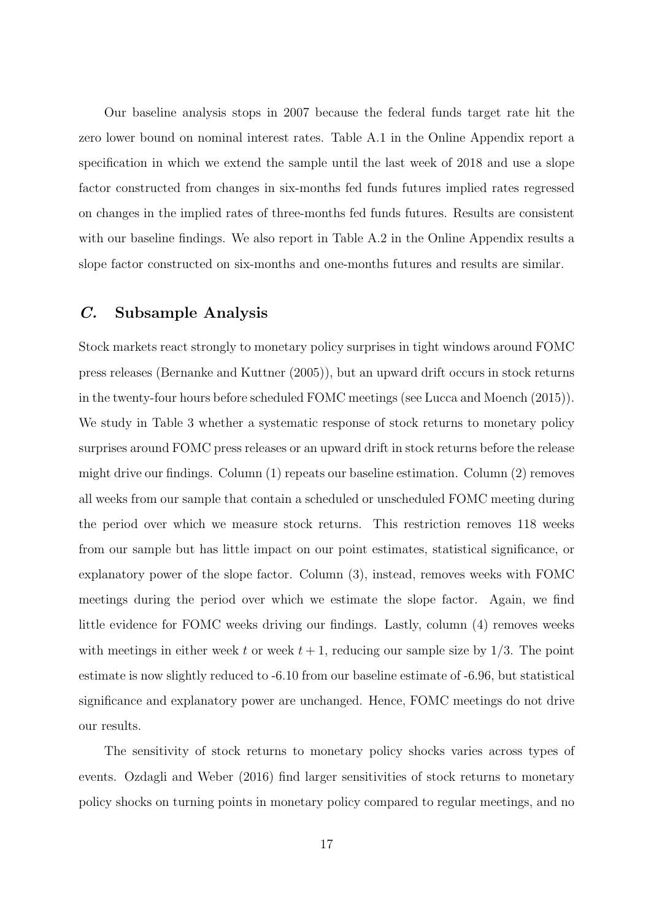Our baseline analysis stops in 2007 because the federal funds target rate hit the zero lower bound on nominal interest rates. Table A.1 in the Online Appendix report a specification in which we extend the sample until the last week of 2018 and use a slope factor constructed from changes in six-months fed funds futures implied rates regressed on changes in the implied rates of three-months fed funds futures. Results are consistent with our baseline findings. We also report in Table A.2 in the Online Appendix results a slope factor constructed on six-months and one-months futures and results are similar.

## *C.* Subsample Analysis

Stock markets react strongly to monetary policy surprises in tight windows around FOMC press releases (Bernanke and Kuttner (2005)), but an upward drift occurs in stock returns in the twenty-four hours before scheduled FOMC meetings (see Lucca and Moench (2015)). We study in Table 3 whether a systematic response of stock returns to monetary policy surprises around FOMC press releases or an upward drift in stock returns before the release might drive our findings. Column (1) repeats our baseline estimation. Column (2) removes all weeks from our sample that contain a scheduled or unscheduled FOMC meeting during the period over which we measure stock returns. This restriction removes 118 weeks from our sample but has little impact on our point estimates, statistical significance, or explanatory power of the slope factor. Column (3), instead, removes weeks with FOMC meetings during the period over which we estimate the slope factor. Again, we find little evidence for FOMC weeks driving our findings. Lastly, column (4) removes weeks with meetings in either week $t$ or week $t+1$, reducing our sample size by 1/3. The point estimate is now slightly reduced to -6.10 from our baseline estimate of -6.96, but statistical significance and explanatory power are unchanged. Hence, FOMC meetings do not drive our results.

The sensitivity of stock returns to monetary policy shocks varies across types of events. Ozdagli and Weber (2016) find larger sensitivities of stock returns to monetary policy shocks on turning points in monetary policy compared to regular meetings, and no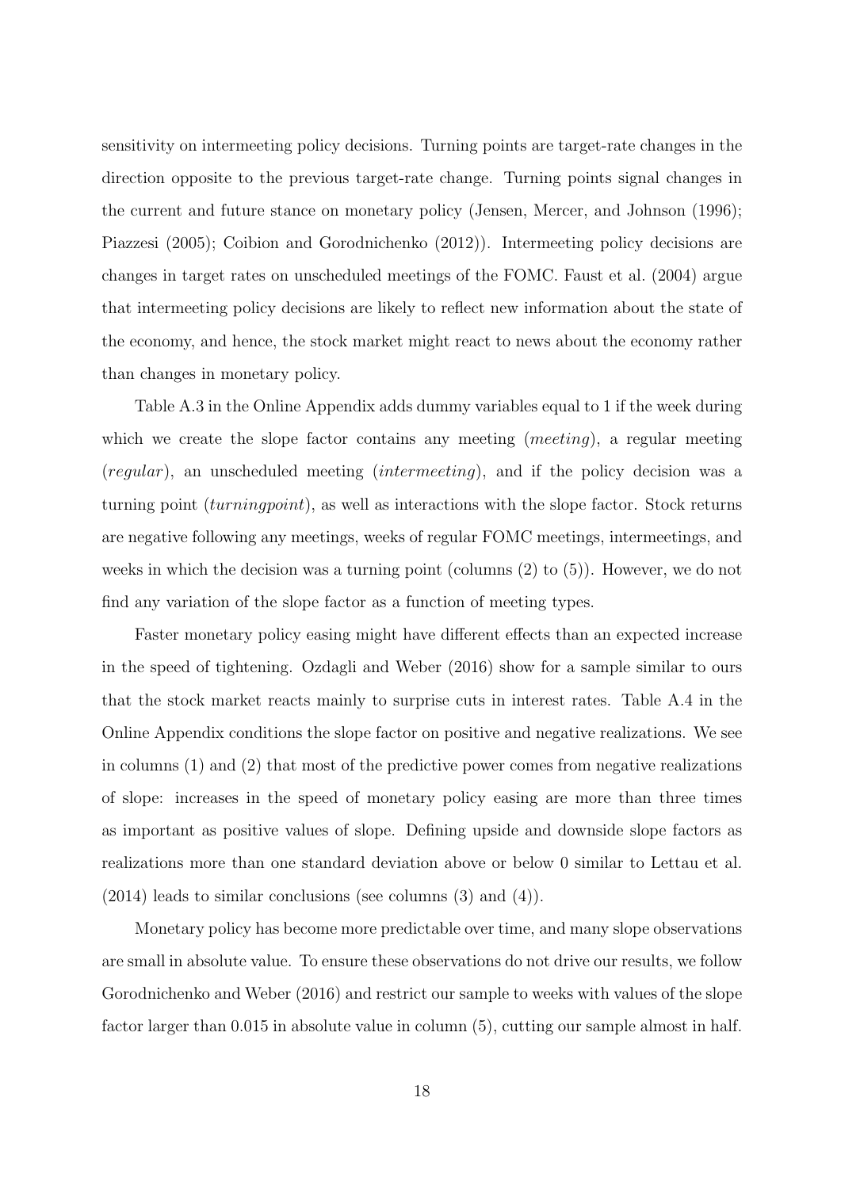sensitivity on intermeeting policy decisions. Turning points are target-rate changes in the direction opposite to the previous target-rate change. Turning points signal changes in the current and future stance on monetary policy (Jensen, Mercer, and Johnson (1996); Piazzesi (2005); Coibion and Gorodnichenko (2012)). Intermeeting policy decisions are changes in target rates on unscheduled meetings of the FOMC. Faust et al. (2004) argue that intermeeting policy decisions are likely to reflect new information about the state of the economy, and hence, the stock market might react to news about the economy rather than changes in monetary policy.

Table A.3 in the Online Appendix adds dummy variables equal to 1 if the week during which we create the slope factor contains any meeting (*meeting*), a regular meeting (*regular*), an unscheduled meeting (*intermeeting*), and if the policy decision was a turning point (*turningpoint*), as well as interactions with the slope factor. Stock returns are negative following any meetings, weeks of regular FOMC meetings, intermeetings, and weeks in which the decision was a turning point (columns (2) to (5)). However, we do not find any variation of the slope factor as a function of meeting types.

Faster monetary policy easing might have different effects than an expected increase in the speed of tightening. Ozdagli and Weber (2016) show for a sample similar to ours that the stock market reacts mainly to surprise cuts in interest rates. Table A.4 in the Online Appendix conditions the slope factor on positive and negative realizations. We see in columns (1) and (2) that most of the predictive power comes from negative realizations of slope: increases in the speed of monetary policy easing are more than three times as important as positive values of slope. Defining upside and downside slope factors as realizations more than one standard deviation above or below 0 similar to Lettau et al. (2014) leads to similar conclusions (see columns (3) and (4)).

Monetary policy has become more predictable over time, and many slope observations are small in absolute value. To ensure these observations do not drive our results, we follow Gorodnichenko and Weber (2016) and restrict our sample to weeks with values of the slope factor larger than 0.015 in absolute value in column (5), cutting our sample almost in half.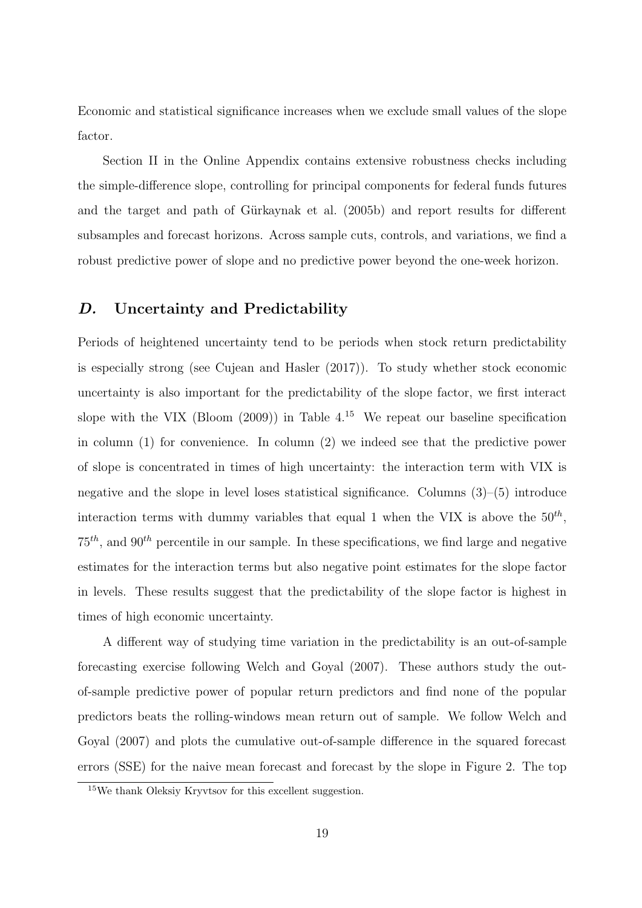Economic and statistical significance increases when we exclude small values of the slope factor.

Section II in the Online Appendix contains extensive robustness checks including the simple-difference slope, controlling for principal components for federal funds futures and the target and path of Gürkaynak et al. (2005b) and report results for different subsamples and forecast horizons. Across sample cuts, controls, and variations, we find a robust predictive power of slope and no predictive power beyond the one-week horizon.

## *D.* Uncertainty and Predictability

Periods of heightened uncertainty tend to be periods when stock return predictability is especially strong (see Cujean and Hasler (2017)). To study whether stock economic uncertainty is also important for the predictability of the slope factor, we first interact slope with the VIX (Bloom (2009)) in Table 4.[15] We repeat our baseline specification in column (1) for convenience. In column (2) we indeed see that the predictive power of slope is concentrated in times of high uncertainty: the interaction term with VIX is negative and the slope in level loses statistical significance. Columns (3)–(5) introduce interaction terms with dummy variables that equal 1 when the VIX is above the $50^{th}$, $75^{th}$, and $90^{th}$ percentile in our sample. In these specifications, we find large and negative estimates for the interaction terms but also negative point estimates for the slope factor in levels. These results suggest that the predictability of the slope factor is highest in times of high economic uncertainty.

A different way of studying time variation in the predictability is an out-of-sample forecasting exercise following Welch and Goyal (2007). These authors study the out-of-sample predictive power of popular return predictors and find none of the popular predictors beats the rolling-windows mean return out of sample. We follow Welch and Goyal (2007) and plots the cumulative out-of-sample difference in the squared forecast errors (SSE) for the naive mean forecast and forecast by the slope in Figure 2. The top

[15] We thank Oleksiy Kryvtsov for this excellent suggestion.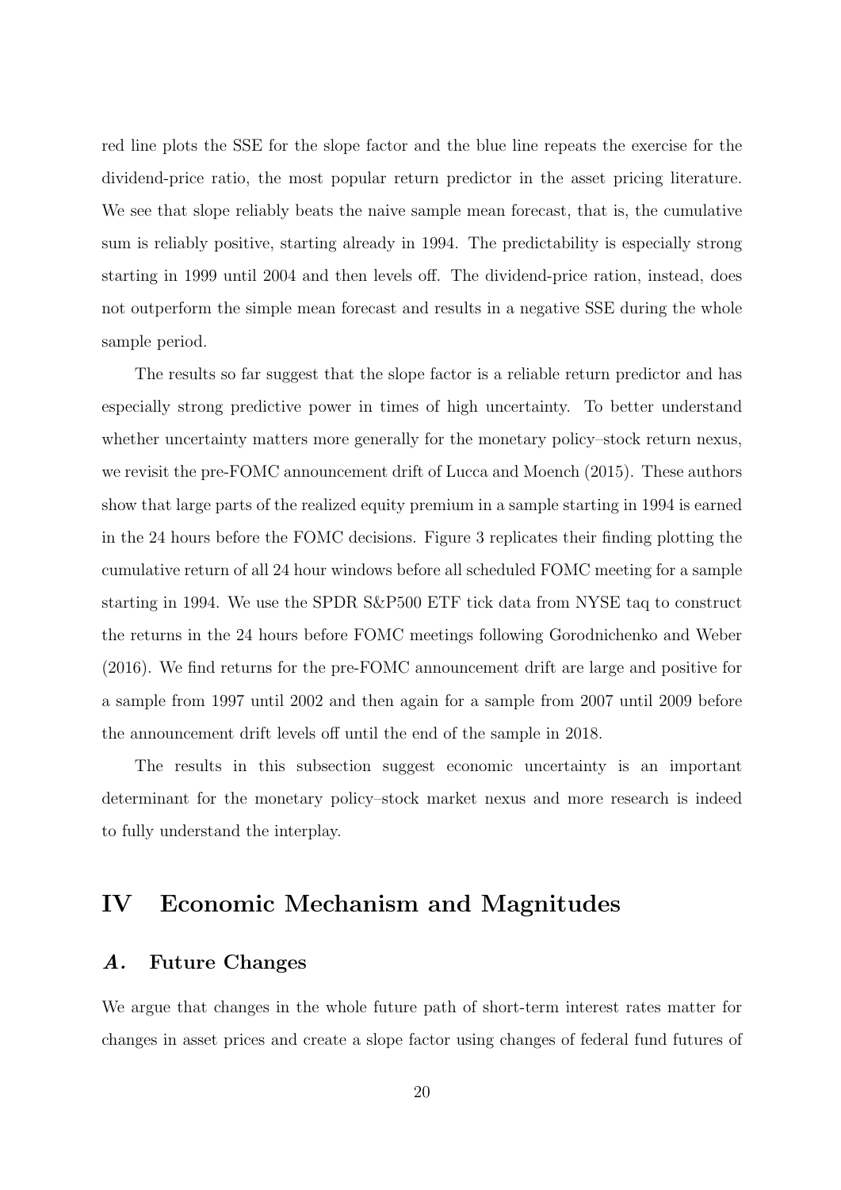red line plots the SSE for the slope factor and the blue line repeats the exercise for the dividend-price ratio, the most popular return predictor in the asset pricing literature. We see that slope reliably beats the naive sample mean forecast, that is, the cumulative sum is reliably positive, starting already in 1994. The predictability is especially strong starting in 1999 until 2004 and then levels off. The dividend-price ration, instead, does not outperform the simple mean forecast and results in a negative SSE during the whole sample period.

The results so far suggest that the slope factor is a reliable return predictor and has especially strong predictive power in times of high uncertainty. To better understand whether uncertainty matters more generally for the monetary policy–stock return nexus, we revisit the pre-FOMC announcement drift of Lucca and Moench (2015). These authors show that large parts of the realized equity premium in a sample starting in 1994 is earned in the 24 hours before the FOMC decisions. Figure 3 replicates their finding plotting the cumulative return of all 24 hour windows before all scheduled FOMC meeting for a sample starting in 1994. We use the SPDR S&P500 ETF tick data from NYSE taq to construct the returns in the 24 hours before FOMC meetings following Gorodnichenko and Weber (2016). We find returns for the pre-FOMC announcement drift are large and positive for a sample from 1997 until 2002 and then again for a sample from 2007 until 2009 before the announcement drift levels off until the end of the sample in 2018.

The results in this subsection suggest economic uncertainty is an important determinant for the monetary policy–stock market nexus and more research is indeed to fully understand the interplay.

# IV Economic Mechanism and Magnitudes

## *A.* Future Changes

We argue that changes in the whole future path of short-term interest rates matter for changes in asset prices and create a slope factor using changes of federal fund futures of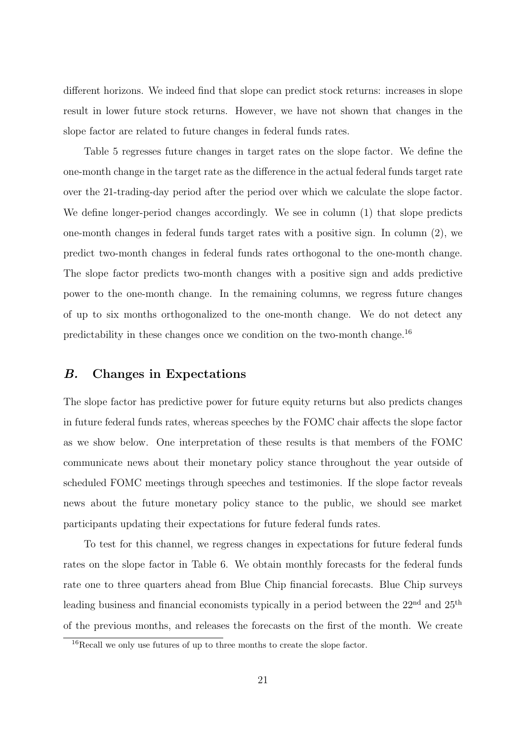different horizons. We indeed find that slope can predict stock returns: increases in slope result in lower future stock returns. However, we have not shown that changes in the slope factor are related to future changes in federal funds rates.

Table 5 regresses future changes in target rates on the slope factor. We define the one-month change in the target rate as the difference in the actual federal funds target rate over the 21-trading-day period after the period over which we calculate the slope factor. We define longer-period changes accordingly. We see in column (1) that slope predicts one-month changes in federal funds target rates with a positive sign. In column (2), we predict two-month changes in federal funds rates orthogonal to the one-month change. The slope factor predicts two-month changes with a positive sign and adds predictive power to the one-month change. In the remaining columns, we regress future changes of up to six months orthogonalized to the one-month change. We do not detect any predictability in these changes once we condition on the two-month change.[16]

## *B.* Changes in Expectations

The slope factor has predictive power for future equity returns but also predicts changes in future federal funds rates, whereas speeches by the FOMC chair affects the slope factor as we show below. One interpretation of these results is that members of the FOMC communicate news about their monetary policy stance throughout the year outside of scheduled FOMC meetings through speeches and testimonies. If the slope factor reveals news about the future monetary policy stance to the public, we should see market participants updating their expectations for future federal funds rates.

To test for this channel, we regress changes in expectations for future federal funds rates on the slope factor in Table 6. We obtain monthly forecasts for the federal funds rate one to three quarters ahead from Blue Chip financial forecasts. Blue Chip surveys leading business and financial economists typically in a period between the 22nd and 25th of the previous months, and releases the forecasts on the first of the month. We create

[16] Recall we only use futures of up to three months to create the slope factor.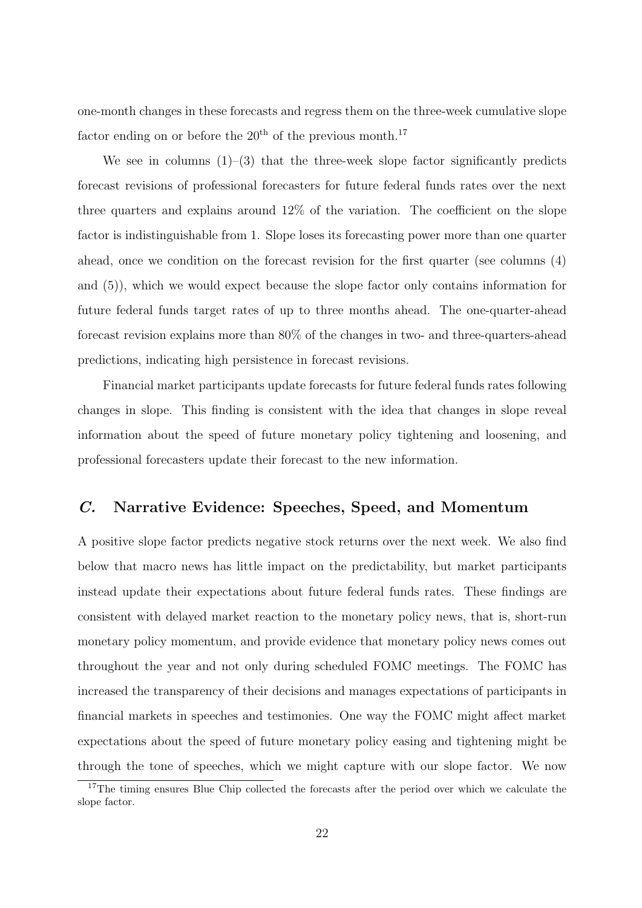one-month changes in these forecasts and regress them on the three-week cumulative slope factor ending on or before the $20^{\text{th}}$ of the previous month.[17]

We see in columns (1)–(3) that the three-week slope factor significantly predicts forecast revisions of professional forecasters for future federal funds rates over the next three quarters and explains around 12% of the variation. The coefficient on the slope factor is indistinguishable from 1. Slope loses its forecasting power more than one quarter ahead, once we condition on the forecast revision for the first quarter (see columns (4) and (5)), which we would expect because the slope factor only contains information for future federal funds target rates of up to three months ahead. The one-quarter-ahead forecast revision explains more than 80% of the changes in two- and three-quarters-ahead predictions, indicating high persistence in forecast revisions.

Financial market participants update forecasts for future federal funds rates following changes in slope. This finding is consistent with the idea that changes in slope reveal information about the speed of future monetary policy tightening and loosening, and professional forecasters update their forecast to the new information.

## *C.* Narrative Evidence: Speeches, Speed, and Momentum

A positive slope factor predicts negative stock returns over the next week. We also find below that macro news has little impact on the predictability, but market participants instead update their expectations about future federal funds rates. These findings are consistent with delayed market reaction to the monetary policy news, that is, short-run monetary policy momentum, and provide evidence that monetary policy news comes out throughout the year and not only during scheduled FOMC meetings. The FOMC has increased the transparency of their decisions and manages expectations of participants in financial markets in speeches and testimonies. One way the FOMC might affect market expectations about the speed of future monetary policy easing and tightening might be through the tone of speeches, which we might capture with our slope factor. We now

[17] The timing ensures Blue Chip collected the forecasts after the period over which we calculate the slope factor.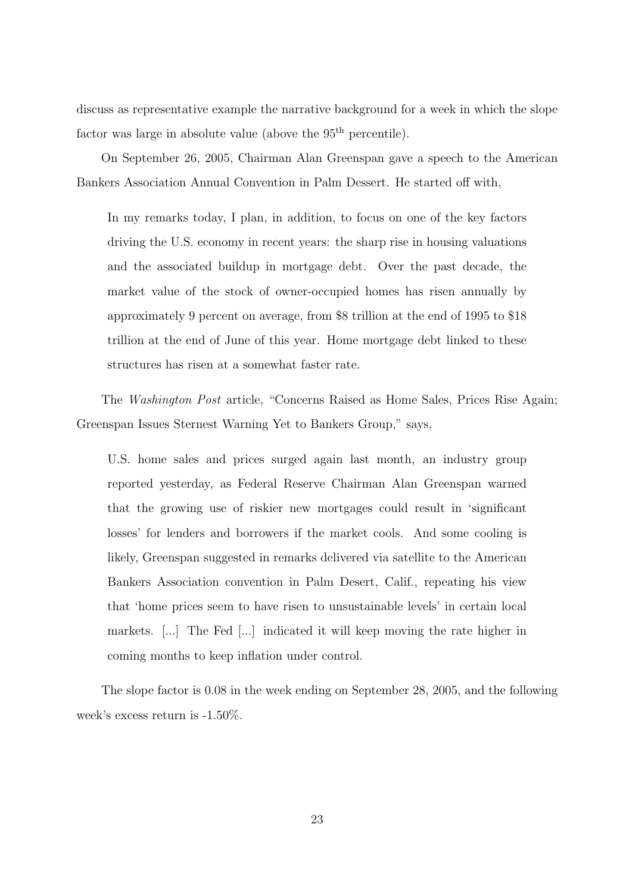discuss as representative example the narrative background for a week in which the slope factor was large in absolute value (above the $95^{\text{th}}$ percentile).

On September 26, 2005, Chairman Alan Greenspan gave a speech to the American Bankers Association Annual Convention in Palm Dessert. He started off with,

> In my remarks today, I plan, in addition, to focus on one of the key factors driving the U.S. economy in recent years: the sharp rise in housing valuations and the associated buildup in mortgage debt. Over the past decade, the market value of the stock of owner-occupied homes has risen annually by approximately 9 percent on average, from $8 trillion at the end of 1995 to $18 trillion at the end of June of this year. Home mortgage debt linked to these structures has risen at a somewhat faster rate.

The *Washington Post* article, "Concerns Raised as Home Sales, Prices Rise Again; Greenspan Issues Sternest Warning Yet to Bankers Group," says,

> U.S. home sales and prices surged again last month, an industry group reported yesterday, as Federal Reserve Chairman Alan Greenspan warned that the growing use of riskier new mortgages could result in 'significant losses' for lenders and borrowers if the market cools. And some cooling is likely, Greenspan suggested in remarks delivered via satellite to the American Bankers Association convention in Palm Desert, Calif., repeating his view that 'home prices seem to have risen to unsustainable levels' in certain local markets. [...] The Fed [...] indicated it will keep moving the rate higher in coming months to keep inflation under control.

The slope factor is 0.08 in the week ending on September 28, 2005, and the following week's excess return is -1.50%.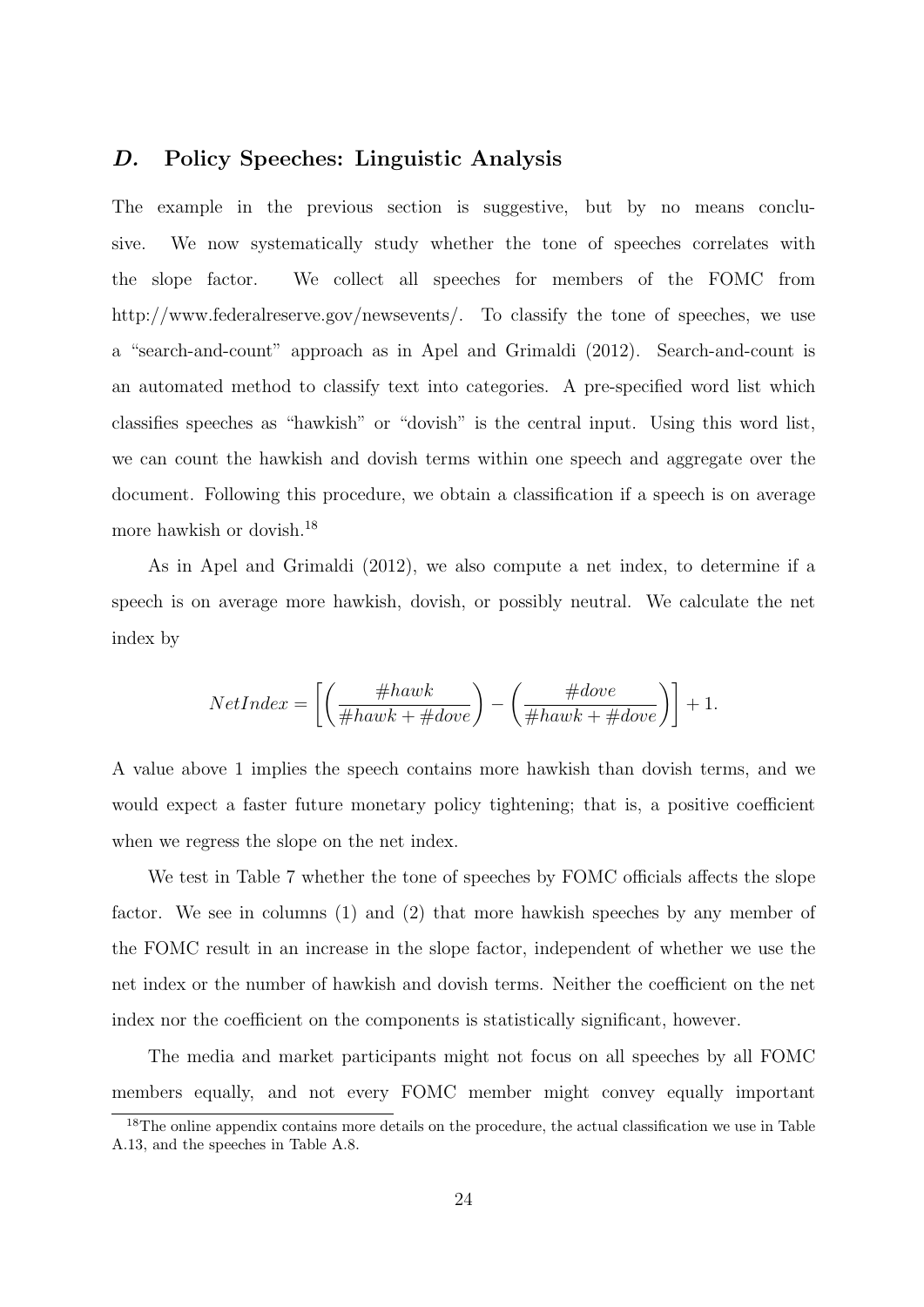## *D.* Policy Speeches: Linguistic Analysis

The example in the previous section is suggestive, but by no means conclusive. We now systematically study whether the tone of speeches correlates with the slope factor. We collect all speeches for members of the FOMC from http://www.federalreserve.gov/newsevents/. To classify the tone of speeches, we use a "search-and-count" approach as in Apel and Grimaldi (2012). Search-and-count is an automated method to classify text into categories. A pre-specified word list which classifies speeches as "hawkish" or "dovish" is the central input. Using this word list, we can count the hawkish and dovish terms within one speech and aggregate over the document. Following this procedure, we obtain a classification if a speech is on average more hawkish or dovish.[18]

As in Apel and Grimaldi (2012), we also compute a net index, to determine if a speech is on average more hawkish, dovish, or possibly neutral. We calculate the net index by

$$NetIndex = \left[\left(\frac{\#hawk}{\#hawk + \#dove}\right) - \left(\frac{\#dove}{\#hawk + \#dove}\right)\right] + 1.$$

A value above 1 implies the speech contains more hawkish than dovish terms, and we would expect a faster future monetary policy tightening; that is, a positive coefficient when we regress the slope on the net index.

We test in Table 7 whether the tone of speeches by FOMC officials affects the slope factor. We see in columns (1) and (2) that more hawkish speeches by any member of the FOMC result in an increase in the slope factor, independent of whether we use the net index or the number of hawkish and dovish terms. Neither the coefficient on the net index nor the coefficient on the components is statistically significant, however.

The media and market participants might not focus on all speeches by all FOMC members equally, and not every FOMC member might convey equally important

[18] The online appendix contains more details on the procedure, the actual classification we use in Table A.13, and the speeches in Table A.8.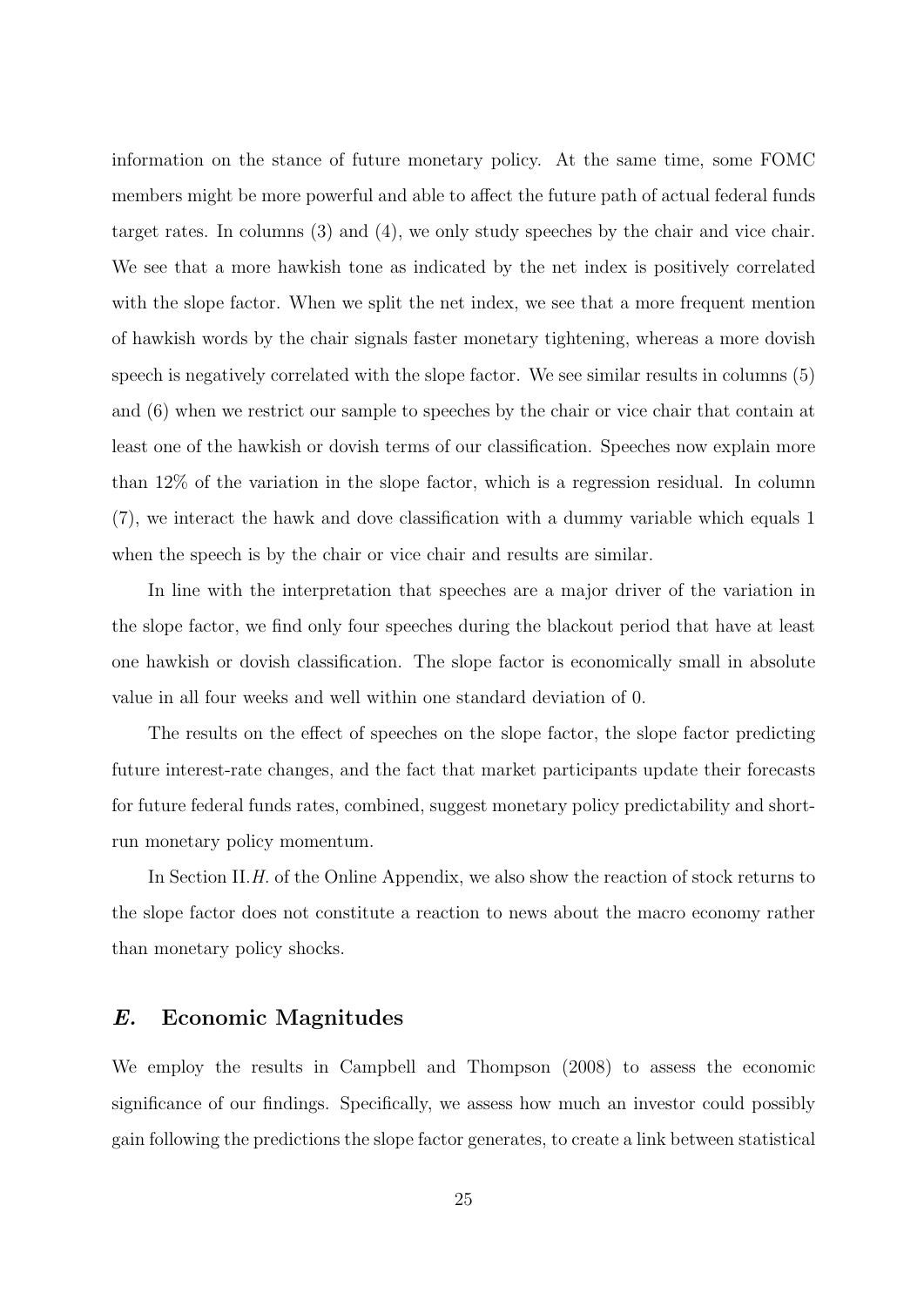information on the stance of future monetary policy. At the same time, some FOMC members might be more powerful and able to affect the future path of actual federal funds target rates. In columns (3) and (4), we only study speeches by the chair and vice chair. We see that a more hawkish tone as indicated by the net index is positively correlated with the slope factor. When we split the net index, we see that a more frequent mention of hawkish words by the chair signals faster monetary tightening, whereas a more dovish speech is negatively correlated with the slope factor. We see similar results in columns (5) and (6) when we restrict our sample to speeches by the chair or vice chair that contain at least one of the hawkish or dovish terms of our classification. Speeches now explain more than 12% of the variation in the slope factor, which is a regression residual. In column (7), we interact the hawk and dove classification with a dummy variable which equals 1 when the speech is by the chair or vice chair and results are similar.

In line with the interpretation that speeches are a major driver of the variation in the slope factor, we find only four speeches during the blackout period that have at least one hawkish or dovish classification. The slope factor is economically small in absolute value in all four weeks and well within one standard deviation of 0.

The results on the effect of speeches on the slope factor, the slope factor predicting future interest-rate changes, and the fact that market participants update their forecasts for future federal funds rates, combined, suggest monetary policy predictability and short-run monetary policy momentum.

In Section II.*H.* of the Online Appendix, we also show the reaction of stock returns to the slope factor does not constitute a reaction to news about the macro economy rather than monetary policy shocks.

## *E.* Economic Magnitudes

We employ the results in Campbell and Thompson (2008) to assess the economic significance of our findings. Specifically, we assess how much an investor could possibly gain following the predictions the slope factor generates, to create a link between statistical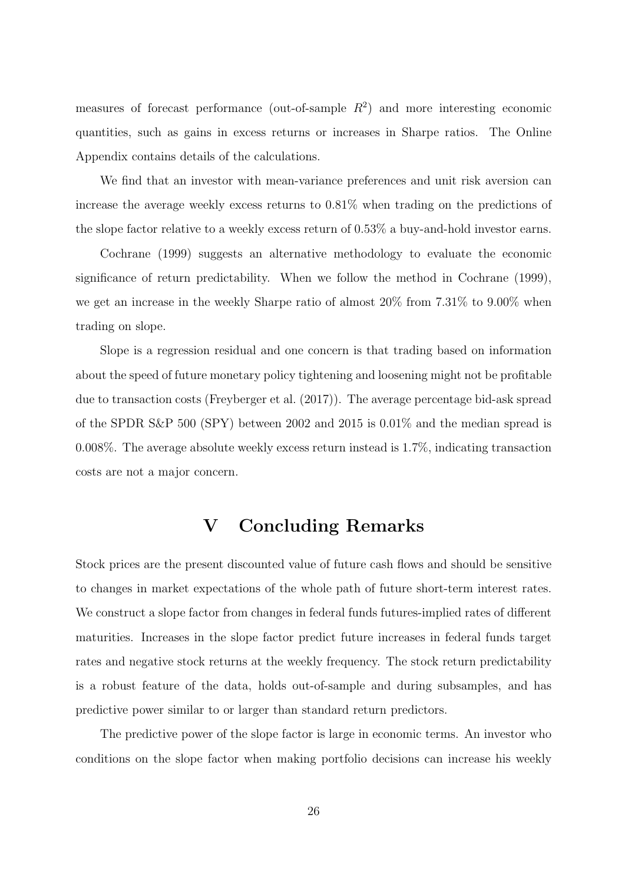measures of forecast performance (out-of-sample $R^2$) and more interesting economic quantities, such as gains in excess returns or increases in Sharpe ratios. The Online Appendix contains details of the calculations.

We find that an investor with mean-variance preferences and unit risk aversion can increase the average weekly excess returns to 0.81% when trading on the predictions of the slope factor relative to a weekly excess return of 0.53% a buy-and-hold investor earns.

Cochrane (1999) suggests an alternative methodology to evaluate the economic significance of return predictability. When we follow the method in Cochrane (1999), we get an increase in the weekly Sharpe ratio of almost 20% from 7.31% to 9.00% when trading on slope.

Slope is a regression residual and one concern is that trading based on information about the speed of future monetary policy tightening and loosening might not be profitable due to transaction costs (Freyberger et al. (2017)). The average percentage bid-ask spread of the SPDR S&P 500 (SPY) between 2002 and 2015 is 0.01% and the median spread is 0.008%. The average absolute weekly excess return instead is 1.7%, indicating transaction costs are not a major concern.

# V Concluding Remarks

Stock prices are the present discounted value of future cash flows and should be sensitive to changes in market expectations of the whole path of future short-term interest rates. We construct a slope factor from changes in federal funds futures-implied rates of different maturities. Increases in the slope factor predict future increases in federal funds target rates and negative stock returns at the weekly frequency. The stock return predictability is a robust feature of the data, holds out-of-sample and during subsamples, and has predictive power similar to or larger than standard return predictors.

The predictive power of the slope factor is large in economic terms. An investor who conditions on the slope factor when making portfolio decisions can increase his weekly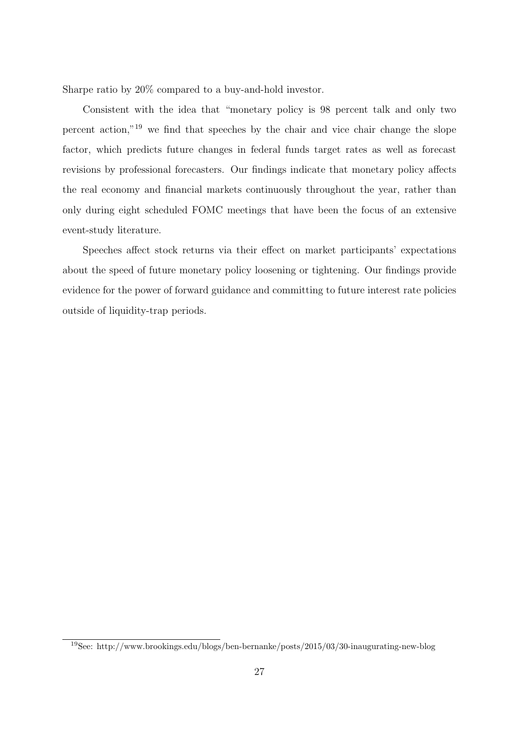Sharpe ratio by 20% compared to a buy-and-hold investor.

Consistent with the idea that "monetary policy is 98 percent talk and only two percent action,"[19] we find that speeches by the chair and vice chair change the slope factor, which predicts future changes in federal funds target rates as well as forecast revisions by professional forecasters. Our findings indicate that monetary policy affects the real economy and financial markets continuously throughout the year, rather than only during eight scheduled FOMC meetings that have been the focus of an extensive event-study literature.

Speeches affect stock returns via their effect on market participants' expectations about the speed of future monetary policy loosening or tightening. Our findings provide evidence for the power of forward guidance and committing to future interest rate policies outside of liquidity-trap periods.

[19] See: http://www.brookings.edu/blogs/ben-bernanke/posts/2015/03/30-inaugurating-new-blog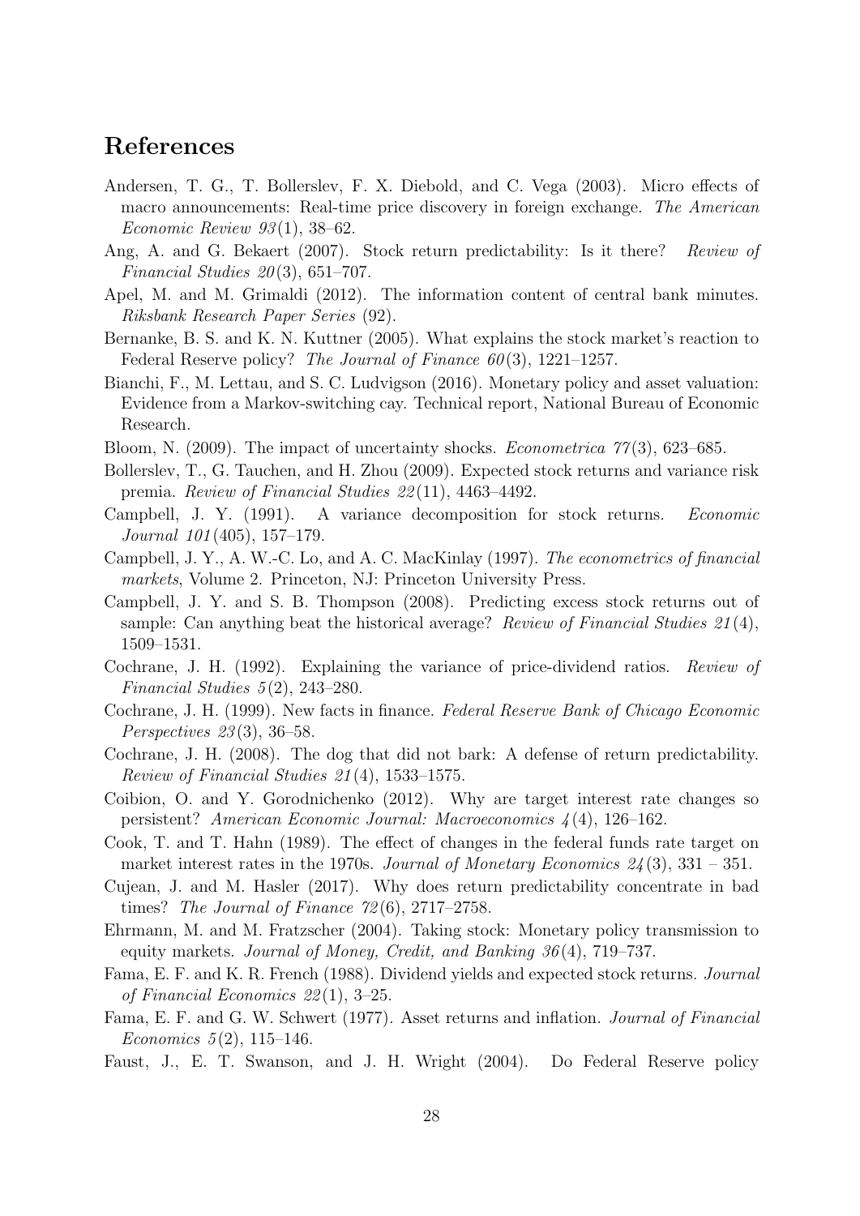## References

Andersen, T. G., T. Bollerslev, F. X. Diebold, and C. Vega (2003). Micro effects of macro announcements: Real-time price discovery in foreign exchange. *The American Economic Review 93*(1), 38–62.

Ang, A. and G. Bekaert (2007). Stock return predictability: Is it there? *Review of Financial Studies 20*(3), 651–707.

Apel, M. and M. Grimaldi (2012). The information content of central bank minutes. *Riksbank Research Paper Series* (92).

Bernanke, B. S. and K. N. Kuttner (2005). What explains the stock market's reaction to Federal Reserve policy? *The Journal of Finance 60*(3), 1221–1257.

Bianchi, F., M. Lettau, and S. C. Ludvigson (2016). Monetary policy and asset valuation: Evidence from a Markov-switching cay. Technical report, National Bureau of Economic Research.

Bloom, N. (2009). The impact of uncertainty shocks. *Econometrica 77*(3), 623–685.

Bollerslev, T., G. Tauchen, and H. Zhou (2009). Expected stock returns and variance risk premia. *Review of Financial Studies 22*(11), 4463–4492.

Campbell, J. Y. (1991). A variance decomposition for stock returns. *Economic Journal 101*(405), 157–179.

Campbell, J. Y., A. W.-C. Lo, and A. C. MacKinlay (1997). *The econometrics of financial markets*, Volume 2. Princeton, NJ: Princeton University Press.

Campbell, J. Y. and S. B. Thompson (2008). Predicting excess stock returns out of sample: Can anything beat the historical average? *Review of Financial Studies 21*(4), 1509–1531.

Cochrane, J. H. (1992). Explaining the variance of price-dividend ratios. *Review of Financial Studies 5*(2), 243–280.

Cochrane, J. H. (1999). New facts in finance. *Federal Reserve Bank of Chicago Economic Perspectives 23*(3), 36–58.

Cochrane, J. H. (2008). The dog that did not bark: A defense of return predictability. *Review of Financial Studies 21*(4), 1533–1575.

Coibion, O. and Y. Gorodnichenko (2012). Why are target interest rate changes so persistent? *American Economic Journal: Macroeconomics 4*(4), 126–162.

Cook, T. and T. Hahn (1989). The effect of changes in the federal funds rate target on market interest rates in the 1970s. *Journal of Monetary Economics 24*(3), 331 – 351.

Cujean, J. and M. Hasler (2017). Why does return predictability concentrate in bad times? *The Journal of Finance 72*(6), 2717–2758.

Ehrmann, M. and M. Fratzscher (2004). Taking stock: Monetary policy transmission to equity markets. *Journal of Money, Credit, and Banking 36*(4), 719–737.

Fama, E. F. and K. R. French (1988). Dividend yields and expected stock returns. *Journal of Financial Economics 22*(1), 3–25.

Fama, E. F. and G. W. Schwert (1977). Asset returns and inflation. *Journal of Financial Economics 5*(2), 115–146.

Faust, J., E. T. Swanson, and J. H. Wright (2004). Do Federal Reserve policy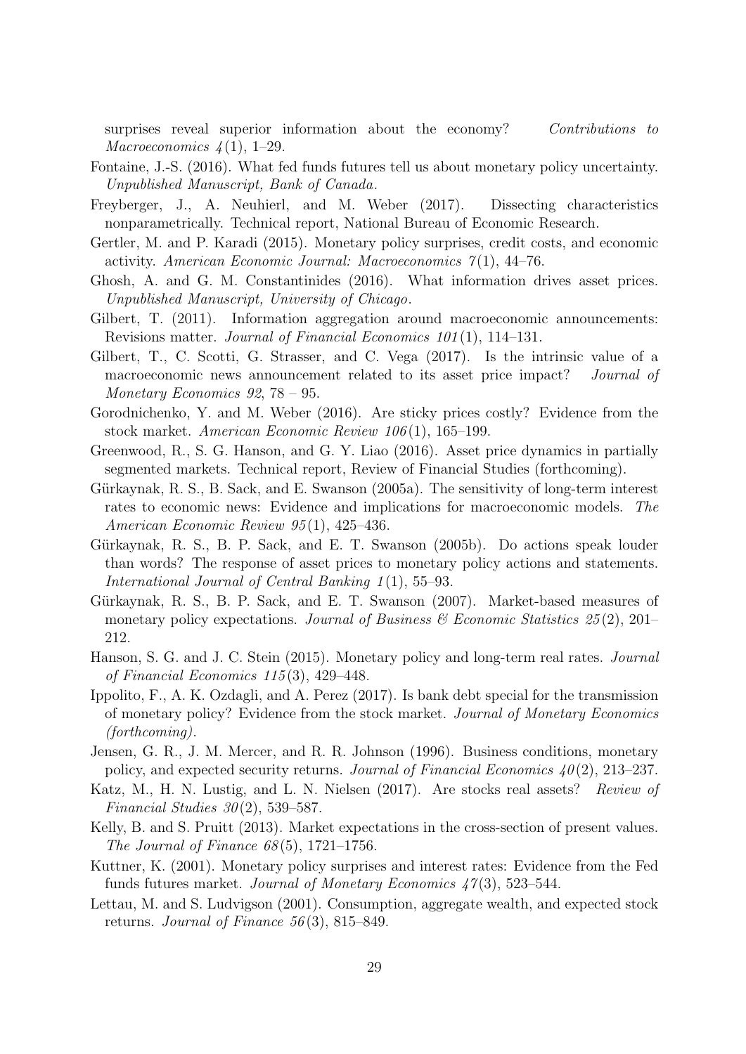surprises reveal superior information about the economy? *Contributions to Macroeconomics 4*(1), 1–29.

Fontaine, J.-S. (2016). What fed funds futures tell us about monetary policy uncertainty. *Unpublished Manuscript, Bank of Canada*.

Freyberger, J., A. Neuhierl, and M. Weber (2017). Dissecting characteristics nonparametrically. Technical report, National Bureau of Economic Research.

Gertler, M. and P. Karadi (2015). Monetary policy surprises, credit costs, and economic activity. *American Economic Journal: Macroeconomics 7*(1), 44–76.

Ghosh, A. and G. M. Constantinides (2016). What information drives asset prices. *Unpublished Manuscript, University of Chicago*.

Gilbert, T. (2011). Information aggregation around macroeconomic announcements: Revisions matter. *Journal of Financial Economics 101*(1), 114–131.

Gilbert, T., C. Scotti, G. Strasser, and C. Vega (2017). Is the intrinsic value of a macroeconomic news announcement related to its asset price impact? *Journal of Monetary Economics 92*, 78 – 95.

Gorodnichenko, Y. and M. Weber (2016). Are sticky prices costly? Evidence from the stock market. *American Economic Review 106*(1), 165–199.

Greenwood, R., S. G. Hanson, and G. Y. Liao (2016). Asset price dynamics in partially segmented markets. Technical report, Review of Financial Studies (forthcoming).

Gürkaynak, R. S., B. Sack, and E. Swanson (2005a). The sensitivity of long-term interest rates to economic news: Evidence and implications for macroeconomic models. *The American Economic Review 95*(1), 425–436.

Gürkaynak, R. S., B. P. Sack, and E. T. Swanson (2005b). Do actions speak louder than words? The response of asset prices to monetary policy actions and statements. *International Journal of Central Banking 1*(1), 55–93.

Gürkaynak, R. S., B. P. Sack, and E. T. Swanson (2007). Market-based measures of monetary policy expectations. *Journal of Business & Economic Statistics 25*(2), 201–212.

Hanson, S. G. and J. C. Stein (2015). Monetary policy and long-term real rates. *Journal of Financial Economics 115*(3), 429–448.

Ippolito, F., A. K. Ozdagli, and A. Perez (2017). Is bank debt special for the transmission of monetary policy? Evidence from the stock market. *Journal of Monetary Economics (forthcoming)*.

Jensen, G. R., J. M. Mercer, and R. R. Johnson (1996). Business conditions, monetary policy, and expected security returns. *Journal of Financial Economics 40*(2), 213–237.

Katz, M., H. N. Lustig, and L. N. Nielsen (2017). Are stocks real assets? *Review of Financial Studies 30*(2), 539–587.

Kelly, B. and S. Pruitt (2013). Market expectations in the cross-section of present values. *The Journal of Finance 68*(5), 1721–1756.

Kuttner, K. (2001). Monetary policy surprises and interest rates: Evidence from the Fed funds futures market. *Journal of Monetary Economics 47*(3), 523–544.

Lettau, M. and S. Ludvigson (2001). Consumption, aggregate wealth, and expected stock returns. *Journal of Finance 56*(3), 815–849.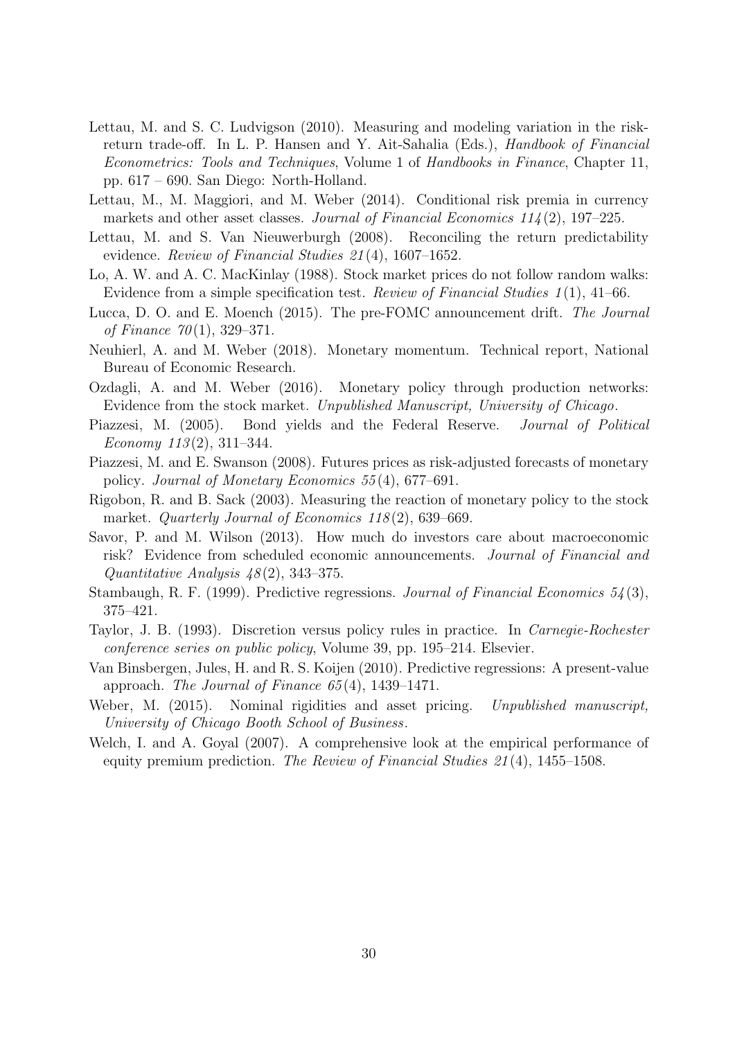Lettau, M. and S. C. Ludvigson (2010). Measuring and modeling variation in the risk-return trade-off. In L. P. Hansen and Y. Ait-Sahalia (Eds.), *Handbook of Financial Econometrics: Tools and Techniques*, Volume 1 of *Handbooks in Finance*, Chapter 11, pp. 617 – 690. San Diego: North-Holland.

Lettau, M., M. Maggiori, and M. Weber (2014). Conditional risk premia in currency markets and other asset classes. *Journal of Financial Economics 114*(2), 197–225.

Lettau, M. and S. Van Nieuwerburgh (2008). Reconciling the return predictability evidence. *Review of Financial Studies 21*(4), 1607–1652.

Lo, A. W. and A. C. MacKinlay (1988). Stock market prices do not follow random walks: Evidence from a simple specification test. *Review of Financial Studies 1*(1), 41–66.

Lucca, D. O. and E. Moench (2015). The pre-FOMC announcement drift. *The Journal of Finance 70*(1), 329–371.

Neuhierl, A. and M. Weber (2018). Monetary momentum. Technical report, National Bureau of Economic Research.

Ozdagli, A. and M. Weber (2016). Monetary policy through production networks: Evidence from the stock market. *Unpublished Manuscript, University of Chicago*.

Piazzesi, M. (2005). Bond yields and the Federal Reserve. *Journal of Political Economy 113*(2), 311–344.

Piazzesi, M. and E. Swanson (2008). Futures prices as risk-adjusted forecasts of monetary policy. *Journal of Monetary Economics 55*(4), 677–691.

Rigobon, R. and B. Sack (2003). Measuring the reaction of monetary policy to the stock market. *Quarterly Journal of Economics 118*(2), 639–669.

Savor, P. and M. Wilson (2013). How much do investors care about macroeconomic risk? Evidence from scheduled economic announcements. *Journal of Financial and Quantitative Analysis 48*(2), 343–375.

Stambaugh, R. F. (1999). Predictive regressions. *Journal of Financial Economics 54*(3), 375–421.

Taylor, J. B. (1993). Discretion versus policy rules in practice. In *Carnegie-Rochester conference series on public policy*, Volume 39, pp. 195–214. Elsevier.

Van Binsbergen, Jules, H. and R. S. Koijen (2010). Predictive regressions: A present-value approach. *The Journal of Finance 65*(4), 1439–1471.

Weber, M. (2015). Nominal rigidities and asset pricing. *Unpublished manuscript, University of Chicago Booth School of Business*.

Welch, I. and A. Goyal (2007). A comprehensive look at the empirical performance of equity premium prediction. *The Review of Financial Studies 21*(4), 1455–1508.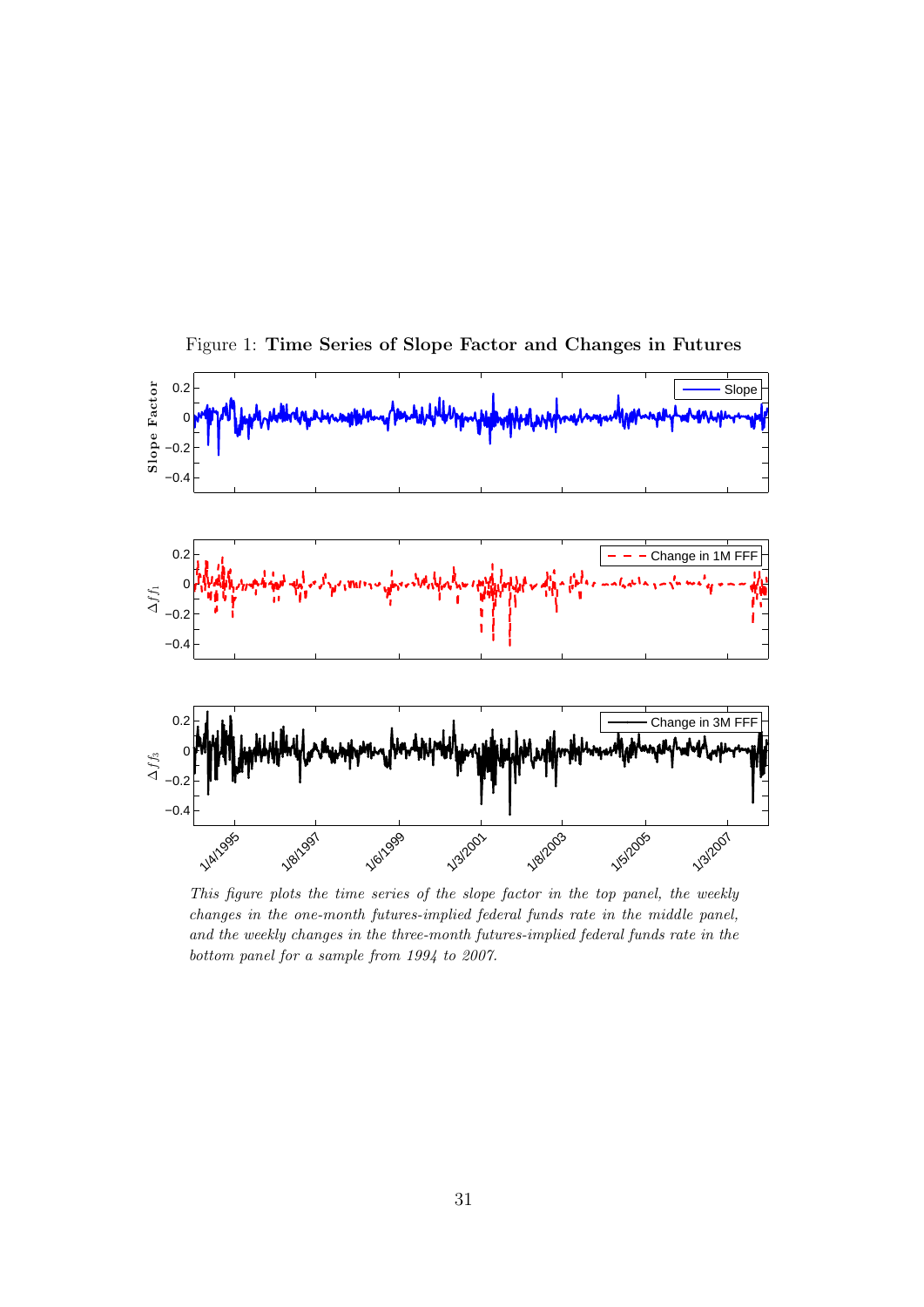Figure 1: **Time Series of Slope Factor and Changes in Futures**

*This figure plots the time series of the slope factor in the top panel, the weekly changes in the one-month futures-implied federal funds rate in the middle panel, and the weekly changes in the three-month futures-implied federal funds rate in the bottom panel for a sample from 1994 to 2007.*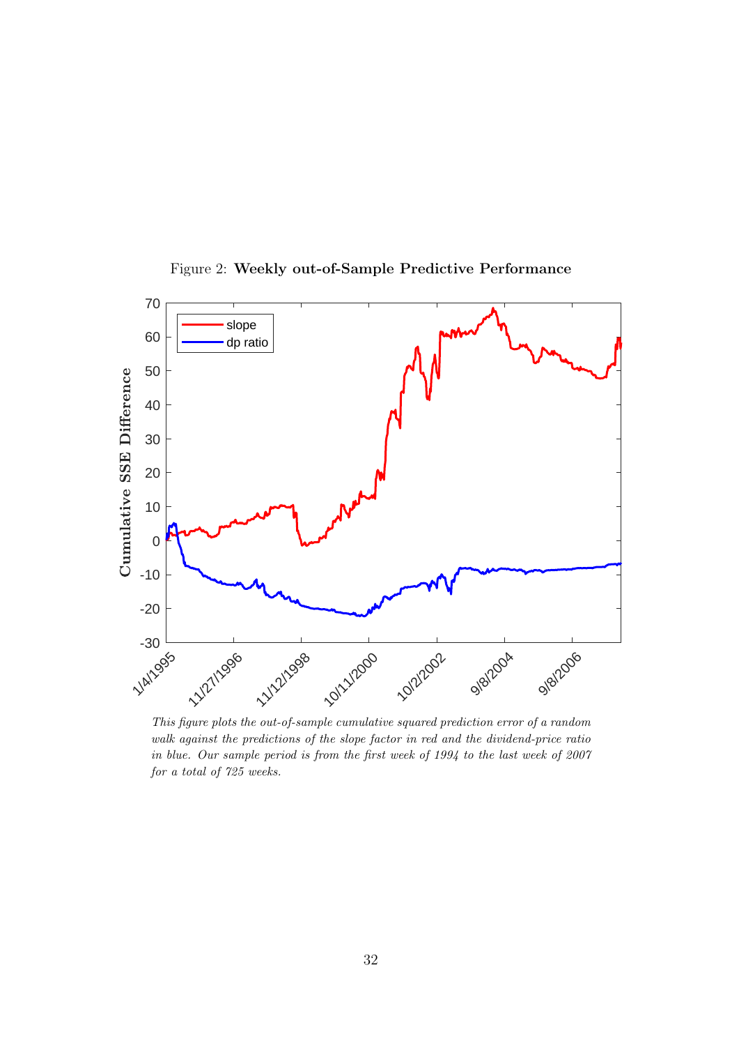Figure 2: **Weekly out-of-Sample Predictive Performance**

*This figure plots the out-of-sample cumulative squared prediction error of a random walk against the predictions of the slope factor in red and the dividend-price ratio in blue. Our sample period is from the first week of 1994 to the last week of 2007 for a total of 725 weeks.*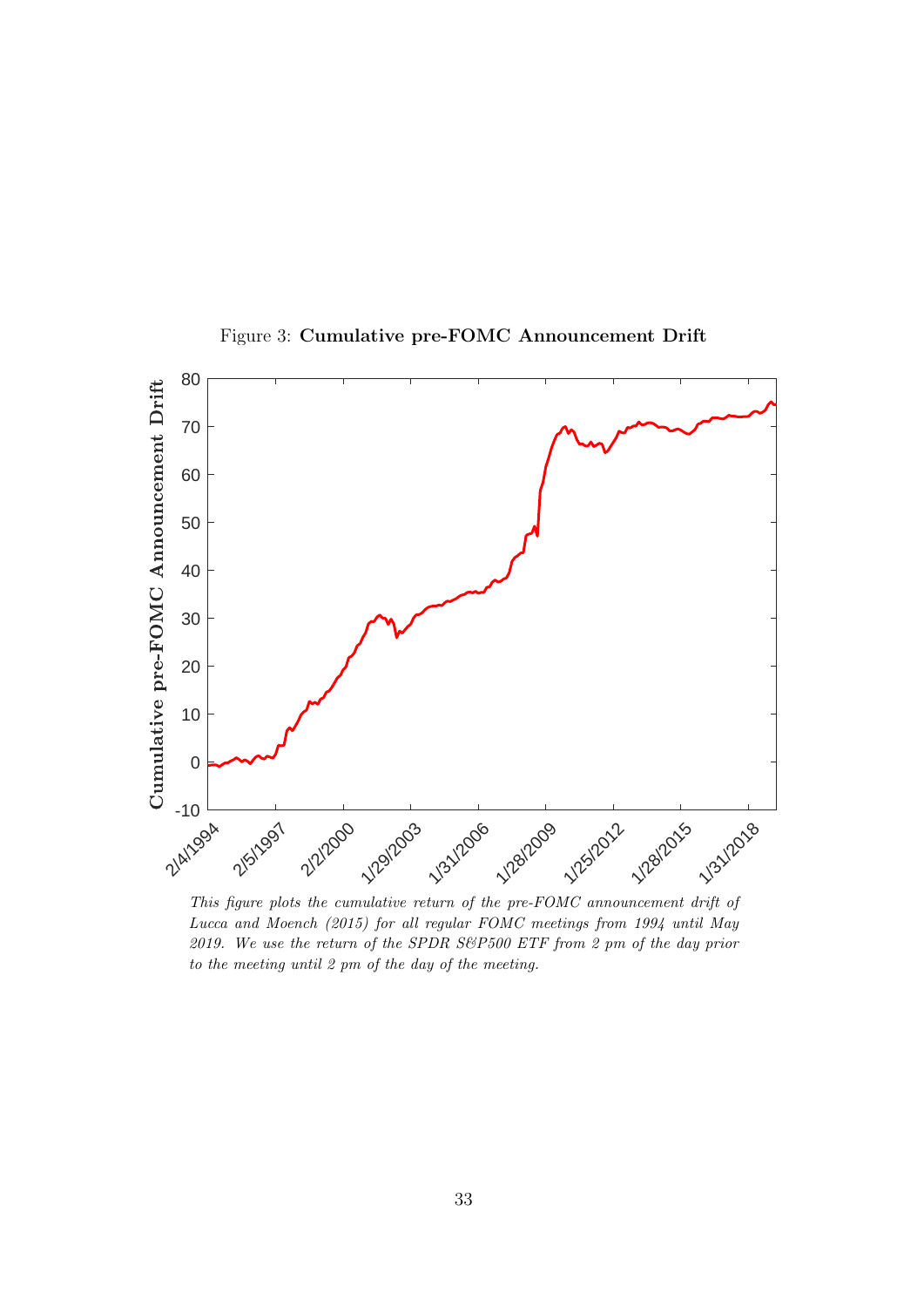Figure 3: **Cumulative pre-FOMC Announcement Drift**

*This figure plots the cumulative return of the pre-FOMC announcement drift of Lucca and Moench (2015) for all regular FOMC meetings from 1994 until May 2019. We use the return of the SPDR S&P500 ETF from 2 pm of the day prior to the meeting until 2 pm of the day of the meeting.*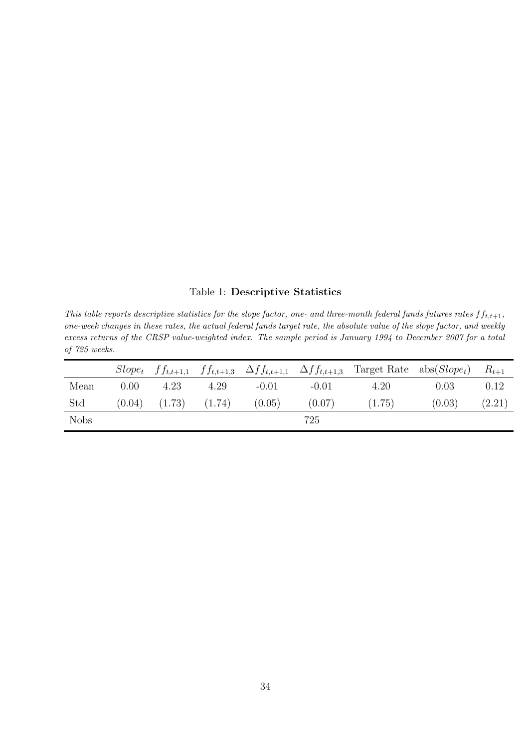Table 1: **Descriptive Statistics**

*This table reports descriptive statistics for the slope factor, one- and three-month federal funds futures rates $ff_{t,t+1}$, one-week changes in these rates, the actual federal funds target rate, the absolute value of the slope factor, and weekly excess returns of the CRSP value-weighted index. The sample period is January 1994 to December 2007 for a total of 725 weeks.*

| | $Slope_t$ | $ff_{t,t+1,1}$ | $ff_{t,t+1,3}$ | $\Delta ff_{t,t+1,1}$ | $\Delta ff_{t,t+1,3}$ | Target Rate | abs($Slope_t$) | $R_{t+1}$ |
|---|---|---|---|---|---|---|---|---|
| Mean | 0.00 | 4.23 | 4.29 | -0.01 | -0.01 | 4.20 | 0.03 | 0.12 |
| Std | (0.04) | (1.73) | (1.74) | (0.05) | (0.07) | (1.75) | (0.03) | (2.21) |
| Nobs | | | | | 725 | | | |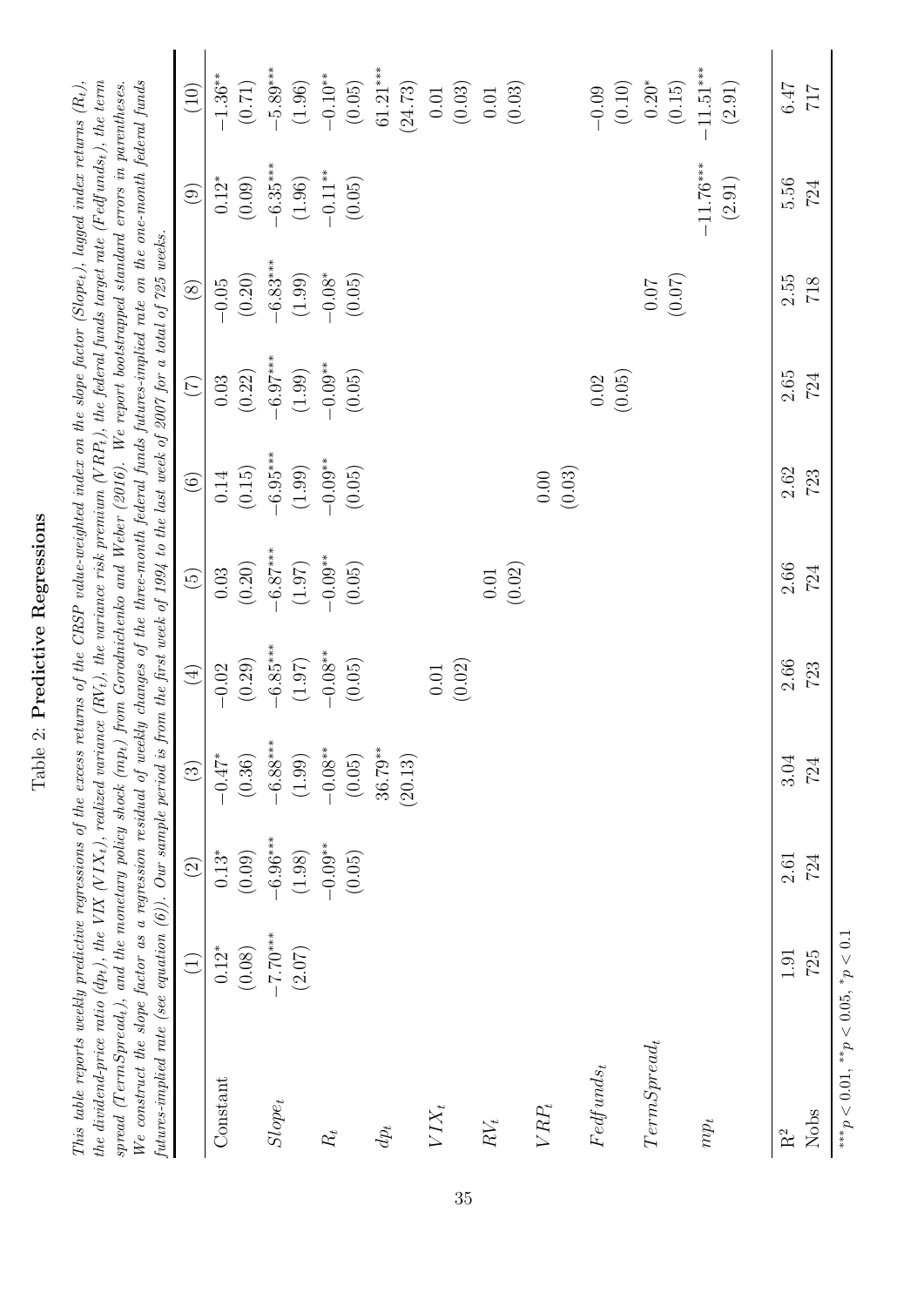Table 2: **Predictive Regressions**

*This table reports weekly predictive regressions of the excess returns of the CRSP value-weighted index on the slope factor ($Slope_t$), lagged index returns ($R_t$), the dividend-price ratio ($dp_t$), the VIX ($VIX_t$), realized variance ($RV_t$), the variance risk premium ($VRP_t$), the federal funds target rate ($Fedfunds_t$), the term spread ($TermSpread_t$), and the monetary policy shock ($mp_t$) from Gorodnichenko and Weber (2016). We report bootstrapped standard errors in parentheses. We construct the slope factor as a regression residual of weekly changes of the three-month federal funds futures-implied rate on the one-month federal funds futures-implied rate (see equation (6)). Our sample period is from the first week of 1994 to the last week of 2007 for a total of 725 weeks.*

| | (1) | (2) | (3) | (4) | (5) | (6) | (7) | (8) | (9) | (10) |
|---|---|---|---|---|---|---|---|---|---|---|
| Constant | 0.12* | 0.13* | −0.47* | −0.02 | 0.03 | 0.14 | 0.03 | −0.05 | 0.12* | −1.36** |
| | (0.08) | (0.09) | (0.36) | (0.29) | (0.20) | (0.15) | (0.22) | (0.20) | (0.09) | (0.71) |
| $Slope_t$ | −7.70*** | −6.96*** | −6.88*** | −6.85*** | −6.87*** | −6.95*** | −6.97*** | −6.83*** | −6.35*** | −5.89*** |
| | (2.07) | (1.98) | (1.99) | (1.97) | (1.97) | (1.99) | (1.99) | (1.99) | (1.96) | (1.96) |
| $R_t$ | | −0.09** | −0.08** | −0.08** | −0.09** | −0.09** | −0.09** | −0.08* | −0.11** | −0.10** |
| | | (0.05) | (0.05) | (0.05) | (0.05) | (0.05) | (0.05) | (0.05) | (0.05) | (0.05) |
| $dp_t$ | | | 36.79** | | | | | | | 61.21*** |
| | | | (20.13) | | | | | | | (24.73) |
| $VIX_t$ | | | | 0.01 | | | | | | 0.01 |
| | | | | (0.02) | | | | | | (0.03) |
| $RV_t$ | | | | | 0.01 | | | | | 0.01 |
| | | | | | (0.02) | | | | | (0.03) |
| $VRP_t$ | | | | | | 0.00 | | | | |
| | | | | | | (0.03) | | | | |
| $Fedfunds_t$ | | | | | | | 0.02 | | | −0.09 |
| | | | | | | | (0.05) | | | (0.10) |
| $TermSpread_t$ | | | | | | | | 0.07 | | 0.20* |
| | | | | | | | | (0.07) | | (0.15) |
| $mp_t$ | | | | | | | | | −11.76*** | −11.51*** |
| | | | | | | | | | (2.91) | (2.91) |
| $R^2$ | 1.91 | 2.61 | 3.04 | 2.66 | 2.66 | 2.62 | 2.65 | 2.55 | 5.56 | 6.47 |
| Nobs | 725 | 724 | 724 | 723 | 724 | 723 | 724 | 718 | 724 | 717 |

$^{***}p < 0.01$, $^{**}p < 0.05$, $^{*}p < 0.1$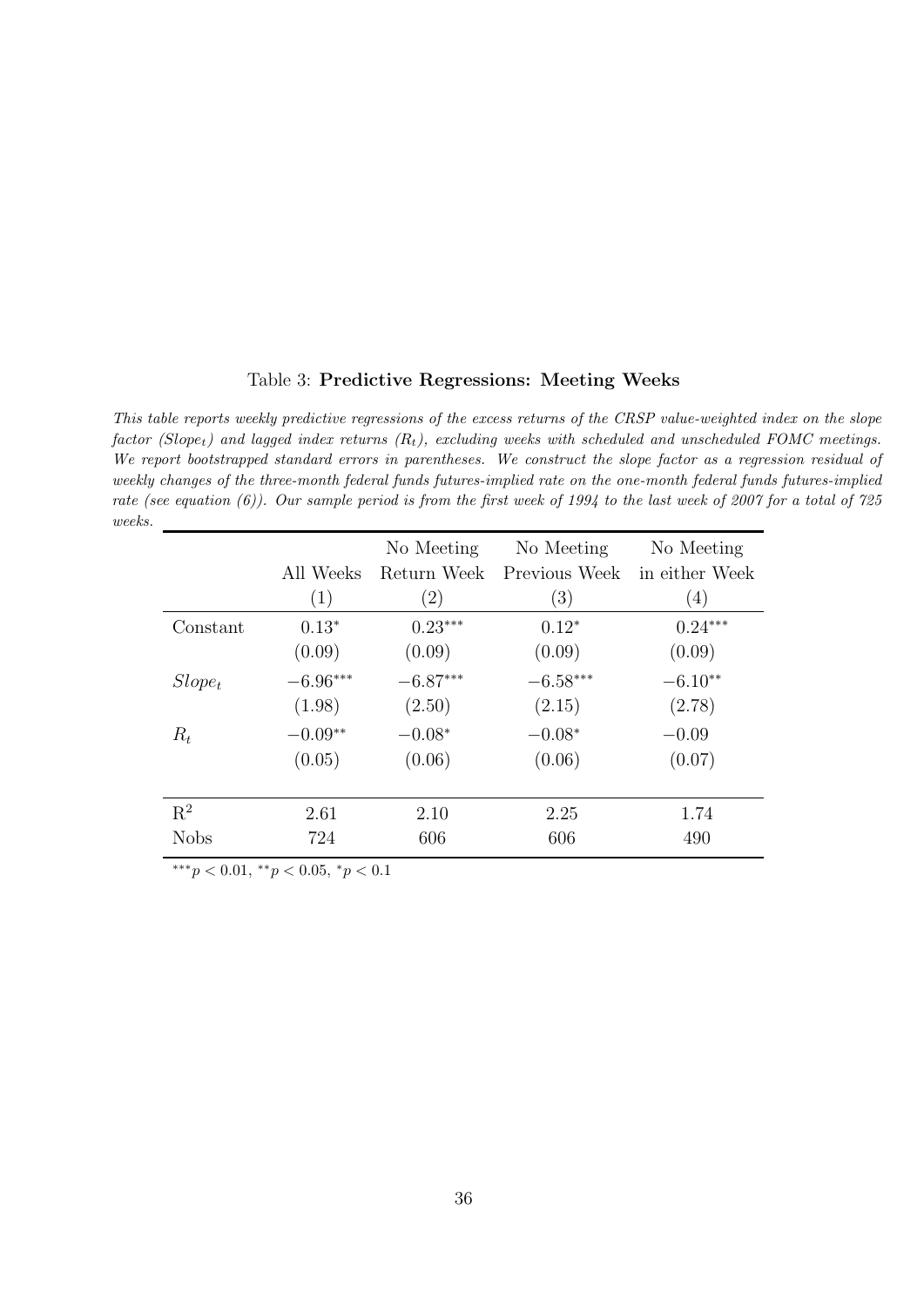Table 3: **Predictive Regressions: Meeting Weeks**

*This table reports weekly predictive regressions of the excess returns of the CRSP value-weighted index on the slope factor ($Slope_t$) and lagged index returns ($R_t$), excluding weeks with scheduled and unscheduled FOMC meetings. We report bootstrapped standard errors in parentheses. We construct the slope factor as a regression residual of weekly changes of the three-month federal funds futures-implied rate on the one-month federal funds futures-implied rate (see equation (6)). Our sample period is from the first week of 1994 to the last week of 2007 for a total of 725 weeks.*

| | All Weeks | No Meeting Return Week | No Meeting Previous Week | No Meeting in either Week |
|---|---|---|---|---|
| | (1) | (2) | (3) | (4) |
| Constant | $0.13^{*}$ | $0.23^{***}$ | $0.12^{*}$ | $0.24^{***}$ |
| | (0.09) | (0.09) | (0.09) | (0.09) |
| $Slope_t$ | $-6.96^{***}$ | $-6.87^{***}$ | $-6.58^{***}$ | $-6.10^{**}$ |
| | (1.98) | (2.50) | (2.15) | (2.78) |
| $R_t$ | $-0.09^{**}$ | $-0.08^{*}$ | $-0.08^{*}$ | $-0.09$ |
| | (0.05) | (0.06) | (0.06) | (0.07) |
| $R^2$ | 2.61 | 2.10 | 2.25 | 1.74 |
| Nobs | 724 | 606 | 606 | 490 |

$^{***}p < 0.01$, $^{**}p < 0.05$, $^{*}p < 0.1$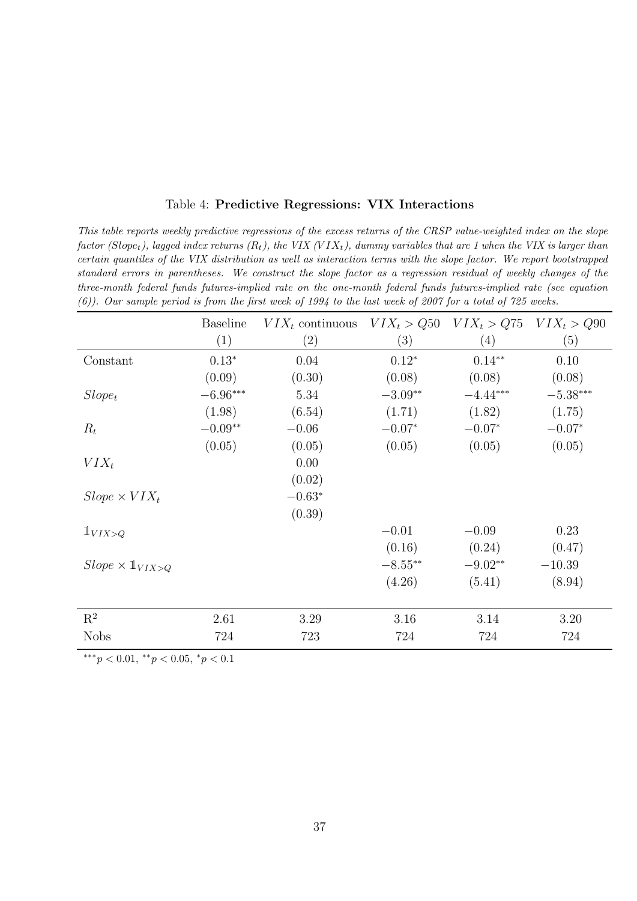Table 4: **Predictive Regressions: VIX Interactions**

*This table reports weekly predictive regressions of the excess returns of the CRSP value-weighted index on the slope factor ($Slope_t$), lagged index returns ($R_t$), the VIX ($VIX_t$), dummy variables that are 1 when the VIX is larger than certain quantiles of the VIX distribution as well as interaction terms with the slope factor. We report bootstrapped standard errors in parentheses. We construct the slope factor as a regression residual of weekly changes of the three-month federal funds futures-implied rate on the one-month federal funds futures-implied rate (see equation (6)). Our sample period is from the first week of 1994 to the last week of 2007 for a total of 725 weeks.*

| | Baseline | $VIX_t$ continuous | $VIX_t > Q50$ | $VIX_t > Q75$ | $VIX_t > Q90$ |
|---|---|---|---|---|---|
| | (1) | (2) | (3) | (4) | (5) |
| Constant | $0.13^{*}$ | 0.04 | $0.12^{*}$ | $0.14^{**}$ | 0.10 |
| | (0.09) | (0.30) | (0.08) | (0.08) | (0.08) |
| $Slope_t$ | $-6.96^{***}$ | 5.34 | $-3.09^{**}$ | $-4.44^{***}$ | $-5.38^{***}$ |
| | (1.98) | (6.54) | (1.71) | (1.82) | (1.75) |
| $R_t$ | $-0.09^{**}$ | $-0.06$ | $-0.07^{*}$ | $-0.07^{*}$ | $-0.07^{*}$ |
| | (0.05) | (0.05) | (0.05) | (0.05) | (0.05) |
| $VIX_t$ | | 0.00 | | | |
| | | (0.02) | | | |
| $Slope \times VIX_t$ | | $-0.63^{*}$ | | | |
| | | (0.39) | | | |
| $\mathbb{1}_{VIX>Q}$ | | | $-0.01$ | $-0.09$ | 0.23 |
| | | | (0.16) | (0.24) | (0.47) |
| $Slope \times \mathbb{1}_{VIX>Q}$ | | | $-8.55^{**}$ | $-9.02^{**}$ | $-10.39$ |
| | | | (4.26) | (5.41) | (8.94) |
| $R^2$ | 2.61 | 3.29 | 3.16 | 3.14 | 3.20 |
| Nobs | 724 | 723 | 724 | 724 | 724 |

$^{***}p < 0.01$, $^{**}p < 0.05$, $^{*}p < 0.1$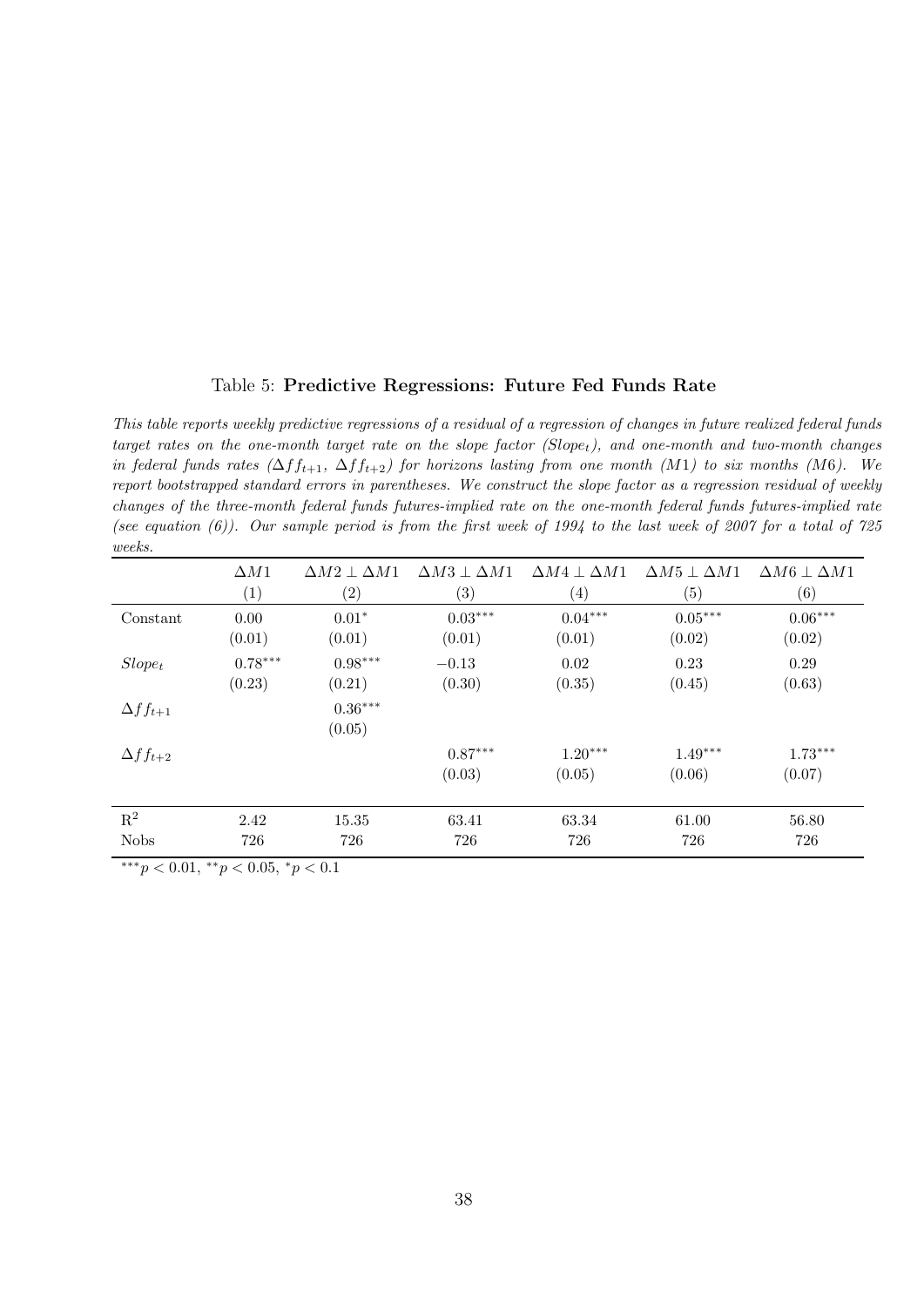Table 5: **Predictive Regressions: Future Fed Funds Rate**

*This table reports weekly predictive regressions of a residual of a regression of changes in future realized federal funds target rates on the one-month target rate on the slope factor ($Slope_t$), and one-month and two-month changes in federal funds rates ($\Delta ff_{t+1}$, $\Delta ff_{t+2}$) for horizons lasting from one month (M1) to six months (M6). We report bootstrapped standard errors in parentheses. We construct the slope factor as a regression residual of weekly changes of the three-month federal funds futures-implied rate on the one-month federal funds futures-implied rate (see equation (6)). Our sample period is from the first week of 1994 to the last week of 2007 for a total of 725 weeks.*

| | $\Delta M1$ | $\Delta M2 \perp \Delta M1$ | $\Delta M3 \perp \Delta M1$ | $\Delta M4 \perp \Delta M1$ | $\Delta M5 \perp \Delta M1$ | $\Delta M6 \perp \Delta M1$ |
|---|---|---|---|---|---|---|
| | (1) | (2) | (3) | (4) | (5) | (6) |
| Constant | 0.00 | $0.01^{*}$ | $0.03^{***}$ | $0.04^{***}$ | $0.05^{***}$ | $0.06^{***}$ |
| | (0.01) | (0.01) | (0.01) | (0.01) | (0.02) | (0.02) |
| $Slope_t$ | $0.78^{***}$ | $0.98^{***}$ | $-0.13$ | 0.02 | 0.23 | 0.29 |
| | (0.23) | (0.21) | (0.30) | (0.35) | (0.45) | (0.63) |
| $\Delta ff_{t+1}$ | | $0.36^{***}$ | | | | |
| | | (0.05) | | | | |
| $\Delta ff_{t+2}$ | | | $0.87^{***}$ | $1.20^{***}$ | $1.49^{***}$ | $1.73^{***}$ |
| | | | (0.03) | (0.05) | (0.06) | (0.07) |
| $R^2$ | 2.42 | 15.35 | 63.41 | 63.34 | 61.00 | 56.80 |
| Nobs | 726 | 726 | 726 | 726 | 726 | 726 |

$^{***}p < 0.01$, $^{**}p < 0.05$, $^{*}p < 0.1$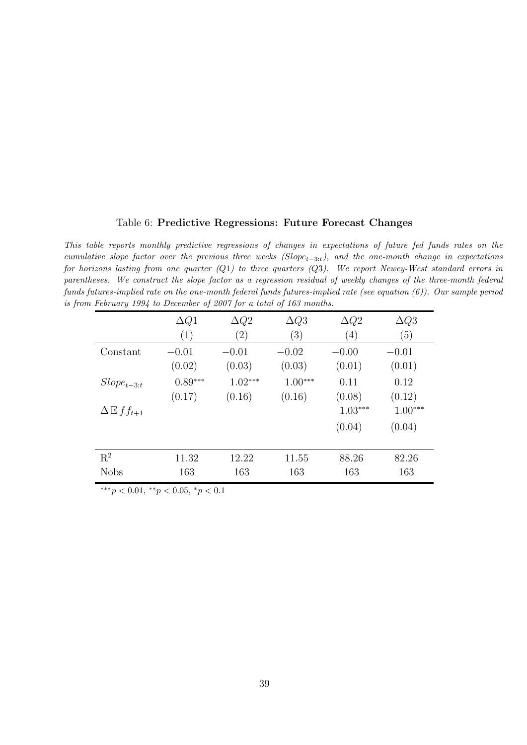Table 6: **Predictive Regressions: Future Forecast Changes**

*This table reports monthly predictive regressions of changes in expectations of future fed funds rates on the cumulative slope factor over the previous three weeks ($Slope_{t-3:t}$), and the one-month change in expectations for horizons lasting from one quarter (Q1) to three quarters (Q3). We report Newey-West standard errors in parentheses. We construct the slope factor as a regression residual of weekly changes of the three-month federal funds futures-implied rate on the one-month federal funds futures-implied rate (see equation (6)). Our sample period is from February 1994 to December of 2007 for a total of 163 months.*

| | $\Delta Q1$ | $\Delta Q2$ | $\Delta Q3$ | $\Delta Q2$ | $\Delta Q3$ |
|---|---|---|---|---|---|
| | (1) | (2) | (3) | (4) | (5) |
| Constant | $-0.01$ | $-0.01$ | $-0.02$ | $-0.00$ | $-0.01$ |
| | (0.02) | (0.03) | (0.03) | (0.01) | (0.01) |
| $Slope_{t-3:t}$ | $0.89^{***}$ | $1.02^{***}$ | $1.00^{***}$ | 0.11 | 0.12 |
| | (0.17) | (0.16) | (0.16) | (0.08) | (0.12) |
| $\Delta\,\mathbb{E}\,ff_{t+1}$ | | | | $1.03^{***}$ | $1.00^{***}$ |
| | | | | (0.04) | (0.04) |
| $R^2$ | 11.32 | 12.22 | 11.55 | 88.26 | 82.26 |
| Nobs | 163 | 163 | 163 | 163 | 163 |

$^{***}p < 0.01$, $^{**}p < 0.05$, $^{*}p < 0.1$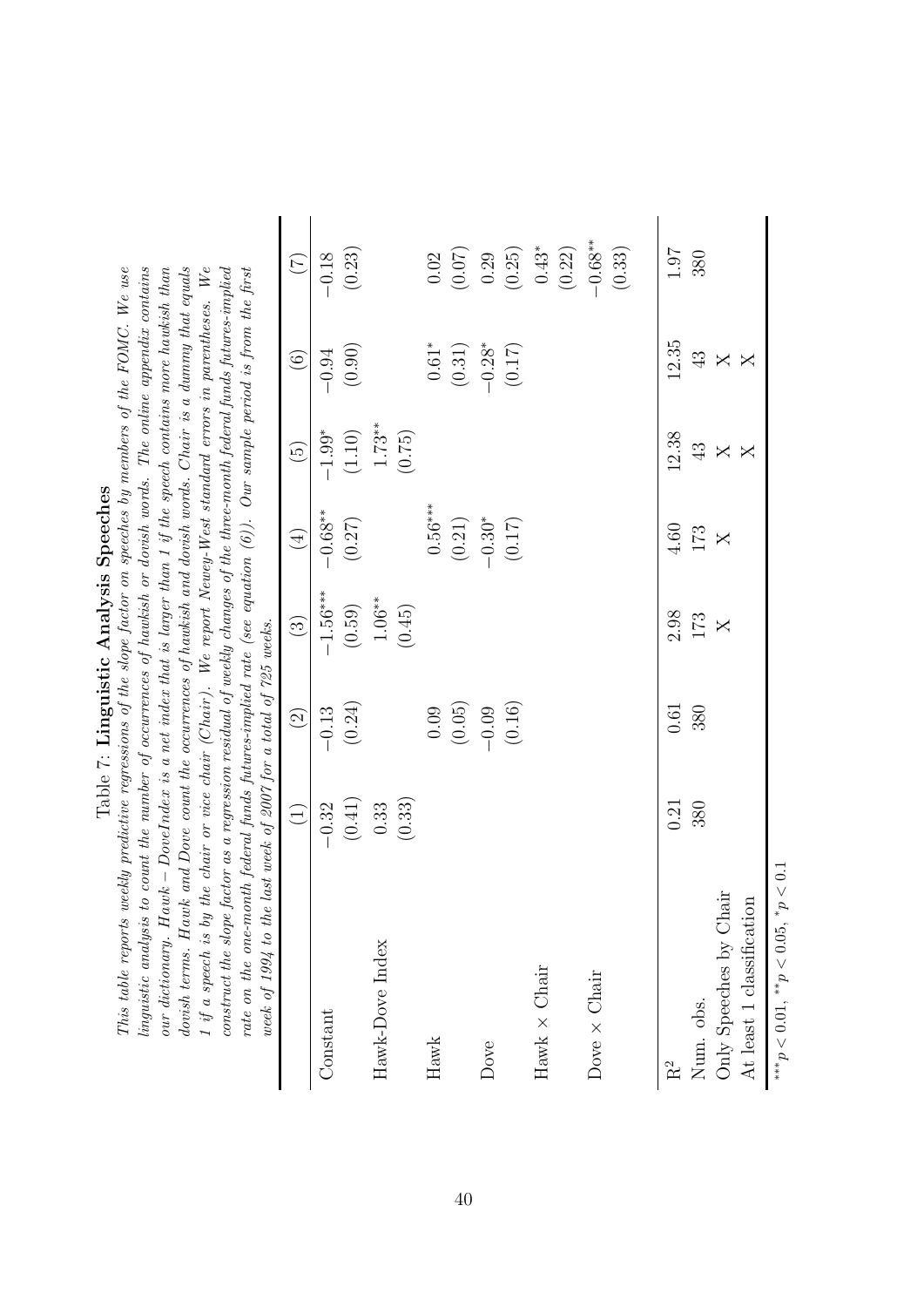Table 7: **Linguistic Analysis Speeches**

*This table reports weekly predictive regressions of the slope factor on speeches by members of the FOMC. We use linguistic analysis to count the number of occurrences of hawkish or dovish words. The online appendix contains our dictionary. Hawk − DoveIndex is a net index that is larger than 1 if the speech contains more hawkish than dovish terms. Hawk and Dove count the occurrences of hawkish and dovish words. Chair is a dummy that equals 1 if a speech is by the chair or vice chair (Chair). We report Newey-West standard errors in parentheses. We construct the slope factor as a regression residual of weekly changes of the three-month federal funds futures-implied rate on the one-month federal funds futures-implied rate (see equation (6)). Our sample period is from the first week of 1994 to the last week of 2007 for a total of 725 weeks.*

| | (1) | (2) | (3) | (4) | (5) | (6) | (7) |
|---|---|---|---|---|---|---|---|
| Constant | −0.32 | −0.13 | −1.56*** | −0.68** | −1.99* | −0.94 | −0.18 |
| | (0.41) | (0.24) | (0.59) | (0.27) | (1.10) | (0.90) | (0.23) |
| Hawk-Dove Index | 0.33 | | 1.06** | | 1.73** | | |
| | (0.33) | | (0.45) | | (0.75) | | |
| Hawk | | 0.09 | | 0.56*** | | 0.61* | 0.02 |
| | | (0.05) | | (0.21) | | (0.31) | (0.07) |
| Dove | | −0.09 | | −0.30* | | −0.28* | 0.29 |
| | | (0.16) | | (0.17) | | (0.17) | (0.25) |
| Hawk × Chair | | | | | | | 0.43* |
| | | | | | | | (0.22) |
| Dove × Chair | | | | | | | −0.68** |
| | | | | | | | (0.33) |
| $R^2$ | 0.21 | 0.61 | 2.98 | 4.60 | 12.38 | 12.35 | 1.97 |
| Num. obs. | 380 | 380 | 173 | 173 | 43 | 43 | 380 |
| Only Speeches by Chair | | | X | X | X | X | |
| At least 1 classification | | | | | X | X | |

$^{***}p < 0.01$, $^{**}p < 0.05$, $^{*}p < 0.1$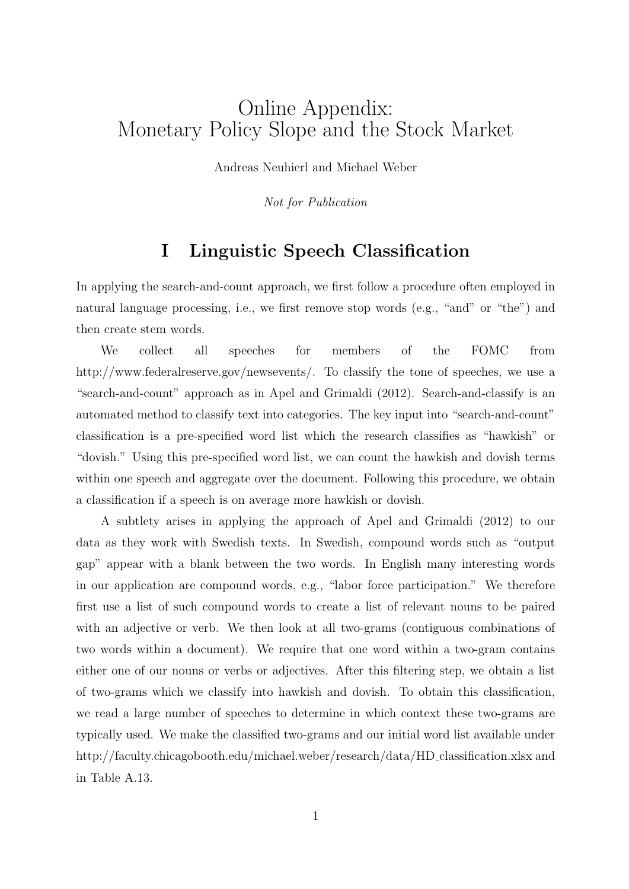# Online Appendix:
# Monetary Policy Slope and the Stock Market

Andreas Neuhierl and Michael Weber

*Not for Publication*

## I Linguistic Speech Classification

In applying the search-and-count approach, we first follow a procedure often employed in natural language processing, i.e., we first remove stop words (e.g., "and" or "the") and then create stem words.

We collect all speeches for members of the FOMC from http://www.federalreserve.gov/newsevents/. To classify the tone of speeches, we use a "search-and-count" approach as in Apel and Grimaldi (2012). Search-and-classify is an automated method to classify text into categories. The key input into "search-and-count" classification is a pre-specified word list which the research classifies as "hawkish" or "dovish." Using this pre-specified word list, we can count the hawkish and dovish terms within one speech and aggregate over the document. Following this procedure, we obtain a classification if a speech is on average more hawkish or dovish.

A subtlety arises in applying the approach of Apel and Grimaldi (2012) to our data as they work with Swedish texts. In Swedish, compound words such as "output gap" appear with a blank between the two words. In English many interesting words in our application are compound words, e.g., "labor force participation." We therefore first use a list of such compound words to create a list of relevant nouns to be paired with an adjective or verb. We then look at all two-grams (contiguous combinations of two words within a document). We require that one word within a two-gram contains either one of our nouns or verbs or adjectives. After this filtering step, we obtain a list of two-grams which we classify into hawkish and dovish. To obtain this classification, we read a large number of speeches to determine in which context these two-grams are typically used. We make the classified two-grams and our initial word list available under http://faculty.chicagobooth.edu/michael.weber/research/data/HD_classification.xlsx and in Table A.13.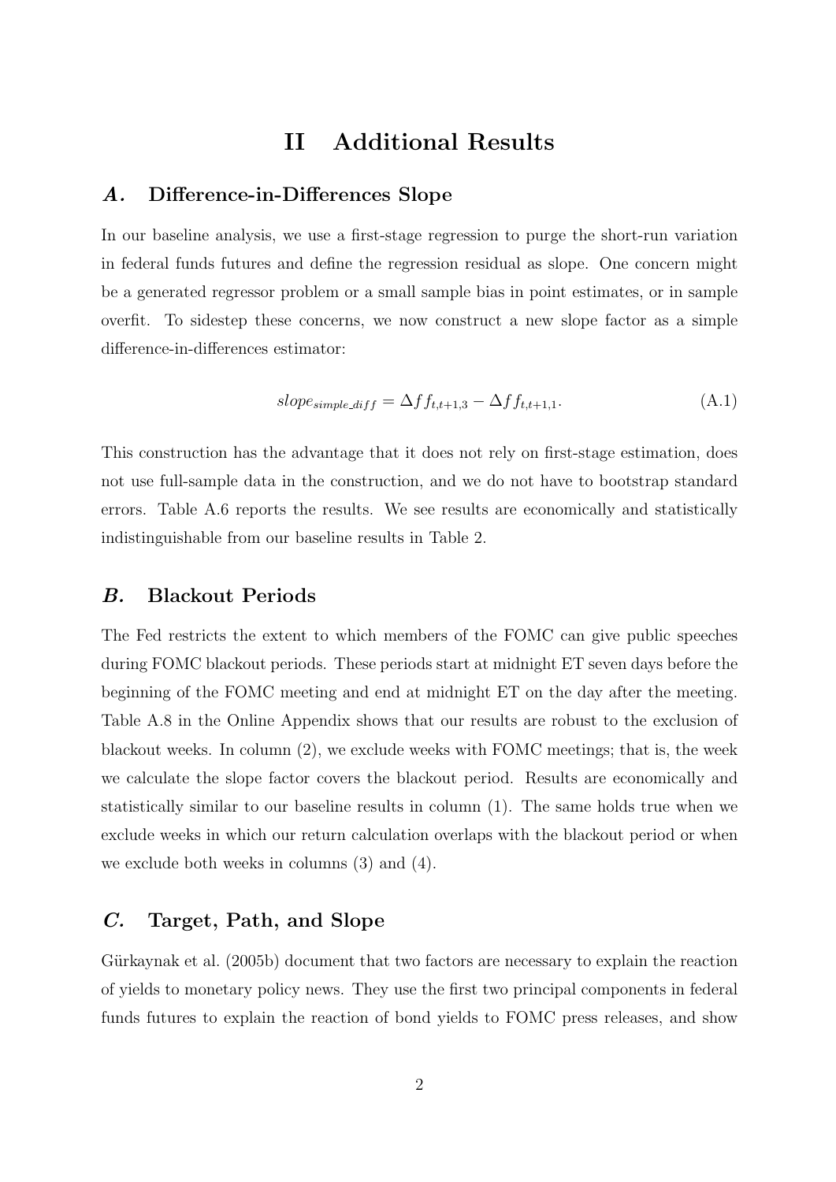# II Additional Results

## *A.* Difference-in-Differences Slope

In our baseline analysis, we use a first-stage regression to purge the short-run variation in federal funds futures and define the regression residual as slope. One concern might be a generated regressor problem or a small sample bias in point estimates, or in sample overfit. To sidestep these concerns, we now construct a new slope factor as a simple difference-in-differences estimator:

$$slope_{simple\_diff} = \Delta ff_{t,t+1,3} - \Delta ff_{t,t+1,1}. \tag{A.1}$$

This construction has the advantage that it does not rely on first-stage estimation, does not use full-sample data in the construction, and we do not have to bootstrap standard errors. Table A.6 reports the results. We see results are economically and statistically indistinguishable from our baseline results in Table 2.

## *B.* Blackout Periods

The Fed restricts the extent to which members of the FOMC can give public speeches during FOMC blackout periods. These periods start at midnight ET seven days before the beginning of the FOMC meeting and end at midnight ET on the day after the meeting. Table A.8 in the Online Appendix shows that our results are robust to the exclusion of blackout weeks. In column (2), we exclude weeks with FOMC meetings; that is, the week we calculate the slope factor covers the blackout period. Results are economically and statistically similar to our baseline results in column (1). The same holds true when we exclude weeks in which our return calculation overlaps with the blackout period or when we exclude both weeks in columns (3) and (4).

## *C.* Target, Path, and Slope

Gürkaynak et al. (2005b) document that two factors are necessary to explain the reaction of yields to monetary policy news. They use the first two principal components in federal funds futures to explain the reaction of bond yields to FOMC press releases, and show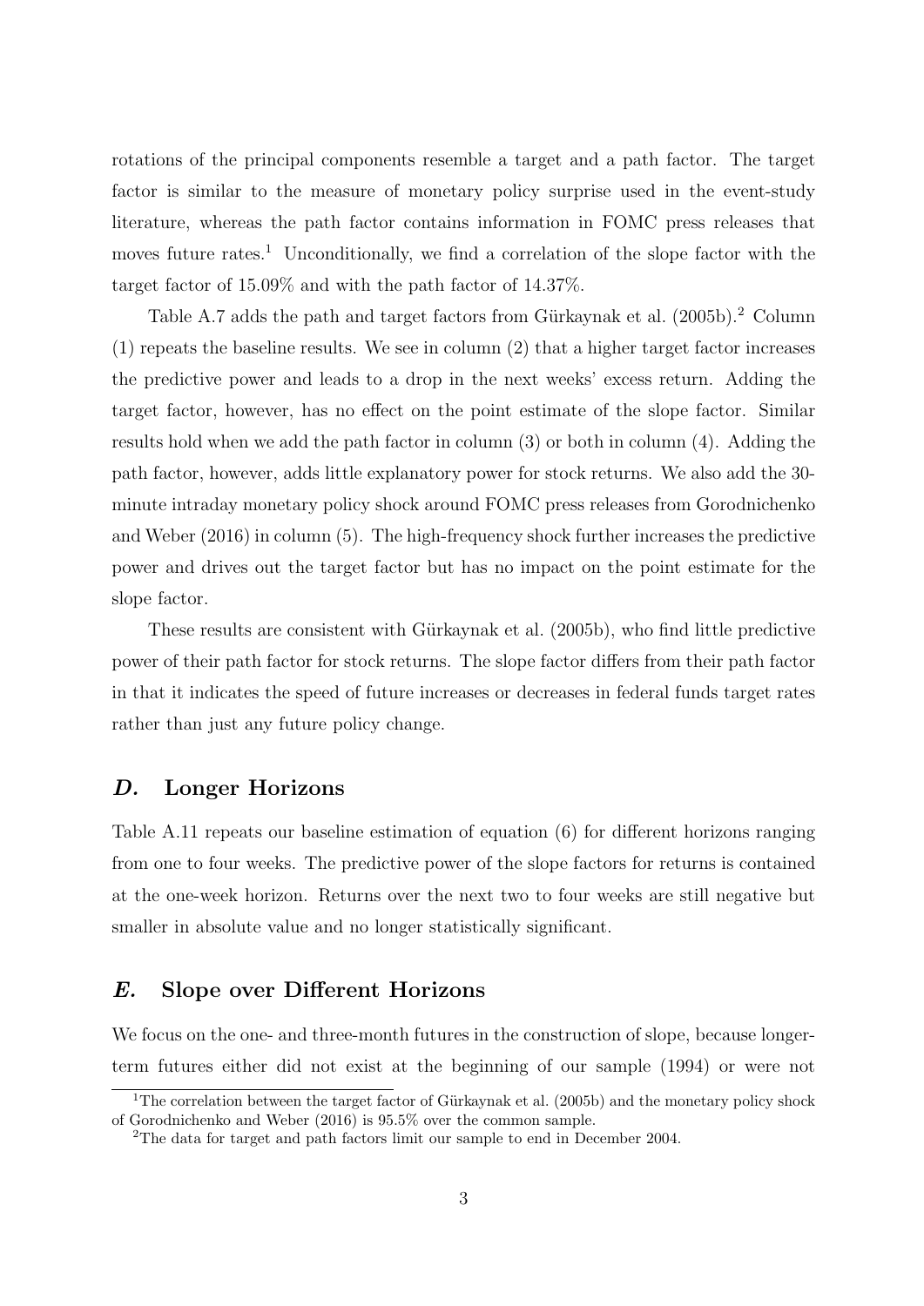rotations of the principal components resemble a target and a path factor. The target factor is similar to the measure of monetary policy surprise used in the event-study literature, whereas the path factor contains information in FOMC press releases that moves future rates.[1] Unconditionally, we find a correlation of the slope factor with the target factor of 15.09% and with the path factor of 14.37%.

Table A.7 adds the path and target factors from Gürkaynak et al. (2005b).[2] Column (1) repeats the baseline results. We see in column (2) that a higher target factor increases the predictive power and leads to a drop in the next weeks' excess return. Adding the target factor, however, has no effect on the point estimate of the slope factor. Similar results hold when we add the path factor in column (3) or both in column (4). Adding the path factor, however, adds little explanatory power for stock returns. We also add the 30-minute intraday monetary policy shock around FOMC press releases from Gorodnichenko and Weber (2016) in column (5). The high-frequency shock further increases the predictive power and drives out the target factor but has no impact on the point estimate for the slope factor.

These results are consistent with Gürkaynak et al. (2005b), who find little predictive power of their path factor for stock returns. The slope factor differs from their path factor in that it indicates the speed of future increases or decreases in federal funds target rates rather than just any future policy change.

## *D.* Longer Horizons

Table A.11 repeats our baseline estimation of equation (6) for different horizons ranging from one to four weeks. The predictive power of the slope factors for returns is contained at the one-week horizon. Returns over the next two to four weeks are still negative but smaller in absolute value and no longer statistically significant.

## *E.* Slope over Different Horizons

We focus on the one- and three-month futures in the construction of slope, because longer-term futures either did not exist at the beginning of our sample (1994) or were not

[1] The correlation between the target factor of Gürkaynak et al. (2005b) and the monetary policy shock of Gorodnichenko and Weber (2016) is 95.5% over the common sample.

[2] The data for target and path factors limit our sample to end in December 2004.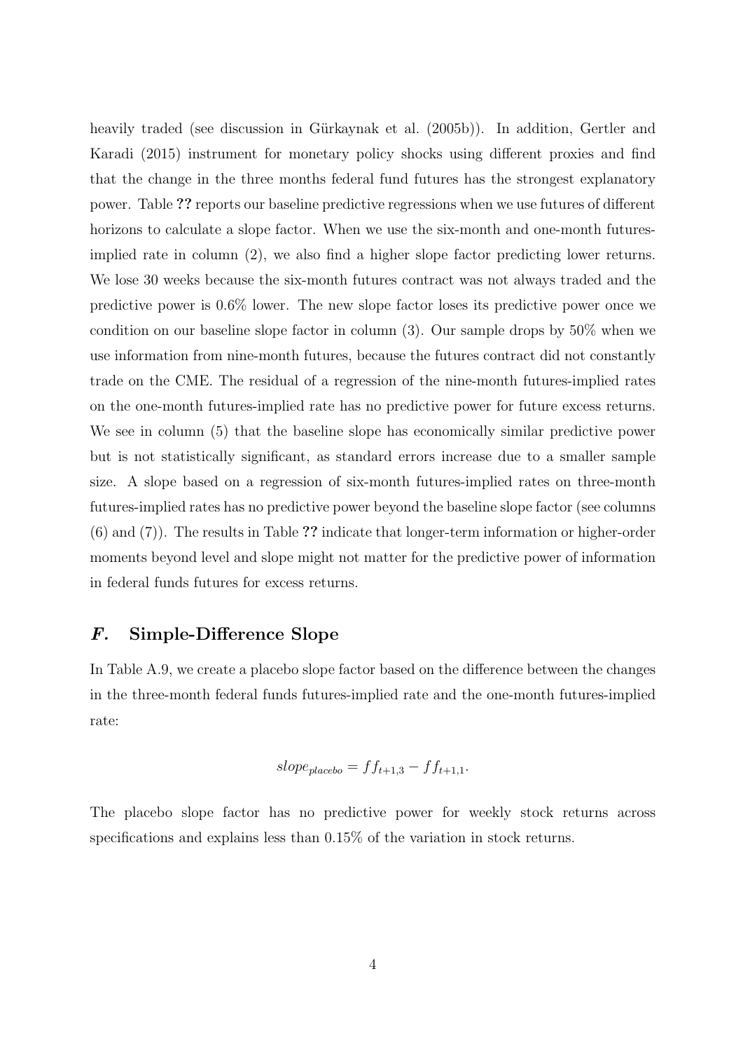heavily traded (see discussion in Gürkaynak et al. (2005b)). In addition, Gertler and Karadi (2015) instrument for monetary policy shocks using different proxies and find that the change in the three months federal fund futures has the strongest explanatory power. Table **??** reports our baseline predictive regressions when we use futures of different horizons to calculate a slope factor. When we use the six-month and one-month futures-implied rate in column (2), we also find a higher slope factor predicting lower returns. We lose 30 weeks because the six-month futures contract was not always traded and the predictive power is 0.6% lower. The new slope factor loses its predictive power once we condition on our baseline slope factor in column (3). Our sample drops by 50% when we use information from nine-month futures, because the futures contract did not constantly trade on the CME. The residual of a regression of the nine-month futures-implied rates on the one-month futures-implied rate has no predictive power for future excess returns. We see in column (5) that the baseline slope has economically similar predictive power but is not statistically significant, as standard errors increase due to a smaller sample size. A slope based on a regression of six-month futures-implied rates on three-month futures-implied rates has no predictive power beyond the baseline slope factor (see columns (6) and (7)). The results in Table **??** indicate that longer-term information or higher-order moments beyond level and slope might not matter for the predictive power of information in federal funds futures for excess returns.

## *F.* Simple-Difference Slope

In Table A.9, we create a placebo slope factor based on the difference between the changes in the three-month federal funds futures-implied rate and the one-month futures-implied rate:

$$slope_{placebo} = ff_{t+1,3} - ff_{t+1,1}.$$

The placebo slope factor has no predictive power for weekly stock returns across specifications and explains less than 0.15% of the variation in stock returns.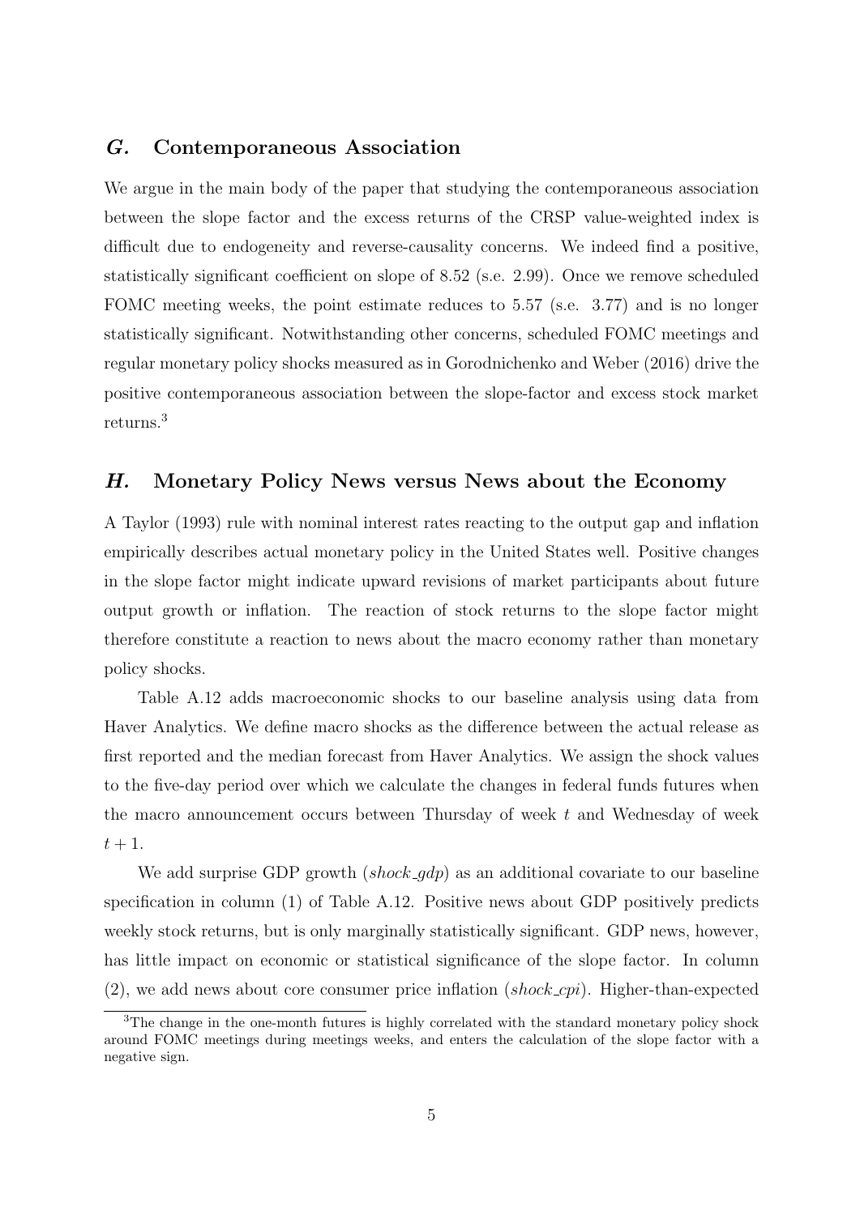## *G.* Contemporaneous Association

We argue in the main body of the paper that studying the contemporaneous association between the slope factor and the excess returns of the CRSP value-weighted index is difficult due to endogeneity and reverse-causality concerns. We indeed find a positive, statistically significant coefficient on slope of 8.52 (s.e. 2.99). Once we remove scheduled FOMC meeting weeks, the point estimate reduces to 5.57 (s.e. 3.77) and is no longer statistically significant. Notwithstanding other concerns, scheduled FOMC meetings and regular monetary policy shocks measured as in Gorodnichenko and Weber (2016) drive the positive contemporaneous association between the slope-factor and excess stock market returns.[3]

## *H.* Monetary Policy News versus News about the Economy

A Taylor (1993) rule with nominal interest rates reacting to the output gap and inflation empirically describes actual monetary policy in the United States well. Positive changes in the slope factor might indicate upward revisions of market participants about future output growth or inflation. The reaction of stock returns to the slope factor might therefore constitute a reaction to news about the macro economy rather than monetary policy shocks.

Table A.12 adds macroeconomic shocks to our baseline analysis using data from Haver Analytics. We define macro shocks as the difference between the actual release as first reported and the median forecast from Haver Analytics. We assign the shock values to the five-day period over which we calculate the changes in federal funds futures when the macro announcement occurs between Thursday of week $t$ and Wednesday of week $t+1$.

We add surprise GDP growth (*shock_gdp*) as an additional covariate to our baseline specification in column (1) of Table A.12. Positive news about GDP positively predicts weekly stock returns, but is only marginally statistically significant. GDP news, however, has little impact on economic or statistical significance of the slope factor. In column (2), we add news about core consumer price inflation (*shock_cpi*). Higher-than-expected

[3] The change in the one-month futures is highly correlated with the standard monetary policy shock around FOMC meetings during meetings weeks, and enters the calculation of the slope factor with a negative sign.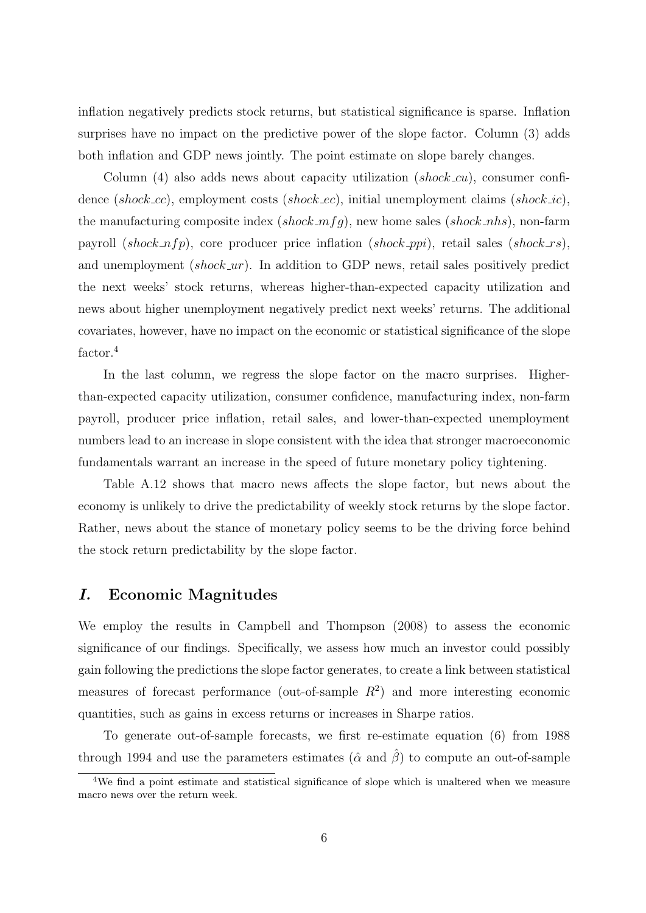inflation negatively predicts stock returns, but statistical significance is sparse. Inflation surprises have no impact on the predictive power of the slope factor. Column (3) adds both inflation and GDP news jointly. The point estimate on slope barely changes.

Column (4) also adds news about capacity utilization (*shock_cu*), consumer confidence (*shock_cc*), employment costs (*shock_ec*), initial unemployment claims (*shock_ic*), the manufacturing composite index (*shock_mfg*), new home sales (*shock_nhs*), non-farm payroll (*shock_nfp*), core producer price inflation (*shock_ppi*), retail sales (*shock_rs*), and unemployment (*shock_ur*). In addition to GDP news, retail sales positively predict the next weeks' stock returns, whereas higher-than-expected capacity utilization and news about higher unemployment negatively predict next weeks' returns. The additional covariates, however, have no impact on the economic or statistical significance of the slope factor.[4]

In the last column, we regress the slope factor on the macro surprises. Higher-than-expected capacity utilization, consumer confidence, manufacturing index, non-farm payroll, producer price inflation, retail sales, and lower-than-expected unemployment numbers lead to an increase in slope consistent with the idea that stronger macroeconomic fundamentals warrant an increase in the speed of future monetary policy tightening.

Table A.12 shows that macro news affects the slope factor, but news about the economy is unlikely to drive the predictability of weekly stock returns by the slope factor. Rather, news about the stance of monetary policy seems to be the driving force behind the stock return predictability by the slope factor.

## *I.* Economic Magnitudes

We employ the results in Campbell and Thompson (2008) to assess the economic significance of our findings. Specifically, we assess how much an investor could possibly gain following the predictions the slope factor generates, to create a link between statistical measures of forecast performance (out-of-sample $R^2$) and more interesting economic quantities, such as gains in excess returns or increases in Sharpe ratios.

To generate out-of-sample forecasts, we first re-estimate equation (6) from 1988 through 1994 and use the parameters estimates ($\hat{\alpha}$ and $\hat{\beta}$) to compute an out-of-sample

[4]We find a point estimate and statistical significance of slope which is unaltered when we measure macro news over the return week.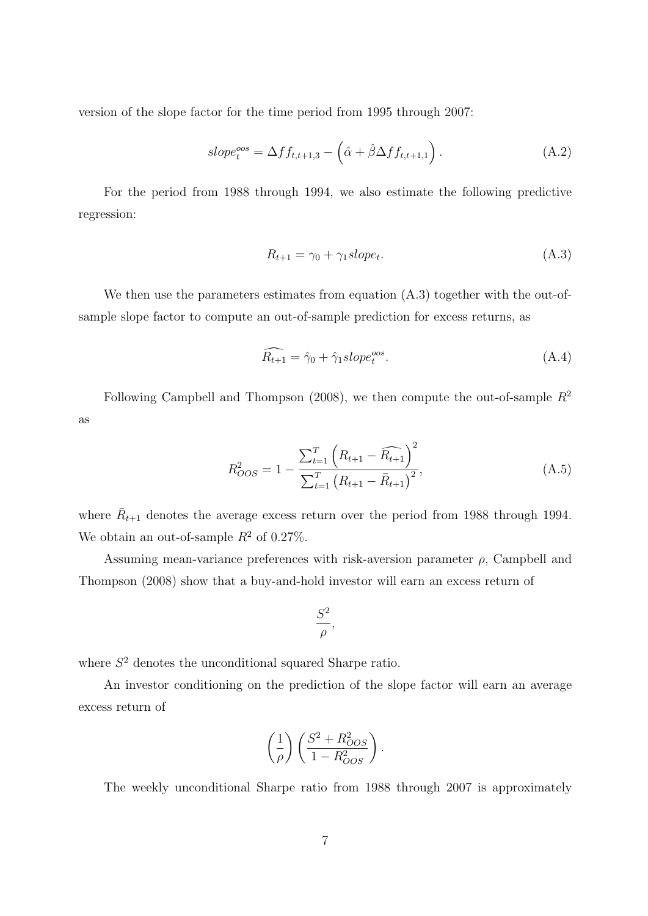version of the slope factor for the time period from 1995 through 2007:

$$slope_t^{oos} = \Delta ff_{t,t+1,3} - \left(\hat{\alpha} + \hat{\beta}\Delta ff_{t,t+1,1}\right). \tag{A.2}$$

For the period from 1988 through 1994, we also estimate the following predictive regression:

$$R_{t+1} = \gamma_0 + \gamma_1 slope_t. \tag{A.3}$$

We then use the parameters estimates from equation (A.3) together with the out-of-sample slope factor to compute an out-of-sample prediction for excess returns, as

$$\widehat{R_{t+1}} = \hat{\gamma}_0 + \hat{\gamma}_1 slope_t^{oos}. \tag{A.4}$$

Following Campbell and Thompson (2008), we then compute the out-of-sample $R^2$ as

$$R_{OOS}^2 = 1 - \frac{\sum_{t=1}^{T}\left(R_{t+1} - \widehat{R_{t+1}}\right)^2}{\sum_{t=1}^{T}\left(R_{t+1} - \bar{R}_{t+1}\right)^2}, \tag{A.5}$$

where $\bar{R}_{t+1}$ denotes the average excess return over the period from 1988 through 1994. We obtain an out-of-sample $R^2$ of 0.27%.

Assuming mean-variance preferences with risk-aversion parameter $\rho$, Campbell and Thompson (2008) show that a buy-and-hold investor will earn an excess return of

$$\frac{S^2}{\rho},$$

where $S^2$ denotes the unconditional squared Sharpe ratio.

An investor conditioning on the prediction of the slope factor will earn an average excess return of

$$\left(\frac{1}{\rho}\right)\left(\frac{S^2 + R_{OOS}^2}{1 - R_{OOS}^2}\right).$$

The weekly unconditional Sharpe ratio from 1988 through 2007 is approximately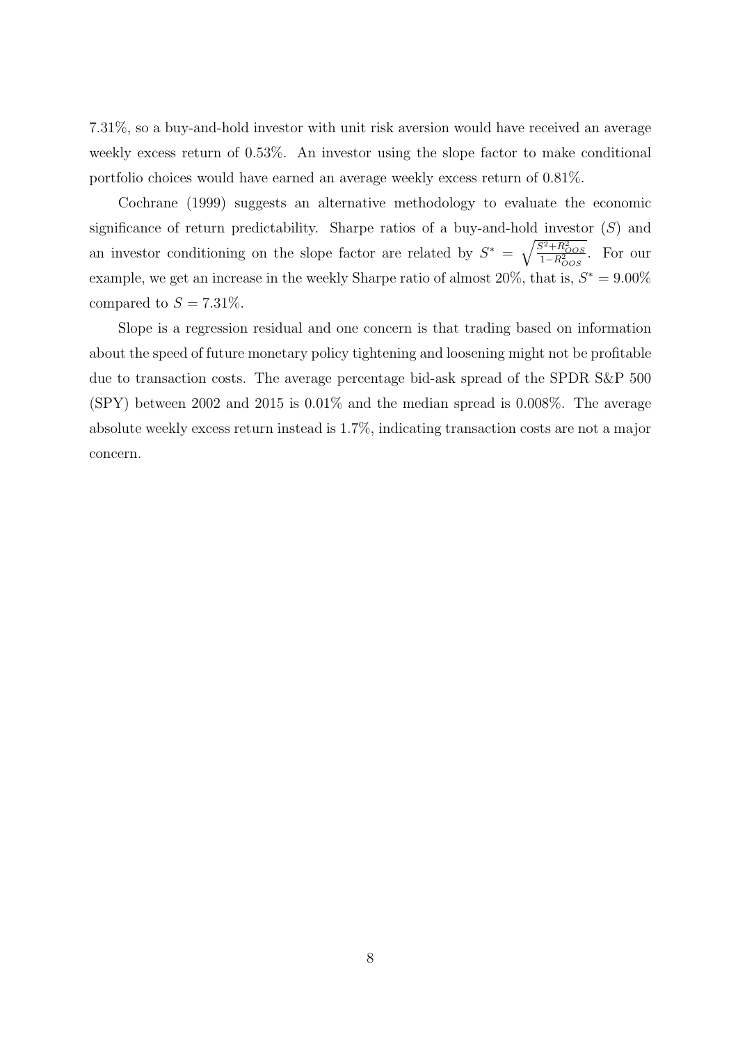7.31%, so a buy-and-hold investor with unit risk aversion would have received an average weekly excess return of 0.53%. An investor using the slope factor to make conditional portfolio choices would have earned an average weekly excess return of 0.81%.

Cochrane (1999) suggests an alternative methodology to evaluate the economic significance of return predictability. Sharpe ratios of a buy-and-hold investor ($S$) and an investor conditioning on the slope factor are related by $S^* = \sqrt{\frac{S^2+R^2_{OOS}}{1-R^2_{OOS}}}$. For our example, we get an increase in the weekly Sharpe ratio of almost 20%, that is, $S^* = 9.00\%$ compared to $S = 7.31\%$.

Slope is a regression residual and one concern is that trading based on information about the speed of future monetary policy tightening and loosening might not be profitable due to transaction costs. The average percentage bid-ask spread of the SPDR S&P 500 (SPY) between 2002 and 2015 is 0.01% and the median spread is 0.008%. The average absolute weekly excess return instead is 1.7%, indicating transaction costs are not a major concern.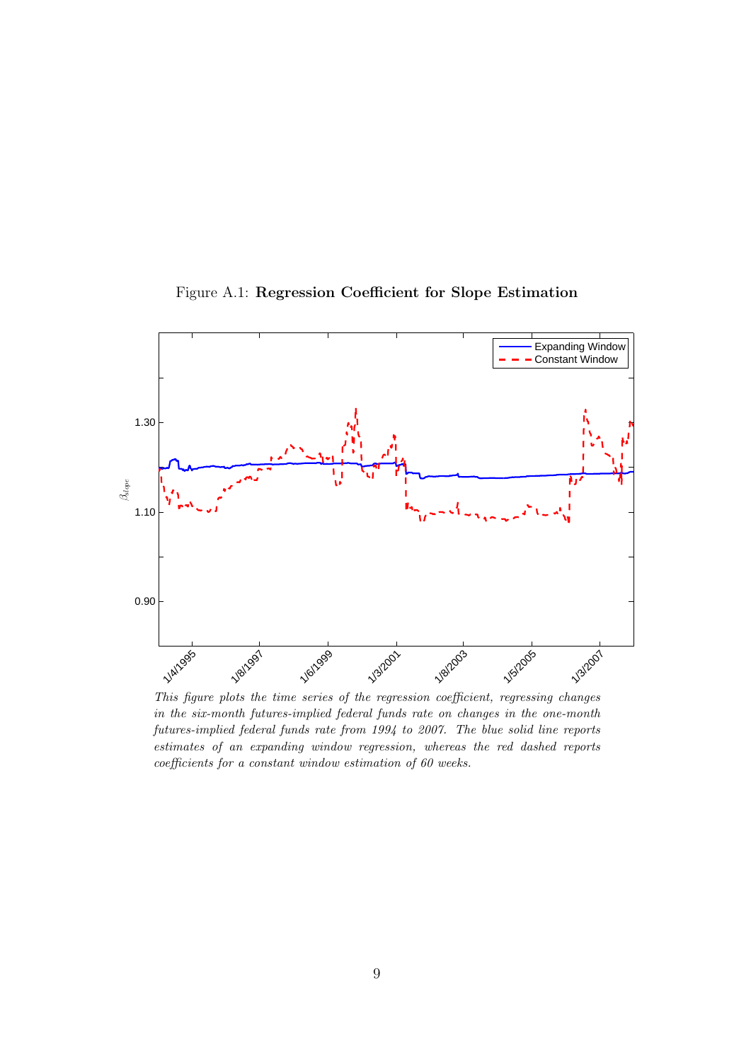Figure A.1: **Regression Coefficient for Slope Estimation**

*This figure plots the time series of the regression coefficient, regressing changes in the six-month futures-implied federal funds rate on changes in the one-month futures-implied federal funds rate from 1994 to 2007. The blue solid line reports estimates of an expanding window regression, whereas the red dashed reports coefficients for a constant window estimation of 60 weeks.*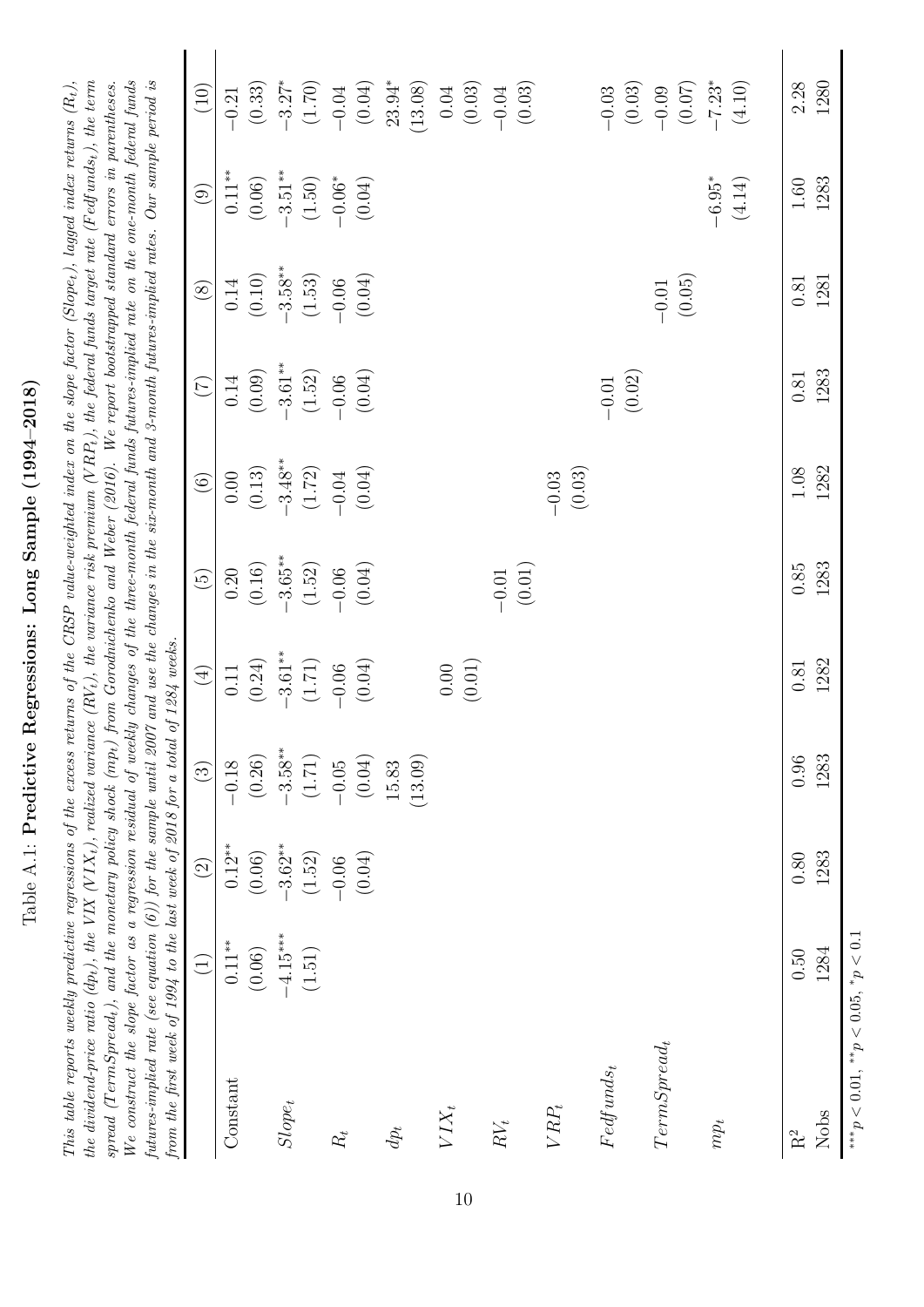Table A.1: **Predictive Regressions: Long Sample (1994–2018)**

*This table reports weekly predictive regressions of the excess returns of the CRSP value-weighted index on the slope factor ($Slope_t$), lagged index returns ($R_t$), the dividend-price ratio ($dp_t$), the VIX ($VIX_t$), realized variance ($RV_t$), the variance risk premium ($VRP_t$), the federal funds target rate ($Fedfunds_t$), the term spread ($TermSpread_t$), and the monetary policy shock ($mp_t$) from Gorodnichenko and Weber (2016). We report bootstrapped standard errors in parentheses. We construct the slope factor as a regression residual of weekly changes of the three-month federal funds futures-implied rate on the one-month federal funds futures-implied rate (see equation (6)) for the sample until 2007 and use the changes in the six-month and 3-month futures-implied rates. Our sample period is from the first week of 1994 to the last week of 2018 for a total of 1284 weeks.*

| | (1) | (2) | (3) | (4) | (5) | (6) | (7) | (8) | (9) | (10) |
|---|---|---|---|---|---|---|---|---|---|---|
| Constant | $0.11^{**}$ | $0.12^{**}$ | $-0.18$ | 0.11 | 0.20 | 0.00 | 0.14 | 0.14 | $0.11^{**}$ | $-0.21$ |
| | (0.06) | (0.06) | (0.26) | (0.24) | (0.16) | (0.13) | (0.09) | (0.10) | (0.06) | (0.33) |
| $Slope_t$ | $-4.15^{***}$ | $-3.62^{**}$ | $-3.58^{**}$ | $-3.61^{**}$ | $-3.65^{**}$ | $-3.48^{**}$ | $-3.61^{**}$ | $-3.58^{**}$ | $-3.51^{**}$ | $-3.27^{*}$ |
| | (1.51) | (1.52) | (1.71) | (1.71) | (1.52) | (1.72) | (1.52) | (1.53) | (1.50) | (1.70) |
| $R_t$ | | $-0.06$ | $-0.05$ | $-0.06$ | $-0.06$ | $-0.04$ | $-0.06$ | $-0.06$ | $-0.06^{*}$ | $-0.04$ |
| | | (0.04) | (0.04) | (0.04) | (0.04) | (0.04) | (0.04) | (0.04) | (0.04) | (0.04) |
| $dp_t$ | | | 15.83 | | | | | | | $23.94^{*}$ |
| | | | (13.09) | | | | | | | (13.08) |
| $VIX_t$ | | | | 0.00 | | | | | | 0.04 |
| | | | | (0.01) | | | | | | (0.03) |
| $RV_t$ | | | | | $-0.01$ | | | | | $-0.04$ |
| | | | | | (0.01) | | | | | (0.03) |
| $VRP_t$ | | | | | | $-0.03$ | | | | |
| | | | | | | (0.03) | | | | |
| $Fedfunds_t$ | | | | | | | $-0.01$ | | | $-0.03$ |
| | | | | | | | (0.02) | | | (0.03) |
| $TermSpread_t$ | | | | | | | | $-0.01$ | | $-0.09$ |
| | | | | | | | | (0.05) | | (0.07) |
| $mp_t$ | | | | | | | | | $-6.95^{*}$ | $-7.23^{*}$ |
| | | | | | | | | | (4.14) | (4.10) |
| $R^2$ | 0.50 | 0.80 | 0.96 | 0.81 | 0.85 | 1.08 | 0.81 | 0.81 | 1.60 | 2.28 |
| Nobs | 1284 | 1283 | 1283 | 1282 | 1283 | 1282 | 1283 | 1281 | 1283 | 1280 |

$^{***}p < 0.01$, $^{**}p < 0.05$, $^{*}p < 0.1$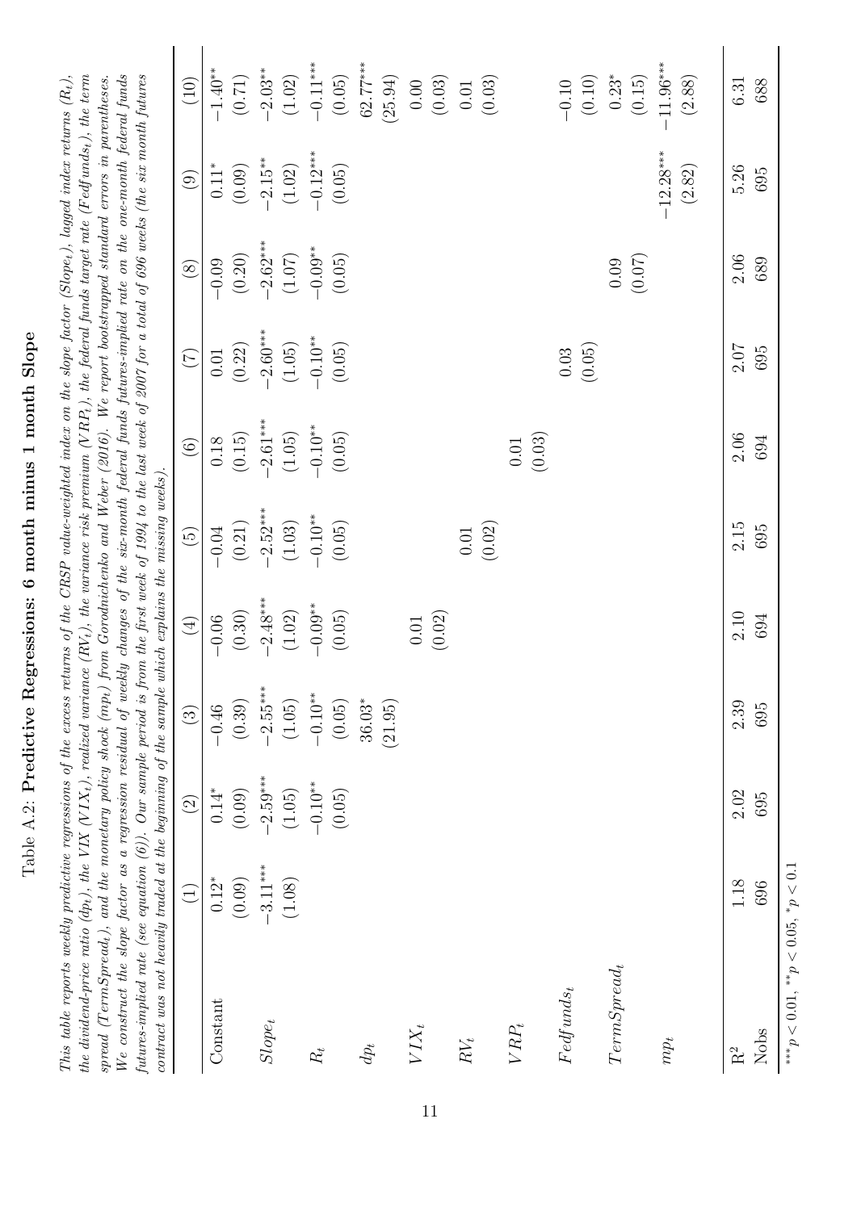Table A.2: **Predictive Regressions: 6 month minus 1 month Slope**

*This table reports weekly predictive regressions of the excess returns of the CRSP value-weighted index on the slope factor ($Slope_t$), lagged index returns ($R_t$), the dividend-price ratio ($dp_t$), the VIX ($VIX_t$), realized variance ($RV_t$), the variance risk premium ($VRP_t$), the federal funds target rate ($Fedfunds_t$), the term spread ($TermSpread_t$), and the monetary policy shock ($mp_t$) from Gorodnichenko and Weber (2016). We report bootstrapped standard errors in parentheses. We construct the slope factor as a regression residual of weekly changes of the six-month federal funds futures-implied rate on the one-month federal funds futures-implied rate (see equation (6)). Our sample period is from the first week of 1994 to the last week of 2007 for a total of 696 weeks (the six month futures contract was not heavily traded at the beginning of the sample which explains the missing weeks).*

| | (1) | (2) | (3) | (4) | (5) | (6) | (7) | (8) | (9) | (10) |
|---|---|---|---|---|---|---|---|---|---|---|
| Constant | $0.12^{*}$ | $0.14^{*}$ | $-0.46$ | $-0.06$ | $-0.04$ | $0.18$ | $0.01$ | $-0.09$ | $0.11^{*}$ | $-1.40^{**}$ |
| | (0.09) | (0.09) | (0.39) | (0.30) | (0.21) | (0.15) | (0.22) | (0.20) | (0.09) | (0.71) |
| $Slope_t$ | $-3.11^{***}$ | $-2.59^{***}$ | $-2.55^{***}$ | $-2.48^{***}$ | $-2.52^{***}$ | $-2.61^{***}$ | $-2.60^{***}$ | $-2.62^{***}$ | $-2.15^{**}$ | $-2.03^{**}$ |
| | (1.08) | (1.05) | (1.05) | (1.02) | (1.03) | (1.05) | (1.05) | (1.07) | (1.02) | (1.02) |
| $R_t$ | | $-0.10^{**}$ | $-0.10^{**}$ | $-0.09^{**}$ | $-0.10^{**}$ | $-0.10^{**}$ | $-0.10^{**}$ | $-0.09^{**}$ | $-0.12^{***}$ | $-0.11^{***}$ |
| | | (0.05) | (0.05) | (0.05) | (0.05) | (0.05) | (0.05) | (0.05) | (0.05) | (0.05) |
| $dp_t$ | | | $36.03^{*}$ | | | | | | | $62.77^{***}$ |
| | | | (21.95) | | | | | | | (25.94) |
| $VIX_t$ | | | | $0.01$ | | | | | | $0.00$ |
| | | | | (0.02) | | | | | | (0.03) |
| $RV_t$ | | | | | $0.01$ | | | | | $0.01$ |
| | | | | | (0.02) | | | | | (0.03) |
| $VRP_t$ | | | | | | $0.01$ | | | | |
| | | | | | | (0.03) | | | | |
| $Fedfunds_t$ | | | | | | | $0.03$ | | | $-0.10$ |
| | | | | | | | (0.05) | | | (0.10) |
| $TermSpread_t$ | | | | | | | | $0.09$ | | $0.23^{*}$ |
| | | | | | | | | (0.07) | | (0.15) |
| $mp_t$ | | | | | | | | | $-12.28^{***}$ | $-11.96^{***}$ |
| | | | | | | | | | (2.82) | (2.88) |
| $R^2$ | 1.18 | 2.02 | 2.39 | 2.10 | 2.15 | 2.06 | 2.07 | 2.06 | 5.26 | 6.31 |
| Nobs | 696 | 695 | 695 | 694 | 695 | 694 | 695 | 689 | 695 | 688 |

$^{***}p < 0.01$, $^{**}p < 0.05$, $^{*}p < 0.1$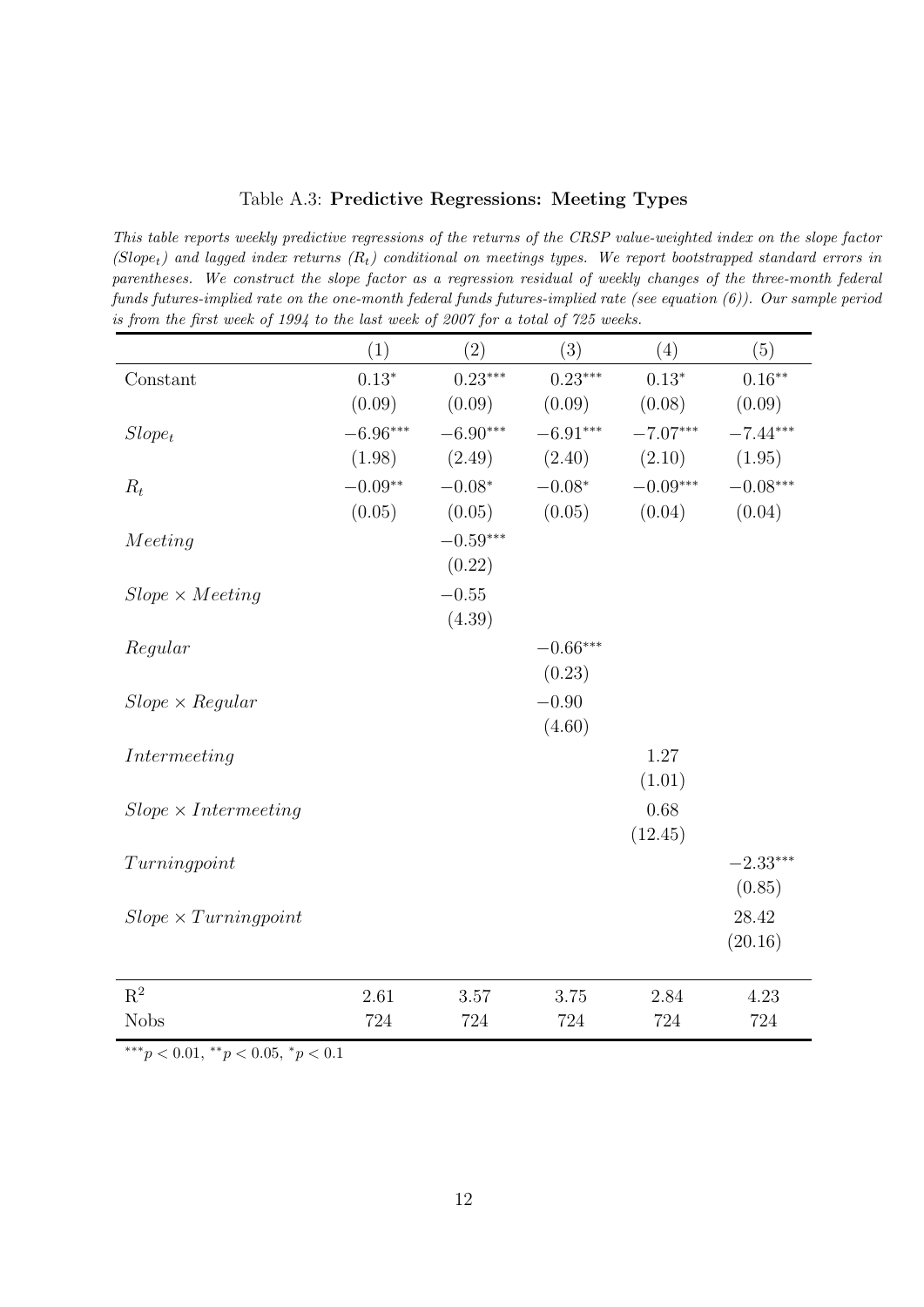Table A.3: **Predictive Regressions: Meeting Types**

*This table reports weekly predictive regressions of the returns of the CRSP value-weighted index on the slope factor ($Slope_t$) and lagged index returns ($R_t$) conditional on meetings types. We report bootstrapped standard errors in parentheses. We construct the slope factor as a regression residual of weekly changes of the three-month federal funds futures-implied rate on the one-month federal funds futures-implied rate (see equation (6)). Our sample period is from the first week of 1994 to the last week of 2007 for a total of 725 weeks.*

| | (1) | (2) | (3) | (4) | (5) |
|---|---|---|---|---|---|
| Constant | $0.13^{*}$ | $0.23^{***}$ | $0.23^{***}$ | $0.13^{*}$ | $0.16^{**}$ |
| | (0.09) | (0.09) | (0.09) | (0.08) | (0.09) |
| $Slope_t$ | $-6.96^{***}$ | $-6.90^{***}$ | $-6.91^{***}$ | $-7.07^{***}$ | $-7.44^{***}$ |
| | (1.98) | (2.49) | (2.40) | (2.10) | (1.95) |
| $R_t$ | $-0.09^{**}$ | $-0.08^{*}$ | $-0.08^{*}$ | $-0.09^{***}$ | $-0.08^{***}$ |
| | (0.05) | (0.05) | (0.05) | (0.04) | (0.04) |
| $Meeting$ | | $-0.59^{***}$ | | | |
| | | (0.22) | | | |
| $Slope \times Meeting$ | | $-0.55$ | | | |
| | | (4.39) | | | |
| $Regular$ | | | $-0.66^{***}$ | | |
| | | | (0.23) | | |
| $Slope \times Regular$ | | | $-0.90$ | | |
| | | | (4.60) | | |
| $Intermeeting$ | | | | 1.27 | |
| | | | | (1.01) | |
| $Slope \times Intermeeting$ | | | | 0.68 | |
| | | | | (12.45) | |
| $Turningpoint$ | | | | | $-2.33^{***}$ |
| | | | | | (0.85) |
| $Slope \times Turningpoint$ | | | | | 28.42 |
| | | | | | (20.16) |
| $R^2$ | 2.61 | 3.57 | 3.75 | 2.84 | 4.23 |
| Nobs | 724 | 724 | 724 | 724 | 724 |

$^{***}p < 0.01$, $^{**}p < 0.05$, $^{*}p < 0.1$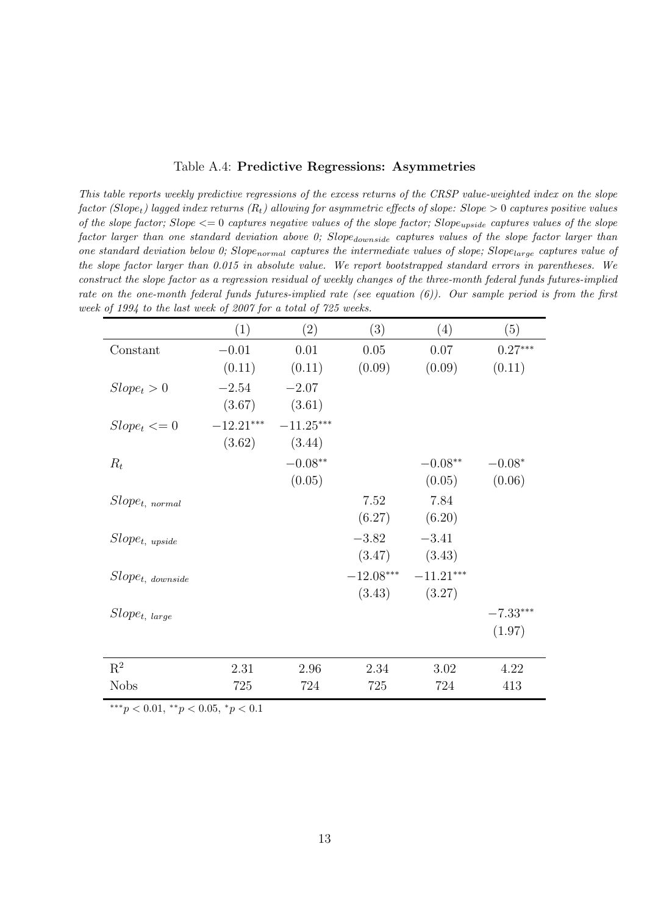Table A.4: **Predictive Regressions: Asymmetries**

*This table reports weekly predictive regressions of the excess returns of the CRSP value-weighted index on the slope factor ($Slope_t$) lagged index returns ($R_t$) allowing for asymmetric effects of slope: $Slope > 0$ captures positive values of the slope factor; $Slope <= 0$ captures negative values of the slope factor; $Slope_{upside}$ captures values of the slope factor larger than one standard deviation above 0; $Slope_{downside}$ captures values of the slope factor larger than one standard deviation below 0; $Slope_{normal}$ captures the intermediate values of slope; $Slope_{large}$ captures value of the slope factor larger than 0.015 in absolute value. We report bootstrapped standard errors in parentheses. We construct the slope factor as a regression residual of weekly changes of the three-month federal funds futures-implied rate on the one-month federal funds futures-implied rate (see equation (6)). Our sample period is from the first week of 1994 to the last week of 2007 for a total of 725 weeks.*

| | (1) | (2) | (3) | (4) | (5) |
|---|---|---|---|---|---|
| Constant | $-0.01$ | $0.01$ | $0.05$ | $0.07$ | $0.27^{***}$ |
| | (0.11) | (0.11) | (0.09) | (0.09) | (0.11) |
| $Slope_t > 0$ | $-2.54$ | $-2.07$ | | | |
| | (3.67) | (3.61) | | | |
| $Slope_t <= 0$ | $-12.21^{***}$ | $-11.25^{***}$ | | | |
| | (3.62) | (3.44) | | | |
| $R_t$ | | $-0.08^{**}$ | | $-0.08^{**}$ | $-0.08^{*}$ |
| | | (0.05) | | (0.05) | (0.06) |
| $Slope_{t,\ normal}$ | | | $7.52$ | $7.84$ | |
| | | | (6.27) | (6.20) | |
| $Slope_{t,\ upside}$ | | | $-3.82$ | $-3.41$ | |
| | | | (3.47) | (3.43) | |
| $Slope_{t,\ downside}$ | | | $-12.08^{***}$ | $-11.21^{***}$ | |
| | | | (3.43) | (3.27) | |
| $Slope_{t,\ large}$ | | | | | $-7.33^{***}$ |
| | | | | | (1.97) |
| $R^2$ | 2.31 | 2.96 | 2.34 | 3.02 | 4.22 |
| Nobs | 725 | 724 | 725 | 724 | 413 |

$^{***}p < 0.01$, $^{**}p < 0.05$, $^{*}p < 0.1$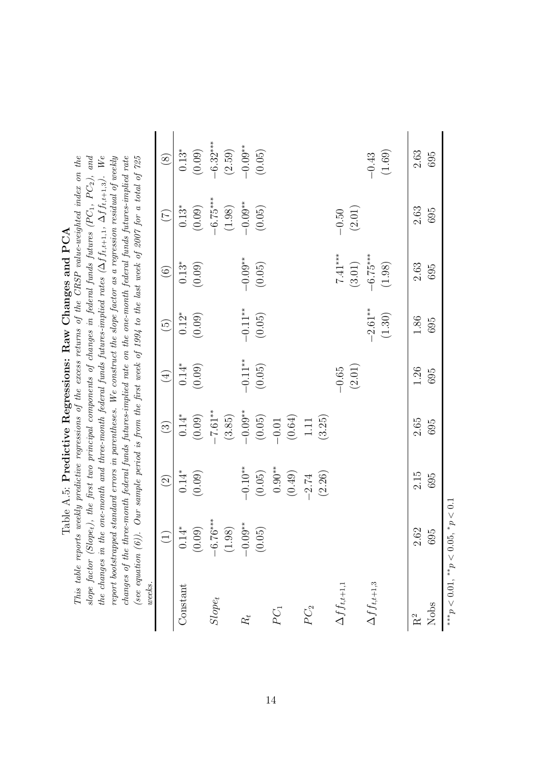Table A.5: **Predictive Regressions: Raw Changes and PCA**

*This table reports weekly predictive regressions of the excess returns of the CRSP value-weighted index on the slope factor ($Slope_t$), the first two principal components of changes in federal funds futures ($PC_1$, $PC_2$), and the changes in the one-month and three-month federal funds futures-implied rates ($\Delta ff_{t,t+1,1}$, $\Delta ff_{t,t+1,3}$). We report bootstrapped standard errors in parentheses. We construct the slope factor as a regression residual of weekly changes of the three-month federal funds futures-implied rate on the one-month federal funds futures-implied rate (see equation (6)). Our sample period is from the first week of 1994 to the last week of 2007 for a total of 725 weeks.*

| | (1) | (2) | (3) | (4) | (5) | (6) | (7) | (8) |
|---|---|---|---|---|---|---|---|---|
| Constant | $0.14^{*}$ | $0.14^{*}$ | $0.14^{*}$ | $0.14^{*}$ | $0.12^{*}$ | $0.13^{*}$ | $0.13^{*}$ | $0.13^{*}$ |
| | (0.09) | (0.09) | (0.09) | (0.09) | (0.09) | (0.09) | (0.09) | (0.09) |
| $Slope_t$ | $-6.76^{***}$ | | $-7.61^{**}$ | | | | $-6.75^{***}$ | $-6.32^{***}$ |
| | (1.98) | | (3.85) | | | | (1.98) | (2.59) |
| $R_t$ | $-0.09^{**}$ | $-0.10^{**}$ | $-0.09^{**}$ | $-0.11^{**}$ | $-0.11^{**}$ | $-0.09^{**}$ | $-0.09^{**}$ | $-0.09^{**}$ |
| | (0.05) | (0.05) | (0.05) | (0.05) | (0.05) | (0.05) | (0.05) | (0.05) |
| $PC_1$ | | $0.90^{**}$ | $-0.01$ | | | | | |
| | | (0.49) | (0.64) | | | | | |
| $PC_2$ | | $-2.74$ | 1.11 | | | | | |
| | | (2.26) | (3.25) | | | | | |
| $\Delta ff_{t,t+1,1}$ | | | | $-0.65$ | | $7.41^{***}$ | $-0.50$ | |
| | | | | (2.01) | | (3.01) | (2.01) | |
| $\Delta ff_{t,t+1,3}$ | | | | | $-2.61^{**}$ | $-6.75^{***}$ | | $-0.43$ |
| | | | | | (1.30) | (1.98) | | (1.69) |
| $R^2$ | 2.62 | 2.15 | 2.65 | 1.26 | 1.86 | 2.63 | 2.63 | 2.63 |
| Nobs | 695 | 695 | 695 | 695 | 695 | 695 | 695 | 695 |

$^{***}p < 0.01$, $^{**}p < 0.05$, $^{*}p < 0.1$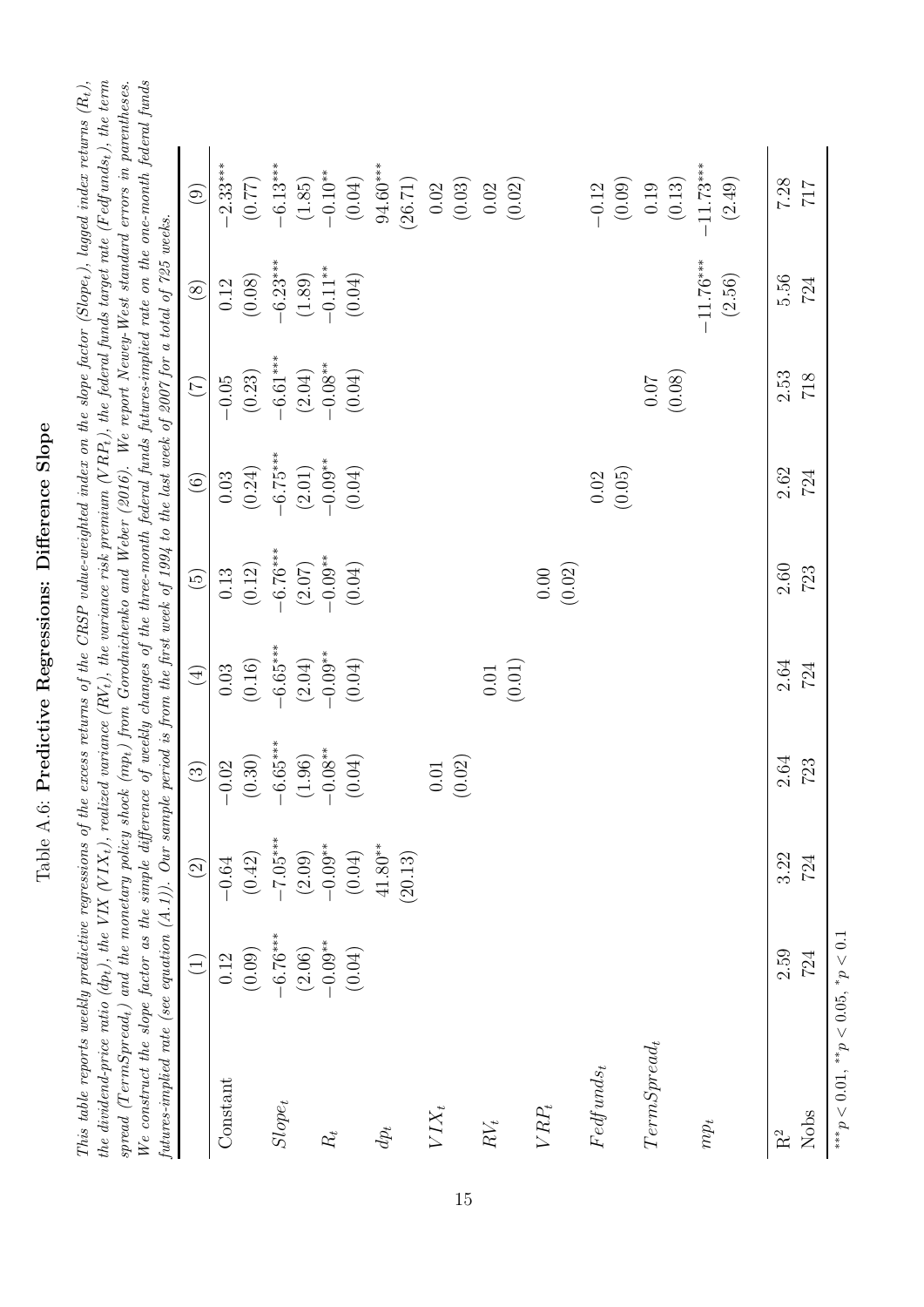Table A.6: **Predictive Regressions: Difference Slope**

*This table reports weekly predictive regressions of the excess returns of the CRSP value-weighted index on the slope factor ($Slope_t$), lagged index returns ($R_t$), the dividend-price ratio ($dp_t$), the VIX ($VIX_t$), realized variance ($RV_t$), the variance risk premium ($VRP_t$), the federal funds target rate ($Fedfunds_t$), the term spread ($TermSpread_t$) and the monetary policy shock ($mp_t$) from Gorodnichenko and Weber (2016). We report Newey-West standard errors in parentheses. We construct the slope factor as the simple difference of weekly changes of the three-month federal funds futures-implied rate on the one-month federal funds futures-implied rate (see equation (A.1)). Our sample period is from the first week of 1994 to the last week of 2007 for a total of 725 weeks.*

| | (1) | (2) | (3) | (4) | (5) | (6) | (7) | (8) | (9) |
|---|---|---|---|---|---|---|---|---|---|
| Constant | 0.12 | −0.64 | −0.02 | 0.03 | 0.13 | 0.03 | −0.05 | 0.12 | −2.33*** |
| | (0.09) | (0.42) | (0.30) | (0.16) | (0.12) | (0.24) | (0.23) | (0.08) | (0.77) |
| $Slope_t$ | −6.76*** | −7.05*** | −6.65*** | −6.65*** | −6.76*** | −6.75*** | −6.61*** | −6.23*** | −6.13*** |
| | (2.06) | (2.09) | (1.96) | (2.04) | (2.07) | (2.01) | (2.04) | (1.89) | (1.85) |
| $R_t$ | −0.09** | −0.09** | −0.08** | −0.09** | −0.09** | −0.09** | −0.08** | −0.11** | −0.10** |
| | (0.04) | (0.04) | (0.04) | (0.04) | (0.04) | (0.04) | (0.04) | (0.04) | (0.04) |
| $dp_t$ | | 41.80** | | | | | | | 94.60*** |
| | | (20.13) | | | | | | | (26.71) |
| $VIX_t$ | | | 0.01 | | | | | | 0.02 |
| | | | (0.02) | | | | | | (0.03) |
| $RV_t$ | | | | 0.01 | | | | | 0.02 |
| | | | | (0.01) | | | | | (0.02) |
| $VRP_t$ | | | | | 0.00 | | | | |
| | | | | | (0.02) | | | | |
| $Fedfunds_t$ | | | | | | 0.02 | | | −0.12 |
| | | | | | | (0.05) | | | (0.09) |
| $TermSpread_t$ | | | | | | | 0.07 | | 0.19 |
| | | | | | | | (0.08) | | (0.13) |
| $mp_t$ | | | | | | | | −11.76*** | −11.73*** |
| | | | | | | | | (2.56) | (2.49) |
| $R^2$ | 2.59 | 3.22 | 2.64 | 2.64 | 2.60 | 2.62 | 2.53 | 5.56 | 7.28 |
| Nobs | 724 | 724 | 723 | 724 | 723 | 724 | 718 | 724 | 717 |

$^{***}p < 0.01$, $^{**}p < 0.05$, $^{*}p < 0.1$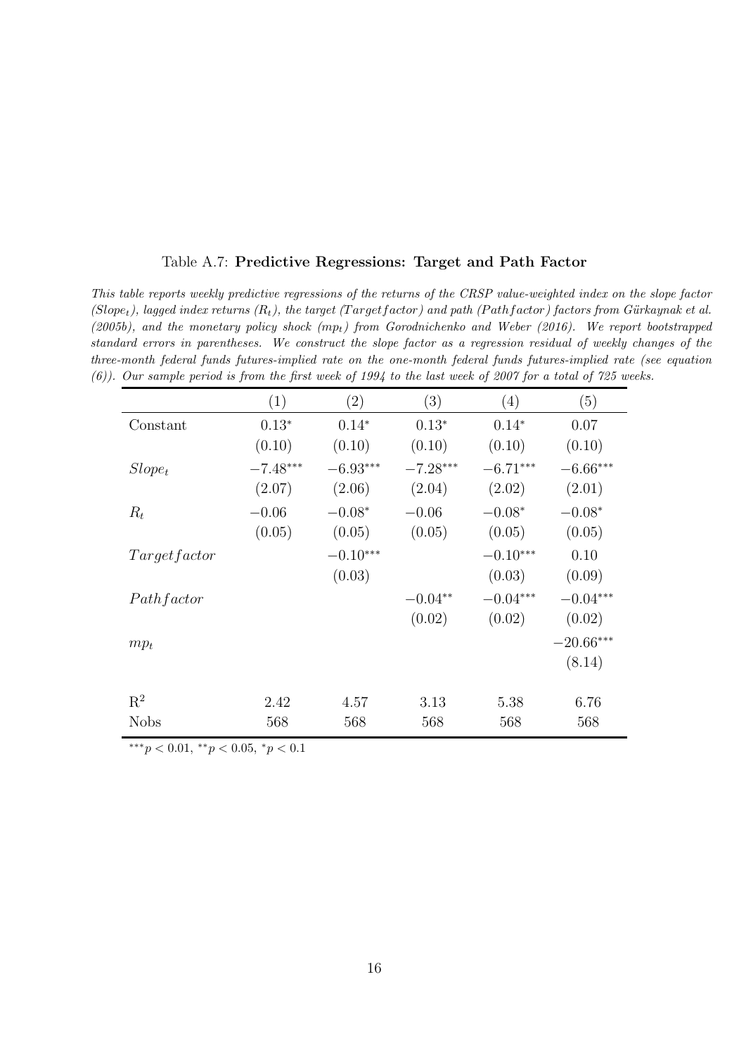Table A.7: **Predictive Regressions: Target and Path Factor**

*This table reports weekly predictive regressions of the returns of the CRSP value-weighted index on the slope factor ($Slope_t$), lagged index returns ($R_t$), the target ($Targetfactor$) and path ($Pathfactor$) factors from Gürkaynak et al. (2005b), and the monetary policy shock ($mp_t$) from Gorodnichenko and Weber (2016). We report bootstrapped standard errors in parentheses. We construct the slope factor as a regression residual of weekly changes of the three-month federal funds futures-implied rate on the one-month federal funds futures-implied rate (see equation (6)). Our sample period is from the first week of 1994 to the last week of 2007 for a total of 725 weeks.*

| | (1) | (2) | (3) | (4) | (5) |
|---|---|---|---|---|---|
| Constant | $0.13^{*}$ | $0.14^{*}$ | $0.13^{*}$ | $0.14^{*}$ | 0.07 |
| | (0.10) | (0.10) | (0.10) | (0.10) | (0.10) |
| $Slope_t$ | $-7.48^{***}$ | $-6.93^{***}$ | $-7.28^{***}$ | $-6.71^{***}$ | $-6.66^{***}$ |
| | (2.07) | (2.06) | (2.04) | (2.02) | (2.01) |
| $R_t$ | $-0.06$ | $-0.08^{*}$ | $-0.06$ | $-0.08^{*}$ | $-0.08^{*}$ |
| | (0.05) | (0.05) | (0.05) | (0.05) | (0.05) |
| $Targetfactor$ | | $-0.10^{***}$ | | $-0.10^{***}$ | 0.10 |
| | | (0.03) | | (0.03) | (0.09) |
| $Pathfactor$ | | | $-0.04^{**}$ | $-0.04^{***}$ | $-0.04^{***}$ |
| | | | (0.02) | (0.02) | (0.02) |
| $mp_t$ | | | | | $-20.66^{***}$ |
| | | | | | (8.14) |
| $R^2$ | 2.42 | 4.57 | 3.13 | 5.38 | 6.76 |
| Nobs | 568 | 568 | 568 | 568 | 568 |

$^{***}p < 0.01$, $^{**}p < 0.05$, $^{*}p < 0.1$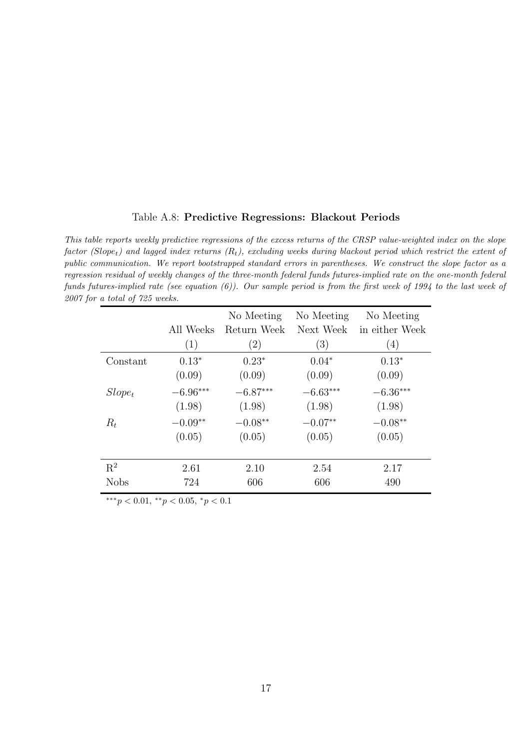Table A.8: **Predictive Regressions: Blackout Periods**

*This table reports weekly predictive regressions of the excess returns of the CRSP value-weighted index on the slope factor ($Slope_t$) and lagged index returns ($R_t$), excluding weeks during blackout period which restrict the extent of public communication. We report bootstrapped standard errors in parentheses. We construct the slope factor as a regression residual of weekly changes of the three-month federal funds futures-implied rate on the one-month federal funds futures-implied rate (see equation (6)). Our sample period is from the first week of 1994 to the last week of 2007 for a total of 725 weeks.*

| | All Weeks | No Meeting Return Week | No Meeting Next Week | No Meeting in either Week |
|---|---|---|---|---|
| | (1) | (2) | (3) | (4) |
| Constant | $0.13^{*}$ | $0.23^{*}$ | $0.04^{*}$ | $0.13^{*}$ |
| | (0.09) | (0.09) | (0.09) | (0.09) |
| $Slope_t$ | $-6.96^{***}$ | $-6.87^{***}$ | $-6.63^{***}$ | $-6.36^{***}$ |
| | (1.98) | (1.98) | (1.98) | (1.98) |
| $R_t$ | $-0.09^{**}$ | $-0.08^{**}$ | $-0.07^{**}$ | $-0.08^{**}$ |
| | (0.05) | (0.05) | (0.05) | (0.05) |
| $R^2$ | 2.61 | 2.10 | 2.54 | 2.17 |
| Nobs | 724 | 606 | 606 | 490 |

$^{***}p < 0.01$, $^{**}p < 0.05$, $^{*}p < 0.1$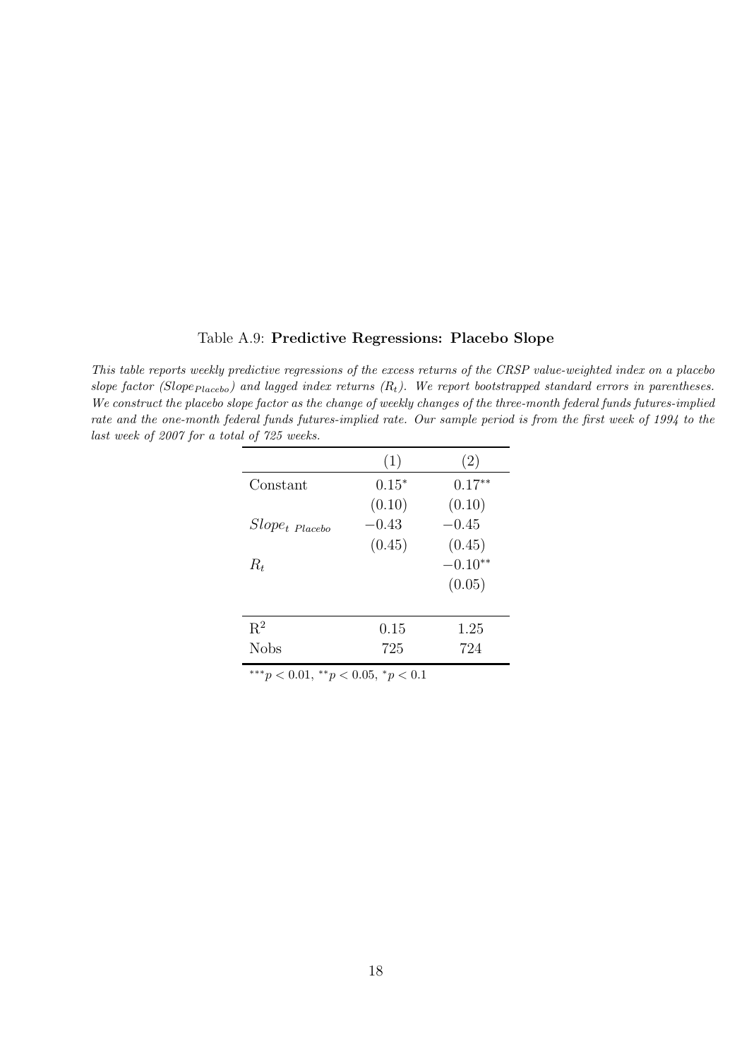Table A.9: **Predictive Regressions: Placebo Slope**

*This table reports weekly predictive regressions of the excess returns of the CRSP value-weighted index on a placebo slope factor ($Slope_{Placebo}$) and lagged index returns ($R_t$). We report bootstrapped standard errors in parentheses. We construct the placebo slope factor as the change of weekly changes of the three-month federal funds futures-implied rate and the one-month federal funds futures-implied rate. Our sample period is from the first week of 1994 to the last week of 2007 for a total of 725 weeks.*

| | (1) | (2) |
|---|---|---|
| Constant | $0.15^{*}$ | $0.17^{**}$ |
| | (0.10) | (0.10) |
| $Slope_{t\ Placebo}$ | $-0.43$ | $-0.45$ |
| | (0.45) | (0.45) |
| $R_t$ | | $-0.10^{**}$ |
| | | (0.05) |
| $R^2$ | 0.15 | 1.25 |
| Nobs | 725 | 724 |

$^{***}p < 0.01$, $^{**}p < 0.05$, $^{*}p < 0.1$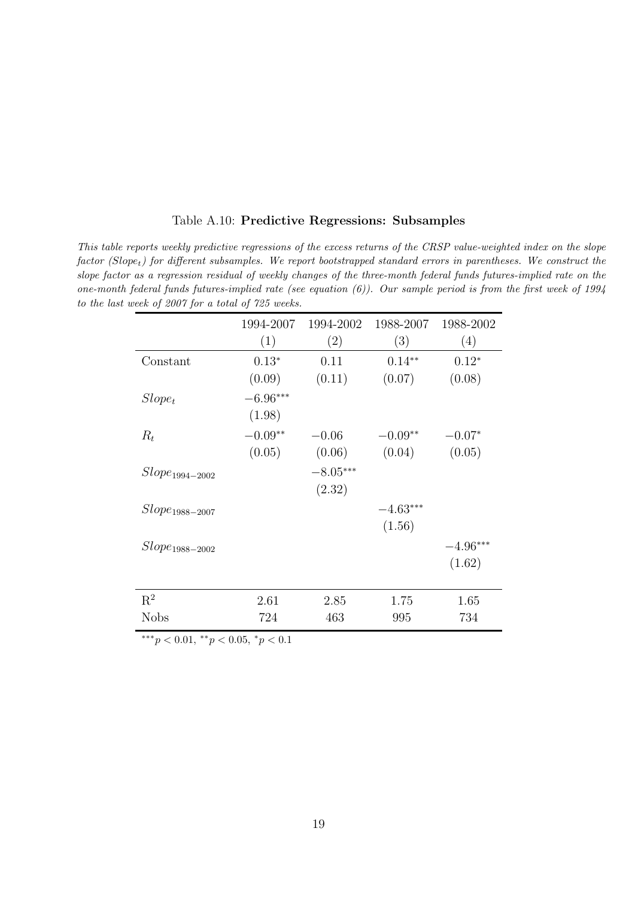Table A.10: **Predictive Regressions: Subsamples**

*This table reports weekly predictive regressions of the excess returns of the CRSP value-weighted index on the slope factor ($Slope_t$) for different subsamples. We report bootstrapped standard errors in parentheses. We construct the slope factor as a regression residual of weekly changes of the three-month federal funds futures-implied rate on the one-month federal funds futures-implied rate (see equation (6)). Our sample period is from the first week of 1994 to the last week of 2007 for a total of 725 weeks.*

| | 1994-2007 | 1994-2002 | 1988-2007 | 1988-2002 |
|---|---|---|---|---|
| | (1) | (2) | (3) | (4) |
| Constant | $0.13^{*}$ | 0.11 | $0.14^{**}$ | $0.12^{*}$ |
| | (0.09) | (0.11) | (0.07) | (0.08) |
| $Slope_t$ | $-6.96^{***}$ | | | |
| | (1.98) | | | |
| $R_t$ | $-0.09^{**}$ | $-0.06$ | $-0.09^{**}$ | $-0.07^{*}$ |
| | (0.05) | (0.06) | (0.04) | (0.05) |
| $Slope_{1994-2002}$ | | $-8.05^{***}$ | | |
| | | (2.32) | | |
| $Slope_{1988-2007}$ | | | $-4.63^{***}$ | |
| | | | (1.56) | |
| $Slope_{1988-2002}$ | | | | $-4.96^{***}$ |
| | | | | (1.62) |
| $R^2$ | 2.61 | 2.85 | 1.75 | 1.65 |
| Nobs | 724 | 463 | 995 | 734 |

$^{***}p < 0.01$, $^{**}p < 0.05$, $^{*}p < 0.1$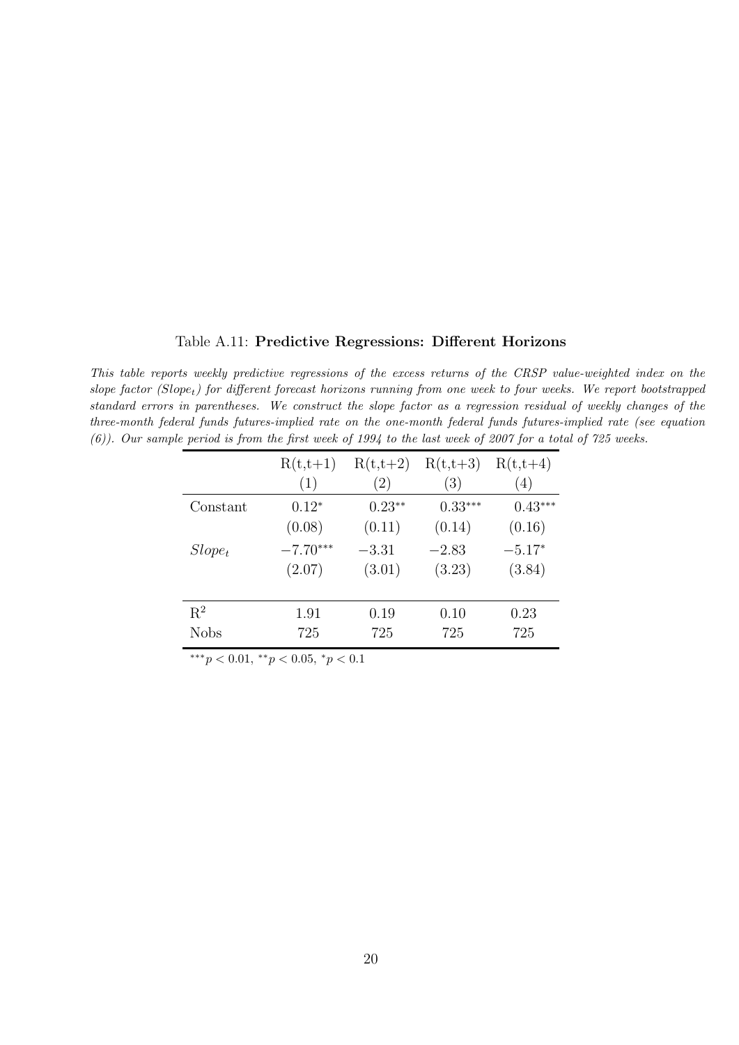Table A.11: **Predictive Regressions: Different Horizons**

*This table reports weekly predictive regressions of the excess returns of the CRSP value-weighted index on the slope factor ($Slope_t$) for different forecast horizons running from one week to four weeks. We report bootstrapped standard errors in parentheses. We construct the slope factor as a regression residual of weekly changes of the three-month federal funds futures-implied rate on the one-month federal funds futures-implied rate (see equation (6)). Our sample period is from the first week of 1994 to the last week of 2007 for a total of 725 weeks.*

| | R(t,t+1) | R(t,t+2) | R(t,t+3) | R(t,t+4) |
|---|---|---|---|---|
| | (1) | (2) | (3) | (4) |
| Constant | $0.12^{*}$ | $0.23^{**}$ | $0.33^{***}$ | $0.43^{***}$ |
| | (0.08) | (0.11) | (0.14) | (0.16) |
| $Slope_t$ | $-7.70^{***}$ | $-3.31$ | $-2.83$ | $-5.17^{*}$ |
| | (2.07) | (3.01) | (3.23) | (3.84) |
| $R^2$ | 1.91 | 0.19 | 0.10 | 0.23 |
| Nobs | 725 | 725 | 725 | 725 |

$^{***}p < 0.01$, $^{**}p < 0.05$, $^{*}p < 0.1$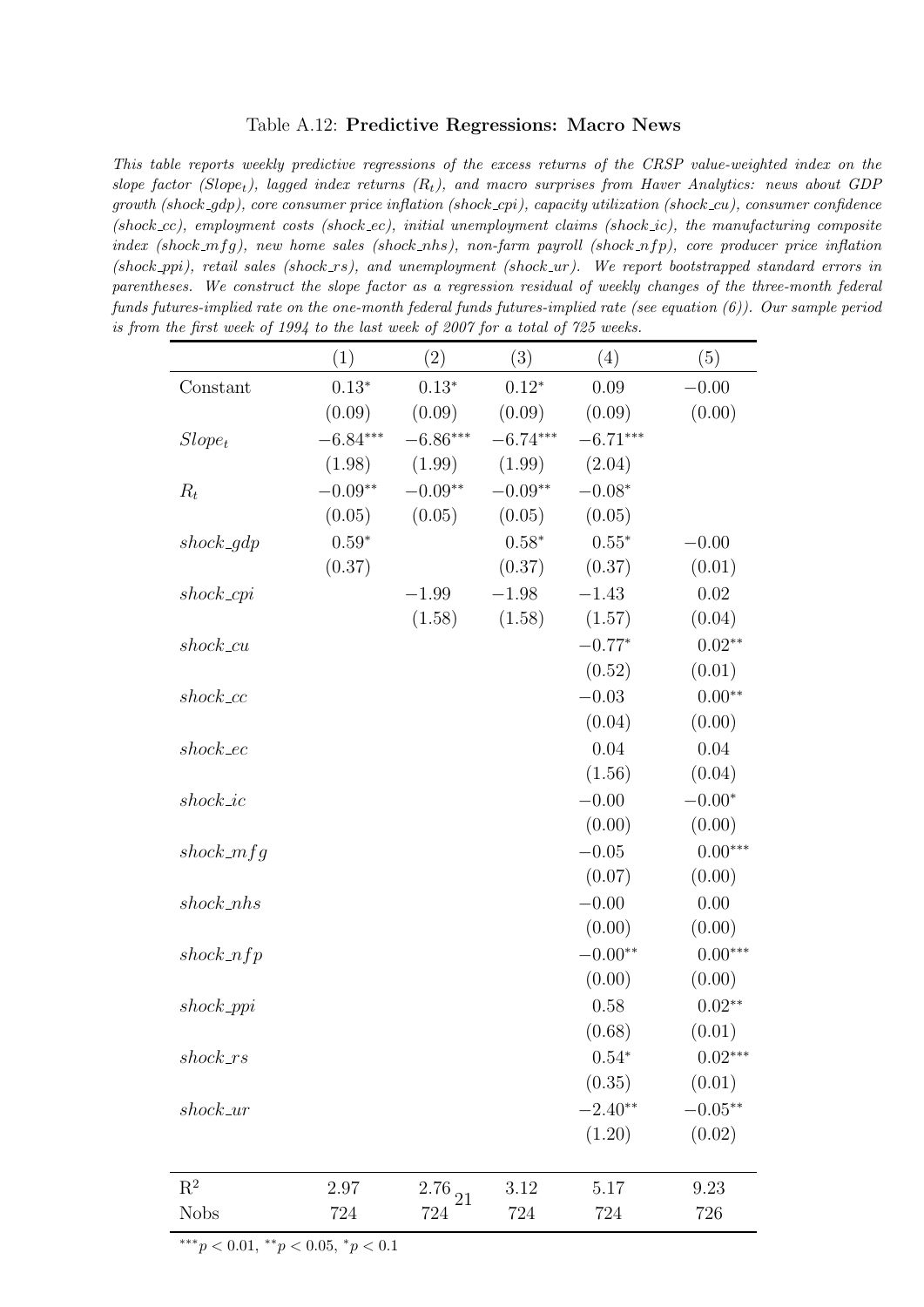Table A.12: **Predictive Regressions: Macro News**

*This table reports weekly predictive regressions of the excess returns of the CRSP value-weighted index on the slope factor ($Slope_t$), lagged index returns ($R_t$), and macro surprises from Haver Analytics: news about GDP growth (shock_gdp), core consumer price inflation (shock_cpi), capacity utilization (shock_cu), consumer confidence (shock_cc), employment costs (shock_ec), initial unemployment claims (shock_ic), the manufacturing composite index (shock_mfg), new home sales (shock_nhs), non-farm payroll (shock_nfp), core producer price inflation (shock_ppi), retail sales (shock_rs), and unemployment (shock_ur). We report bootstrapped standard errors in parentheses. We construct the slope factor as a regression residual of weekly changes of the three-month federal funds futures-implied rate on the one-month federal funds futures-implied rate (see equation (6)). Our sample period is from the first week of 1994 to the last week of 2007 for a total of 725 weeks.*

| | (1) | (2) | (3) | (4) | (5) |
|---|---|---|---|---|---|
| Constant | $0.13^{*}$ | $0.13^{*}$ | $0.12^{*}$ | 0.09 | −0.00 |
| | (0.09) | (0.09) | (0.09) | (0.09) | (0.00) |
| $Slope_t$ | $-6.84^{***}$ | $-6.86^{***}$ | $-6.74^{***}$ | $-6.71^{***}$ | |
| | (1.98) | (1.99) | (1.99) | (2.04) | |
| $R_t$ | $-0.09^{**}$ | $-0.09^{**}$ | $-0.09^{**}$ | $-0.08^{*}$ | |
| | (0.05) | (0.05) | (0.05) | (0.05) | |
| *shock_gdp* | $0.59^{*}$ | | $0.58^{*}$ | $0.55^{*}$ | −0.00 |
| | (0.37) | | (0.37) | (0.37) | (0.01) |
| *shock_cpi* | | −1.99 | −1.98 | −1.43 | 0.02 |
| | | (1.58) | (1.58) | (1.57) | (0.04) |
| *shock_cu* | | | | $-0.77^{*}$ | $0.02^{**}$ |
| | | | | (0.52) | (0.01) |
| *shock_cc* | | | | −0.03 | $0.00^{**}$ |
| | | | | (0.04) | (0.00) |
| *shock_ec* | | | | 0.04 | 0.04 |
| | | | | (1.56) | (0.04) |
| *shock_ic* | | | | −0.00 | $-0.00^{*}$ |
| | | | | (0.00) | (0.00) |
| *shock_mfg* | | | | −0.05 | $0.00^{***}$ |
| | | | | (0.07) | (0.00) |
| *shock_nhs* | | | | −0.00 | 0.00 |
| | | | | (0.00) | (0.00) |
| *shock_nfp* | | | | $-0.00^{**}$ | $0.00^{***}$ |
| | | | | (0.00) | (0.00) |
| *shock_ppi* | | | | 0.58 | $0.02^{**}$ |
| | | | | (0.68) | (0.01) |
| *shock_rs* | | | | $0.54^{*}$ | $0.02^{***}$ |
| | | | | (0.35) | (0.01) |
| *shock_ur* | | | | $-2.40^{**}$ | $-0.05^{**}$ |
| | | | | (1.20) | (0.02) |
| $R^2$ | 2.97 | 2.76 | 3.12 | 5.17 | 9.23 |
| Nobs | 724 | 724 | 724 | 724 | 726 |

$^{***}p < 0.01$, $^{**}p < 0.05$, $^{*}p < 0.1$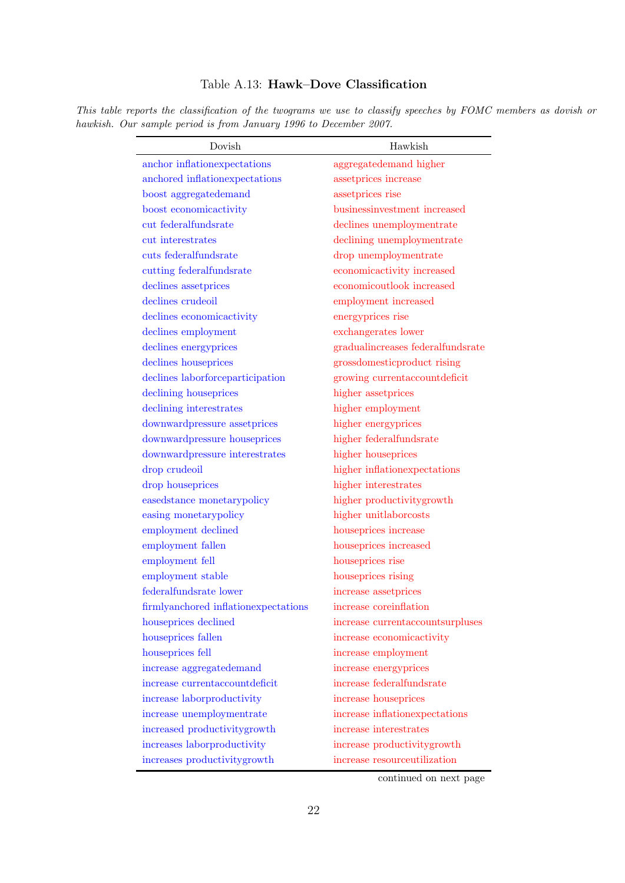Table A.13: **Hawk–Dove Classification**

*This table reports the classification of the twograms we use to classify speeches by FOMC members as dovish or hawkish. Our sample period is from January 1996 to December 2007.*

| Dovish | Hawkish |
|---|---|
| anchor inflationexpectations | aggregatedemand higher |
| anchored inflationexpectations | assetprices increase |
| boost aggregatedemand | assetprices rise |
| boost economicactivity | businessinvestment increased |
| cut federalfundsrate | declines unemploymentrate |
| cut interestrates | declining unemploymentrate |
| cuts federalfundsrate | drop unemploymentrate |
| cutting federalfundsrate | economicactivity increased |
| declines assetprices | economicoutlook increased |
| declines crudeoil | employment increased |
| declines economicactivity | energyprices rise |
| declines employment | exchangerates lower |
| declines energyprices | gradualincreases federalfundsrate |
| declines houseprices | grossdomesticproduct rising |
| declines laborforceparticipation | growing currentaccountdeficit |
| declining houseprices | higher assetprices |
| declining interestrates | higher employment |
| downwardpressure assetprices | higher energyprices |
| downwardpressure houseprices | higher federalfundsrate |
| downwardpressure interestrates | higher houseprices |
| drop crudeoil | higher inflationexpectations |
| drop houseprices | higher interestrates |
| easedstance monetarypolicy | higher productivitygrowth |
| easing monetarypolicy | higher unitlaborcosts |
| employment declined | houseprices increase |
| employment fallen | houseprices increased |
| employment fell | houseprices rise |
| employment stable | houseprices rising |
| federalfundsrate lower | increase assetprices |
| firmlyanchored inflationexpectations | increase coreinflation |
| houseprices declined | increase currentaccountsurpluses |
| houseprices fallen | increase economicactivity |
| houseprices fell | increase employment |
| increase aggregatedemand | increase energyprices |
| increase currentaccountdeficit | increase federalfundsrate |
| increase laborproductivity | increase houseprices |
| increase unemploymentrate | increase inflationexpectations |
| increased productivitygrowth | increase interestrates |
| increases laborproductivity | increase productivitygrowth |
| increases productivitygrowth | increase resourceutilization |

continued on next page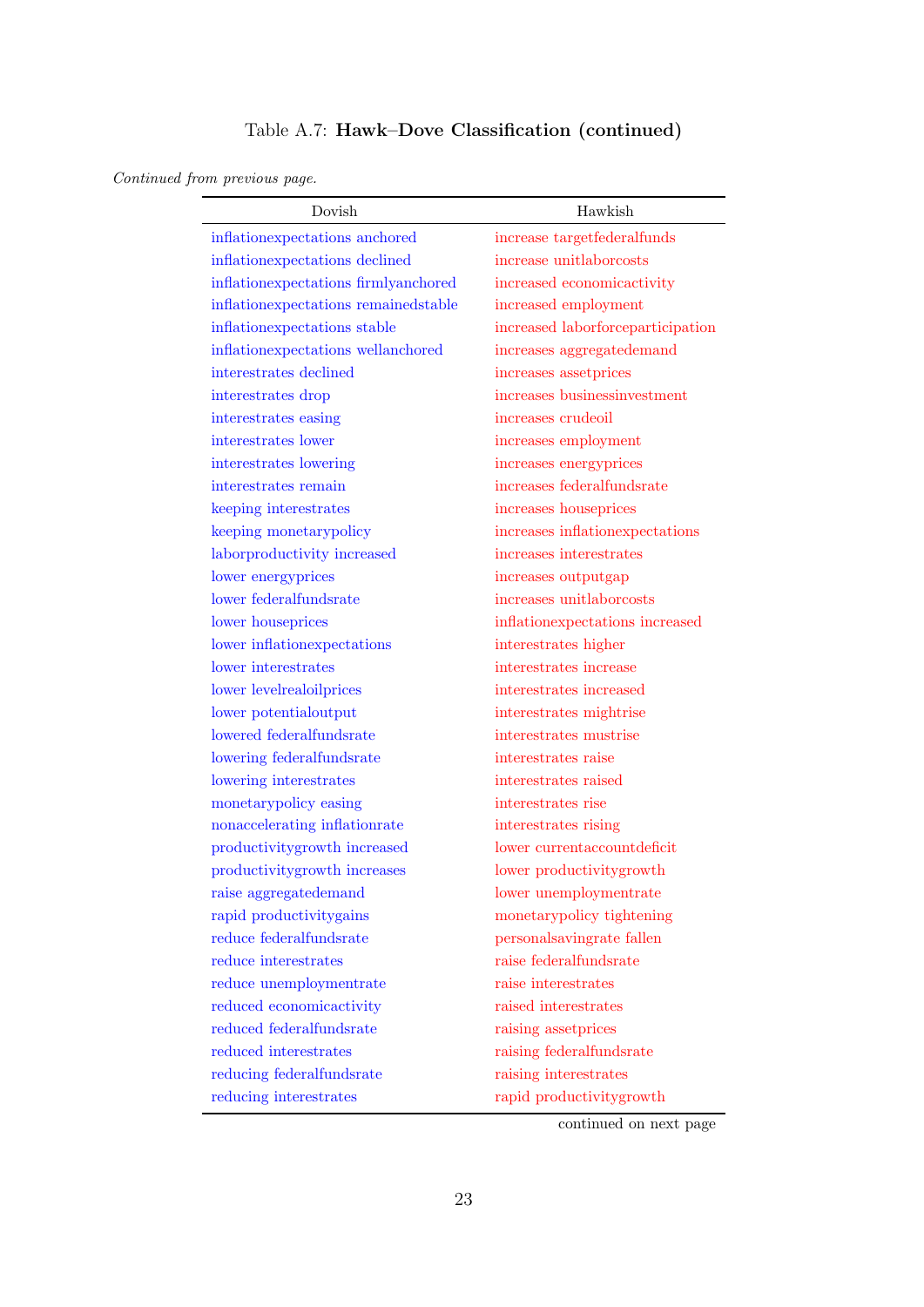Table A.7: **Hawk–Dove Classification (continued)**

*Continued from previous page.*

| Dovish | Hawkish |
|---|---|
| inflationexpectations anchored | increase targetfederalfunds |
| inflationexpectations declined | increase unitlaborcosts |
| inflationexpectations firmlyanchored | increased economicactivity |
| inflationexpectations remainedstable | increased employment |
| inflationexpectations stable | increased laborforceparticipation |
| inflationexpectations wellanchored | increases aggregatedemand |
| interestrates declined | increases assetprices |
| interestrates drop | increases businessinvestment |
| interestrates easing | increases crudeoil |
| interestrates lower | increases employment |
| interestrates lowering | increases energyprices |
| interestrates remain | increases federalfundsrate |
| keeping interestrates | increases houseprices |
| keeping monetarypolicy | increases inflationexpectations |
| laborproductivity increased | increases interestrates |
| lower energyprices | increases outputgap |
| lower federalfundsrate | increases unitlaborcosts |
| lower houseprices | inflationexpectations increased |
| lower inflationexpectations | interestrates higher |
| lower interestrates | interestrates increase |
| lower levelrealoilprices | interestrates increased |
| lower potentialoutput | interestrates mightrise |
| lowered federalfundsrate | interestrates mustrise |
| lowering federalfundsrate | interestrates raise |
| lowering interestrates | interestrates raised |
| monetarypolicy easing | interestrates rise |
| nonaccelerating inflationrate | interestrates rising |
| productivitygrowth increased | lower currentaccountdeficit |
| productivitygrowth increases | lower productivitygrowth |
| raise aggregatedemand | lower unemploymentrate |
| rapid productivitygains | monetarypolicy tightening |
| reduce federalfundsrate | personalsavingrate fallen |
| reduce interestrates | raise federalfundsrate |
| reduce unemploymentrate | raise interestrates |
| reduced economicactivity | raised interestrates |
| reduced federalfundsrate | raising assetprices |
| reduced interestrates | raising federalfundsrate |
| reducing federalfundsrate | raising interestrates |
| reducing interestrates | rapid productivitygrowth |

continued on next page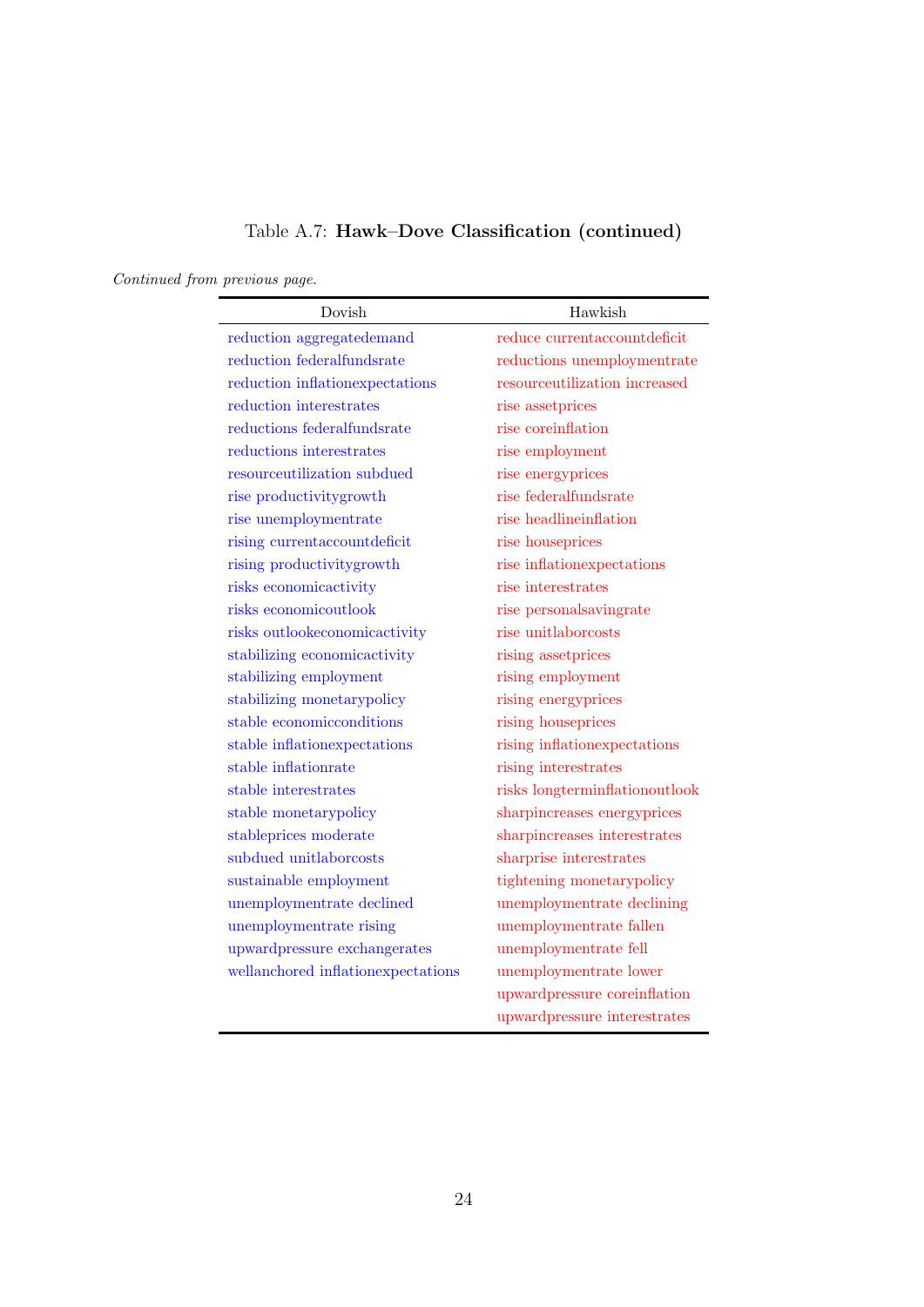Table A.7: **Hawk–Dove Classification (continued)**

*Continued from previous page.*

| Dovish | Hawkish |
|---|---|
| reduction aggregatedemand | reduce currentaccountdeficit |
| reduction federalfundsrate | reductions unemploymentrate |
| reduction inflationexpectations | resourceutilization increased |
| reduction interestrates | rise assetprices |
| reductions federalfundsrate | rise coreinflation |
| reductions interestrates | rise employment |
| resourceutilization subdued | rise energyprices |
| rise productivitygrowth | rise federalfundsrate |
| rise unemploymentrate | rise headlineinflation |
| rising currentaccountdeficit | rise houseprices |
| rising productivitygrowth | rise inflationexpectations |
| risks economicactivity | rise interestrates |
| risks economicoutlook | rise personalsavingrate |
| risks outlookeconomicactivity | rise unitlaborcosts |
| stabilizing economicactivity | rising assetprices |
| stabilizing employment | rising employment |
| stabilizing monetarypolicy | rising energyprices |
| stable economicconditions | rising houseprices |
| stable inflationexpectations | rising inflationexpectations |
| stable inflationrate | rising interestrates |
| stable interestrates | risks longterminflationoutlook |
| stable monetarypolicy | sharpincreases energyprices |
| stableprices moderate | sharpincreases interestrates |
| subdued unitlaborcosts | sharprise interestrates |
| sustainable employment | tightening monetarypolicy |
| unemploymentrate declined | unemploymentrate declining |
| unemploymentrate rising | unemploymentrate fallen |
| upwardpressure exchangerates | unemploymentrate fell |
| wellanchored inflationexpectations | unemploymentrate lower |
| | upwardpressure coreinflation |
| | upwardpressure interestrates |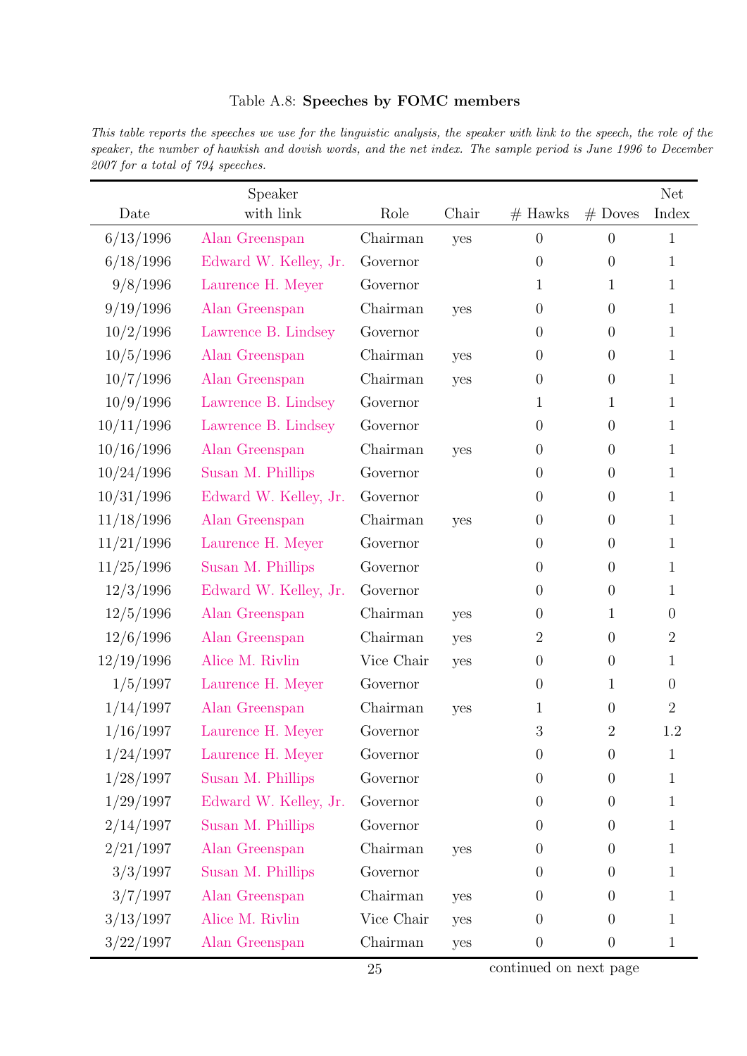Table A.8: **Speeches by FOMC members**

*This table reports the speeches we use for the linguistic analysis, the speaker with link to the speech, the role of the speaker, the number of hawkish and dovish words, and the net index. The sample period is June 1996 to December 2007 for a total of 794 speeches.*

| Date | Speaker with link | Role | Chair | # Hawks | # Doves | Net Index |
|---|---|---|---|---|---|---|
| 6/13/1996 | Alan Greenspan | Chairman | yes | 0 | 0 | 1 |
| 6/18/1996 | Edward W. Kelley, Jr. | Governor | | 0 | 0 | 1 |
| 9/8/1996 | Laurence H. Meyer | Governor | | 1 | 1 | 1 |
| 9/19/1996 | Alan Greenspan | Chairman | yes | 0 | 0 | 1 |
| 10/2/1996 | Lawrence B. Lindsey | Governor | | 0 | 0 | 1 |
| 10/5/1996 | Alan Greenspan | Chairman | yes | 0 | 0 | 1 |
| 10/7/1996 | Alan Greenspan | Chairman | yes | 0 | 0 | 1 |
| 10/9/1996 | Lawrence B. Lindsey | Governor | | 1 | 1 | 1 |
| 10/11/1996 | Lawrence B. Lindsey | Governor | | 0 | 0 | 1 |
| 10/16/1996 | Alan Greenspan | Chairman | yes | 0 | 0 | 1 |
| 10/24/1996 | Susan M. Phillips | Governor | | 0 | 0 | 1 |
| 10/31/1996 | Edward W. Kelley, Jr. | Governor | | 0 | 0 | 1 |
| 11/18/1996 | Alan Greenspan | Chairman | yes | 0 | 0 | 1 |
| 11/21/1996 | Laurence H. Meyer | Governor | | 0 | 0 | 1 |
| 11/25/1996 | Susan M. Phillips | Governor | | 0 | 0 | 1 |
| 12/3/1996 | Edward W. Kelley, Jr. | Governor | | 0 | 0 | 1 |
| 12/5/1996 | Alan Greenspan | Chairman | yes | 0 | 1 | 0 |
| 12/6/1996 | Alan Greenspan | Chairman | yes | 2 | 0 | 2 |
| 12/19/1996 | Alice M. Rivlin | Vice Chair | yes | 0 | 0 | 1 |
| 1/5/1997 | Laurence H. Meyer | Governor | | 0 | 1 | 0 |
| 1/14/1997 | Alan Greenspan | Chairman | yes | 1 | 0 | 2 |
| 1/16/1997 | Laurence H. Meyer | Governor | | 3 | 2 | 1.2 |
| 1/24/1997 | Laurence H. Meyer | Governor | | 0 | 0 | 1 |
| 1/28/1997 | Susan M. Phillips | Governor | | 0 | 0 | 1 |
| 1/29/1997 | Edward W. Kelley, Jr. | Governor | | 0 | 0 | 1 |
| 2/14/1997 | Susan M. Phillips | Governor | | 0 | 0 | 1 |
| 2/21/1997 | Alan Greenspan | Chairman | yes | 0 | 0 | 1 |
| 3/3/1997 | Susan M. Phillips | Governor | | 0 | 0 | 1 |
| 3/7/1997 | Alan Greenspan | Chairman | yes | 0 | 0 | 1 |
| 3/13/1997 | Alice M. Rivlin | Vice Chair | yes | 0 | 0 | 1 |
| 3/22/1997 | Alan Greenspan | Chairman | yes | 0 | 0 | 1 |

continued on next page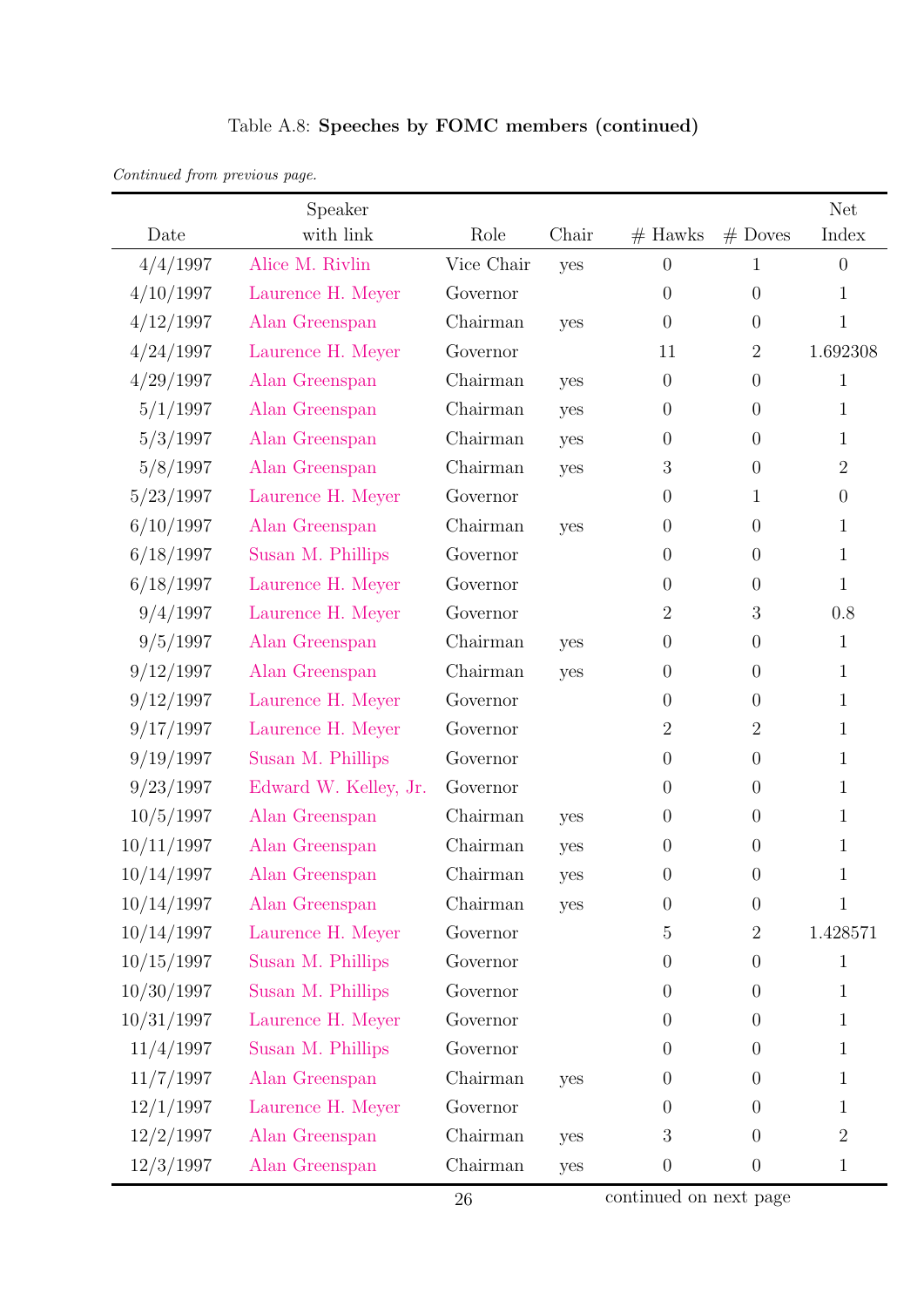Table A.8: **Speeches by FOMC members (continued)**

*Continued from previous page.*

| Date | Speaker with link | Role | Chair | # Hawks | # Doves | Net Index |
|---|---|---|---|---|---|---|
| 4/4/1997 | Alice M. Rivlin | Vice Chair | yes | 0 | 1 | 0 |
| 4/10/1997 | Laurence H. Meyer | Governor | | 0 | 0 | 1 |
| 4/12/1997 | Alan Greenspan | Chairman | yes | 0 | 0 | 1 |
| 4/24/1997 | Laurence H. Meyer | Governor | | 11 | 2 | 1.692308 |
| 4/29/1997 | Alan Greenspan | Chairman | yes | 0 | 0 | 1 |
| 5/1/1997 | Alan Greenspan | Chairman | yes | 0 | 0 | 1 |
| 5/3/1997 | Alan Greenspan | Chairman | yes | 0 | 0 | 1 |
| 5/8/1997 | Alan Greenspan | Chairman | yes | 3 | 0 | 2 |
| 5/23/1997 | Laurence H. Meyer | Governor | | 0 | 1 | 0 |
| 6/10/1997 | Alan Greenspan | Chairman | yes | 0 | 0 | 1 |
| 6/18/1997 | Susan M. Phillips | Governor | | 0 | 0 | 1 |
| 6/18/1997 | Laurence H. Meyer | Governor | | 0 | 0 | 1 |
| 9/4/1997 | Laurence H. Meyer | Governor | | 2 | 3 | 0.8 |
| 9/5/1997 | Alan Greenspan | Chairman | yes | 0 | 0 | 1 |
| 9/12/1997 | Alan Greenspan | Chairman | yes | 0 | 0 | 1 |
| 9/12/1997 | Laurence H. Meyer | Governor | | 0 | 0 | 1 |
| 9/17/1997 | Laurence H. Meyer | Governor | | 2 | 2 | 1 |
| 9/19/1997 | Susan M. Phillips | Governor | | 0 | 0 | 1 |
| 9/23/1997 | Edward W. Kelley, Jr. | Governor | | 0 | 0 | 1 |
| 10/5/1997 | Alan Greenspan | Chairman | yes | 0 | 0 | 1 |
| 10/11/1997 | Alan Greenspan | Chairman | yes | 0 | 0 | 1 |
| 10/14/1997 | Alan Greenspan | Chairman | yes | 0 | 0 | 1 |
| 10/14/1997 | Alan Greenspan | Chairman | yes | 0 | 0 | 1 |
| 10/14/1997 | Laurence H. Meyer | Governor | | 5 | 2 | 1.428571 |
| 10/15/1997 | Susan M. Phillips | Governor | | 0 | 0 | 1 |
| 10/30/1997 | Susan M. Phillips | Governor | | 0 | 0 | 1 |
| 10/31/1997 | Laurence H. Meyer | Governor | | 0 | 0 | 1 |
| 11/4/1997 | Susan M. Phillips | Governor | | 0 | 0 | 1 |
| 11/7/1997 | Alan Greenspan | Chairman | yes | 0 | 0 | 1 |
| 12/1/1997 | Laurence H. Meyer | Governor | | 0 | 0 | 1 |
| 12/2/1997 | Alan Greenspan | Chairman | yes | 3 | 0 | 2 |
| 12/3/1997 | Alan Greenspan | Chairman | yes | 0 | 0 | 1 |

continued on next page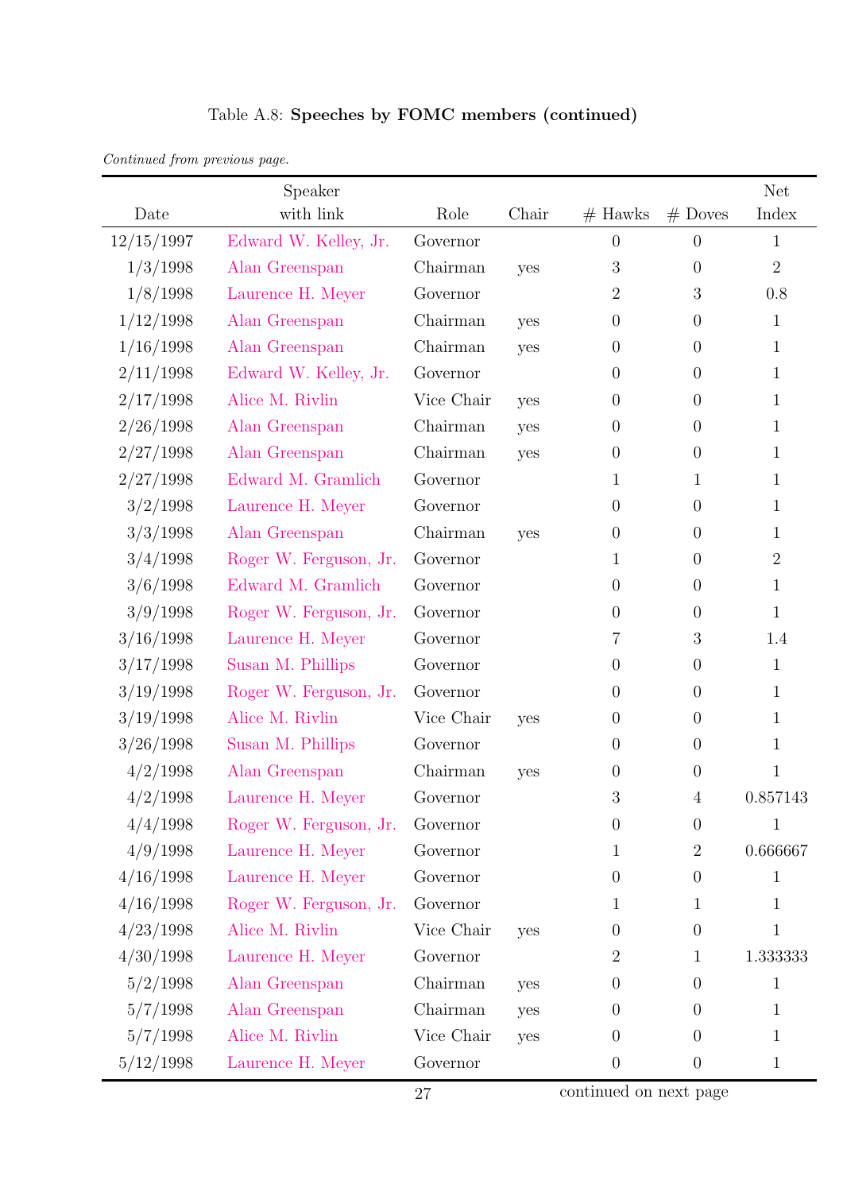Table A.8: **Speeches by FOMC members (continued)**

*Continued from previous page.*

| Date | Speaker with link | Role | Chair | # Hawks | # Doves | Net Index |
|---|---|---|---|---|---|---|
| 12/15/1997 | Edward W. Kelley, Jr. | Governor | | 0 | 0 | 1 |
| 1/3/1998 | Alan Greenspan | Chairman | yes | 3 | 0 | 2 |
| 1/8/1998 | Laurence H. Meyer | Governor | | 2 | 3 | 0.8 |
| 1/12/1998 | Alan Greenspan | Chairman | yes | 0 | 0 | 1 |
| 1/16/1998 | Alan Greenspan | Chairman | yes | 0 | 0 | 1 |
| 2/11/1998 | Edward W. Kelley, Jr. | Governor | | 0 | 0 | 1 |
| 2/17/1998 | Alice M. Rivlin | Vice Chair | yes | 0 | 0 | 1 |
| 2/26/1998 | Alan Greenspan | Chairman | yes | 0 | 0 | 1 |
| 2/27/1998 | Alan Greenspan | Chairman | yes | 0 | 0 | 1 |
| 2/27/1998 | Edward M. Gramlich | Governor | | 1 | 1 | 1 |
| 3/2/1998 | Laurence H. Meyer | Governor | | 0 | 0 | 1 |
| 3/3/1998 | Alan Greenspan | Chairman | yes | 0 | 0 | 1 |
| 3/4/1998 | Roger W. Ferguson, Jr. | Governor | | 1 | 0 | 2 |
| 3/6/1998 | Edward M. Gramlich | Governor | | 0 | 0 | 1 |
| 3/9/1998 | Roger W. Ferguson, Jr. | Governor | | 0 | 0 | 1 |
| 3/16/1998 | Laurence H. Meyer | Governor | | 7 | 3 | 1.4 |
| 3/17/1998 | Susan M. Phillips | Governor | | 0 | 0 | 1 |
| 3/19/1998 | Roger W. Ferguson, Jr. | Governor | | 0 | 0 | 1 |
| 3/19/1998 | Alice M. Rivlin | Vice Chair | yes | 0 | 0 | 1 |
| 3/26/1998 | Susan M. Phillips | Governor | | 0 | 0 | 1 |
| 4/2/1998 | Alan Greenspan | Chairman | yes | 0 | 0 | 1 |
| 4/2/1998 | Laurence H. Meyer | Governor | | 3 | 4 | 0.857143 |
| 4/4/1998 | Roger W. Ferguson, Jr. | Governor | | 0 | 0 | 1 |
| 4/9/1998 | Laurence H. Meyer | Governor | | 1 | 2 | 0.666667 |
| 4/16/1998 | Laurence H. Meyer | Governor | | 0 | 0 | 1 |
| 4/16/1998 | Roger W. Ferguson, Jr. | Governor | | 1 | 1 | 1 |
| 4/23/1998 | Alice M. Rivlin | Vice Chair | yes | 0 | 0 | 1 |
| 4/30/1998 | Laurence H. Meyer | Governor | | 2 | 1 | 1.333333 |
| 5/2/1998 | Alan Greenspan | Chairman | yes | 0 | 0 | 1 |
| 5/7/1998 | Alan Greenspan | Chairman | yes | 0 | 0 | 1 |
| 5/7/1998 | Alice M. Rivlin | Vice Chair | yes | 0 | 0 | 1 |
| 5/12/1998 | Laurence H. Meyer | Governor | | 0 | 0 | 1 |

continued on next page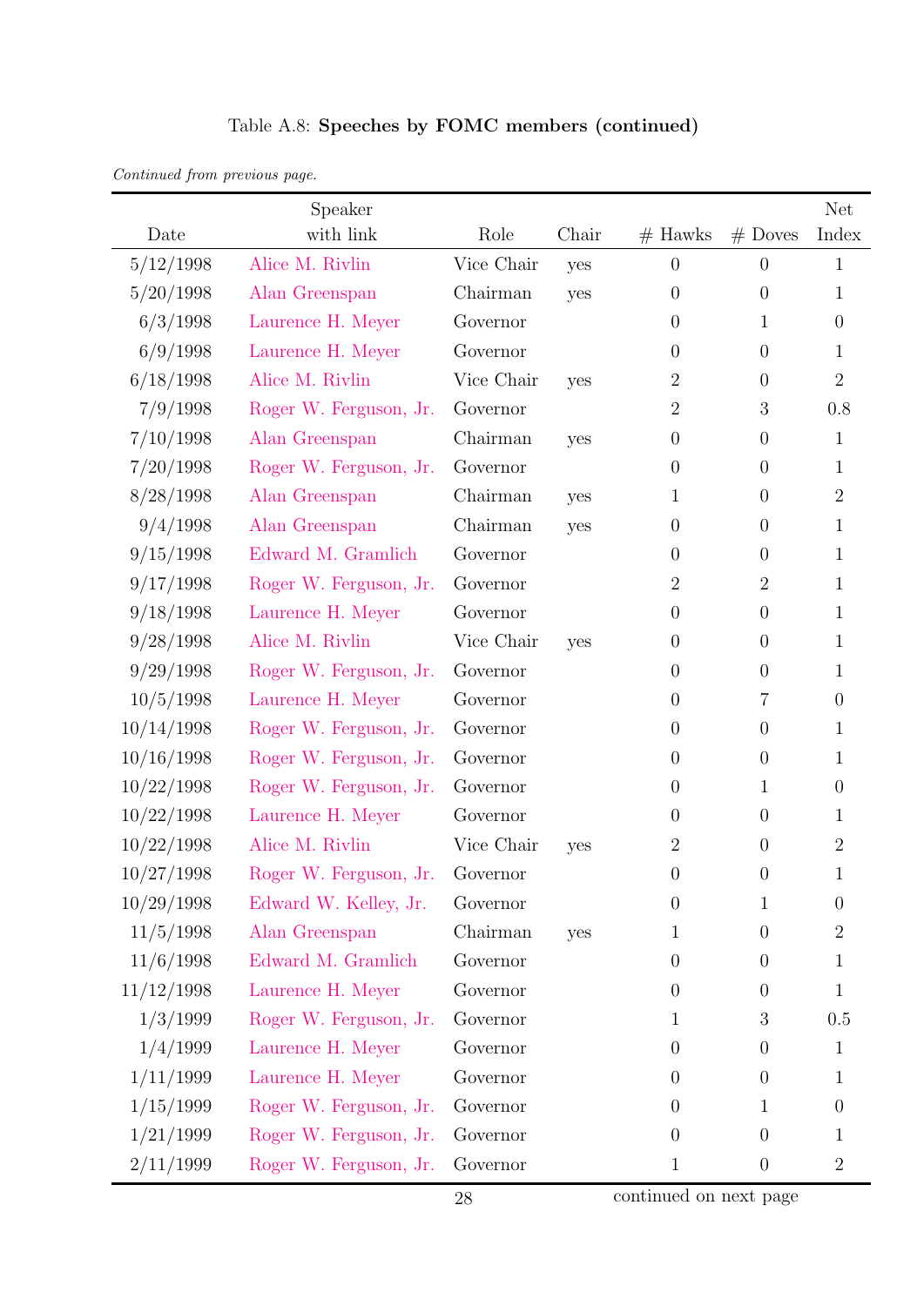Table A.8: **Speeches by FOMC members (continued)**

*Continued from previous page.*

| Date | Speaker with link | Role | Chair | # Hawks | # Doves | Net Index |
|---|---|---|---|---|---|---|
| 5/12/1998 | Alice M. Rivlin | Vice Chair | yes | 0 | 0 | 1 |
| 5/20/1998 | Alan Greenspan | Chairman | yes | 0 | 0 | 1 |
| 6/3/1998 | Laurence H. Meyer | Governor | | 0 | 1 | 0 |
| 6/9/1998 | Laurence H. Meyer | Governor | | 0 | 0 | 1 |
| 6/18/1998 | Alice M. Rivlin | Vice Chair | yes | 2 | 0 | 2 |
| 7/9/1998 | Roger W. Ferguson, Jr. | Governor | | 2 | 3 | 0.8 |
| 7/10/1998 | Alan Greenspan | Chairman | yes | 0 | 0 | 1 |
| 7/20/1998 | Roger W. Ferguson, Jr. | Governor | | 0 | 0 | 1 |
| 8/28/1998 | Alan Greenspan | Chairman | yes | 1 | 0 | 2 |
| 9/4/1998 | Alan Greenspan | Chairman | yes | 0 | 0 | 1 |
| 9/15/1998 | Edward M. Gramlich | Governor | | 0 | 0 | 1 |
| 9/17/1998 | Roger W. Ferguson, Jr. | Governor | | 2 | 2 | 1 |
| 9/18/1998 | Laurence H. Meyer | Governor | | 0 | 0 | 1 |
| 9/28/1998 | Alice M. Rivlin | Vice Chair | yes | 0 | 0 | 1 |
| 9/29/1998 | Roger W. Ferguson, Jr. | Governor | | 0 | 0 | 1 |
| 10/5/1998 | Laurence H. Meyer | Governor | | 0 | 7 | 0 |
| 10/14/1998 | Roger W. Ferguson, Jr. | Governor | | 0 | 0 | 1 |
| 10/16/1998 | Roger W. Ferguson, Jr. | Governor | | 0 | 0 | 1 |
| 10/22/1998 | Roger W. Ferguson, Jr. | Governor | | 0 | 1 | 0 |
| 10/22/1998 | Laurence H. Meyer | Governor | | 0 | 0 | 1 |
| 10/22/1998 | Alice M. Rivlin | Vice Chair | yes | 2 | 0 | 2 |
| 10/27/1998 | Roger W. Ferguson, Jr. | Governor | | 0 | 0 | 1 |
| 10/29/1998 | Edward W. Kelley, Jr. | Governor | | 0 | 1 | 0 |
| 11/5/1998 | Alan Greenspan | Chairman | yes | 1 | 0 | 2 |
| 11/6/1998 | Edward M. Gramlich | Governor | | 0 | 0 | 1 |
| 11/12/1998 | Laurence H. Meyer | Governor | | 0 | 0 | 1 |
| 1/3/1999 | Roger W. Ferguson, Jr. | Governor | | 1 | 3 | 0.5 |
| 1/4/1999 | Laurence H. Meyer | Governor | | 0 | 0 | 1 |
| 1/11/1999 | Laurence H. Meyer | Governor | | 0 | 0 | 1 |
| 1/15/1999 | Roger W. Ferguson, Jr. | Governor | | 0 | 1 | 0 |
| 1/21/1999 | Roger W. Ferguson, Jr. | Governor | | 0 | 0 | 1 |
| 2/11/1999 | Roger W. Ferguson, Jr. | Governor | | 1 | 0 | 2 |

continued on next page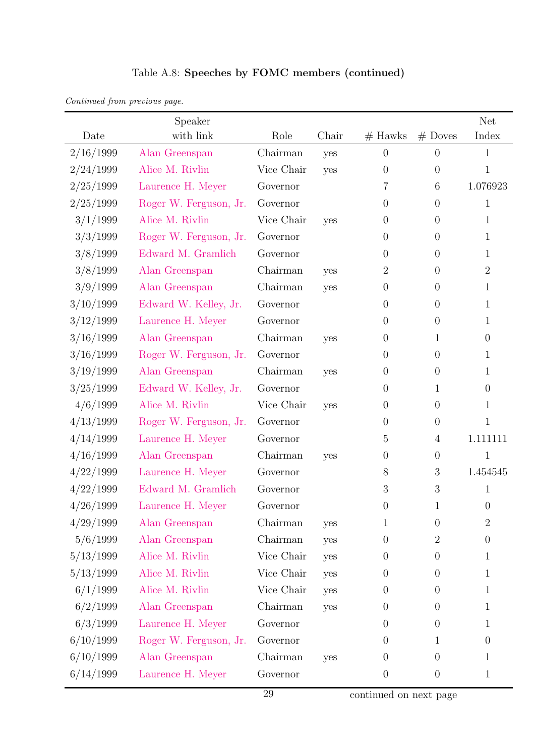Table A.8: **Speeches by FOMC members (continued)**

*Continued from previous page.*

| Date | Speaker with link | Role | Chair | # Hawks | # Doves | Net Index |
|---|---|---|---|---|---|---|
| 2/16/1999 | Alan Greenspan | Chairman | yes | 0 | 0 | 1 |
| 2/24/1999 | Alice M. Rivlin | Vice Chair | yes | 0 | 0 | 1 |
| 2/25/1999 | Laurence H. Meyer | Governor | | 7 | 6 | 1.076923 |
| 2/25/1999 | Roger W. Ferguson, Jr. | Governor | | 0 | 0 | 1 |
| 3/1/1999 | Alice M. Rivlin | Vice Chair | yes | 0 | 0 | 1 |
| 3/3/1999 | Roger W. Ferguson, Jr. | Governor | | 0 | 0 | 1 |
| 3/8/1999 | Edward M. Gramlich | Governor | | 0 | 0 | 1 |
| 3/8/1999 | Alan Greenspan | Chairman | yes | 2 | 0 | 2 |
| 3/9/1999 | Alan Greenspan | Chairman | yes | 0 | 0 | 1 |
| 3/10/1999 | Edward W. Kelley, Jr. | Governor | | 0 | 0 | 1 |
| 3/12/1999 | Laurence H. Meyer | Governor | | 0 | 0 | 1 |
| 3/16/1999 | Alan Greenspan | Chairman | yes | 0 | 1 | 0 |
| 3/16/1999 | Roger W. Ferguson, Jr. | Governor | | 0 | 0 | 1 |
| 3/19/1999 | Alan Greenspan | Chairman | yes | 0 | 0 | 1 |
| 3/25/1999 | Edward W. Kelley, Jr. | Governor | | 0 | 1 | 0 |
| 4/6/1999 | Alice M. Rivlin | Vice Chair | yes | 0 | 0 | 1 |
| 4/13/1999 | Roger W. Ferguson, Jr. | Governor | | 0 | 0 | 1 |
| 4/14/1999 | Laurence H. Meyer | Governor | | 5 | 4 | 1.111111 |
| 4/16/1999 | Alan Greenspan | Chairman | yes | 0 | 0 | 1 |
| 4/22/1999 | Laurence H. Meyer | Governor | | 8 | 3 | 1.454545 |
| 4/22/1999 | Edward M. Gramlich | Governor | | 3 | 3 | 1 |
| 4/26/1999 | Laurence H. Meyer | Governor | | 0 | 1 | 0 |
| 4/29/1999 | Alan Greenspan | Chairman | yes | 1 | 0 | 2 |
| 5/6/1999 | Alan Greenspan | Chairman | yes | 0 | 2 | 0 |
| 5/13/1999 | Alice M. Rivlin | Vice Chair | yes | 0 | 0 | 1 |
| 5/13/1999 | Alice M. Rivlin | Vice Chair | yes | 0 | 0 | 1 |
| 6/1/1999 | Alice M. Rivlin | Vice Chair | yes | 0 | 0 | 1 |
| 6/2/1999 | Alan Greenspan | Chairman | yes | 0 | 0 | 1 |
| 6/3/1999 | Laurence H. Meyer | Governor | | 0 | 0 | 1 |
| 6/10/1999 | Roger W. Ferguson, Jr. | Governor | | 0 | 1 | 0 |
| 6/10/1999 | Alan Greenspan | Chairman | yes | 0 | 0 | 1 |
| 6/14/1999 | Laurence H. Meyer | Governor | | 0 | 0 | 1 |

continued on next page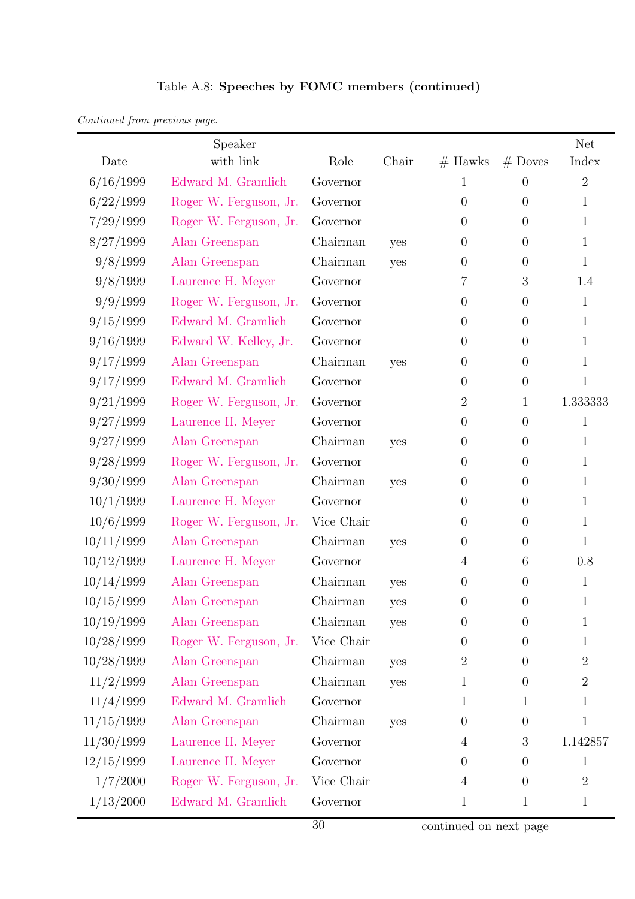Table A.8: **Speeches by FOMC members (continued)**

*Continued from previous page.*

| Date | Speaker with link | Role | Chair | # Hawks | # Doves | Net Index |
|---|---|---|---|---|---|---|
| 6/16/1999 | Edward M. Gramlich | Governor | | 1 | 0 | 2 |
| 6/22/1999 | Roger W. Ferguson, Jr. | Governor | | 0 | 0 | 1 |
| 7/29/1999 | Roger W. Ferguson, Jr. | Governor | | 0 | 0 | 1 |
| 8/27/1999 | Alan Greenspan | Chairman | yes | 0 | 0 | 1 |
| 9/8/1999 | Alan Greenspan | Chairman | yes | 0 | 0 | 1 |
| 9/8/1999 | Laurence H. Meyer | Governor | | 7 | 3 | 1.4 |
| 9/9/1999 | Roger W. Ferguson, Jr. | Governor | | 0 | 0 | 1 |
| 9/15/1999 | Edward M. Gramlich | Governor | | 0 | 0 | 1 |
| 9/16/1999 | Edward W. Kelley, Jr. | Governor | | 0 | 0 | 1 |
| 9/17/1999 | Alan Greenspan | Chairman | yes | 0 | 0 | 1 |
| 9/17/1999 | Edward M. Gramlich | Governor | | 0 | 0 | 1 |
| 9/21/1999 | Roger W. Ferguson, Jr. | Governor | | 2 | 1 | 1.333333 |
| 9/27/1999 | Laurence H. Meyer | Governor | | 0 | 0 | 1 |
| 9/27/1999 | Alan Greenspan | Chairman | yes | 0 | 0 | 1 |
| 9/28/1999 | Roger W. Ferguson, Jr. | Governor | | 0 | 0 | 1 |
| 9/30/1999 | Alan Greenspan | Chairman | yes | 0 | 0 | 1 |
| 10/1/1999 | Laurence H. Meyer | Governor | | 0 | 0 | 1 |
| 10/6/1999 | Roger W. Ferguson, Jr. | Vice Chair | | 0 | 0 | 1 |
| 10/11/1999 | Alan Greenspan | Chairman | yes | 0 | 0 | 1 |
| 10/12/1999 | Laurence H. Meyer | Governor | | 4 | 6 | 0.8 |
| 10/14/1999 | Alan Greenspan | Chairman | yes | 0 | 0 | 1 |
| 10/15/1999 | Alan Greenspan | Chairman | yes | 0 | 0 | 1 |
| 10/19/1999 | Alan Greenspan | Chairman | yes | 0 | 0 | 1 |
| 10/28/1999 | Roger W. Ferguson, Jr. | Vice Chair | | 0 | 0 | 1 |
| 10/28/1999 | Alan Greenspan | Chairman | yes | 2 | 0 | 2 |
| 11/2/1999 | Alan Greenspan | Chairman | yes | 1 | 0 | 2 |
| 11/4/1999 | Edward M. Gramlich | Governor | | 1 | 1 | 1 |
| 11/15/1999 | Alan Greenspan | Chairman | yes | 0 | 0 | 1 |
| 11/30/1999 | Laurence H. Meyer | Governor | | 4 | 3 | 1.142857 |
| 12/15/1999 | Laurence H. Meyer | Governor | | 0 | 0 | 1 |
| 1/7/2000 | Roger W. Ferguson, Jr. | Vice Chair | | 4 | 0 | 2 |
| 1/13/2000 | Edward M. Gramlich | Governor | | 1 | 1 | 1 |

continued on next page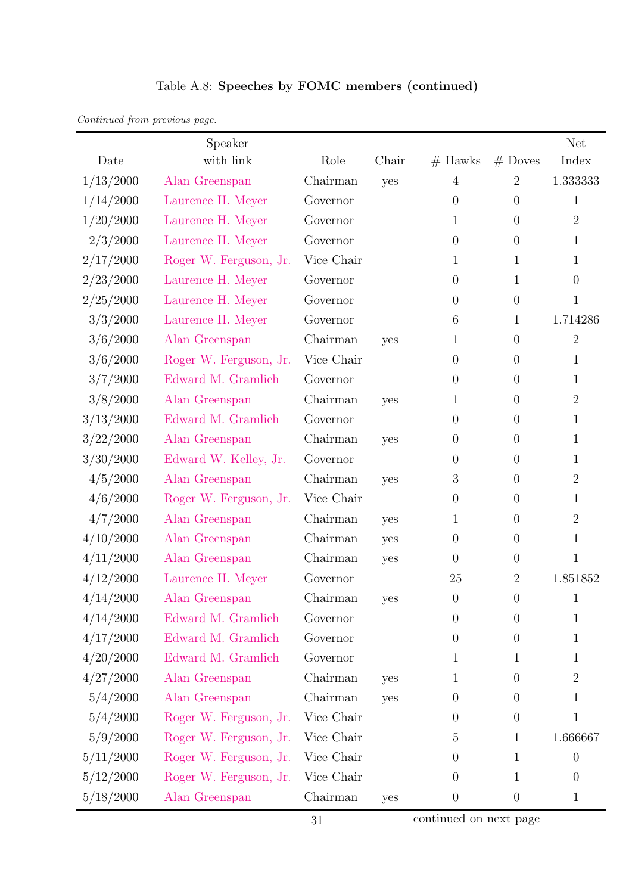Table A.8: **Speeches by FOMC members (continued)**

*Continued from previous page.*

| Date | Speaker with link | Role | Chair | # Hawks | # Doves | Net Index |
|---|---|---|---|---|---|---|
| 1/13/2000 | Alan Greenspan | Chairman | yes | 4 | 2 | 1.333333 |
| 1/14/2000 | Laurence H. Meyer | Governor | | 0 | 0 | 1 |
| 1/20/2000 | Laurence H. Meyer | Governor | | 1 | 0 | 2 |
| 2/3/2000 | Laurence H. Meyer | Governor | | 0 | 0 | 1 |
| 2/17/2000 | Roger W. Ferguson, Jr. | Vice Chair | | 1 | 1 | 1 |
| 2/23/2000 | Laurence H. Meyer | Governor | | 0 | 1 | 0 |
| 2/25/2000 | Laurence H. Meyer | Governor | | 0 | 0 | 1 |
| 3/3/2000 | Laurence H. Meyer | Governor | | 6 | 1 | 1.714286 |
| 3/6/2000 | Alan Greenspan | Chairman | yes | 1 | 0 | 2 |
| 3/6/2000 | Roger W. Ferguson, Jr. | Vice Chair | | 0 | 0 | 1 |
| 3/7/2000 | Edward M. Gramlich | Governor | | 0 | 0 | 1 |
| 3/8/2000 | Alan Greenspan | Chairman | yes | 1 | 0 | 2 |
| 3/13/2000 | Edward M. Gramlich | Governor | | 0 | 0 | 1 |
| 3/22/2000 | Alan Greenspan | Chairman | yes | 0 | 0 | 1 |
| 3/30/2000 | Edward W. Kelley, Jr. | Governor | | 0 | 0 | 1 |
| 4/5/2000 | Alan Greenspan | Chairman | yes | 3 | 0 | 2 |
| 4/6/2000 | Roger W. Ferguson, Jr. | Vice Chair | | 0 | 0 | 1 |
| 4/7/2000 | Alan Greenspan | Chairman | yes | 1 | 0 | 2 |
| 4/10/2000 | Alan Greenspan | Chairman | yes | 0 | 0 | 1 |
| 4/11/2000 | Alan Greenspan | Chairman | yes | 0 | 0 | 1 |
| 4/12/2000 | Laurence H. Meyer | Governor | | 25 | 2 | 1.851852 |
| 4/14/2000 | Alan Greenspan | Chairman | yes | 0 | 0 | 1 |
| 4/14/2000 | Edward M. Gramlich | Governor | | 0 | 0 | 1 |
| 4/17/2000 | Edward M. Gramlich | Governor | | 0 | 0 | 1 |
| 4/20/2000 | Edward M. Gramlich | Governor | | 1 | 1 | 1 |
| 4/27/2000 | Alan Greenspan | Chairman | yes | 1 | 0 | 2 |
| 5/4/2000 | Alan Greenspan | Chairman | yes | 0 | 0 | 1 |
| 5/4/2000 | Roger W. Ferguson, Jr. | Vice Chair | | 0 | 0 | 1 |
| 5/9/2000 | Roger W. Ferguson, Jr. | Vice Chair | | 5 | 1 | 1.666667 |
| 5/11/2000 | Roger W. Ferguson, Jr. | Vice Chair | | 0 | 1 | 0 |
| 5/12/2000 | Roger W. Ferguson, Jr. | Vice Chair | | 0 | 1 | 0 |
| 5/18/2000 | Alan Greenspan | Chairman | yes | 0 | 0 | 1 |

continued on next page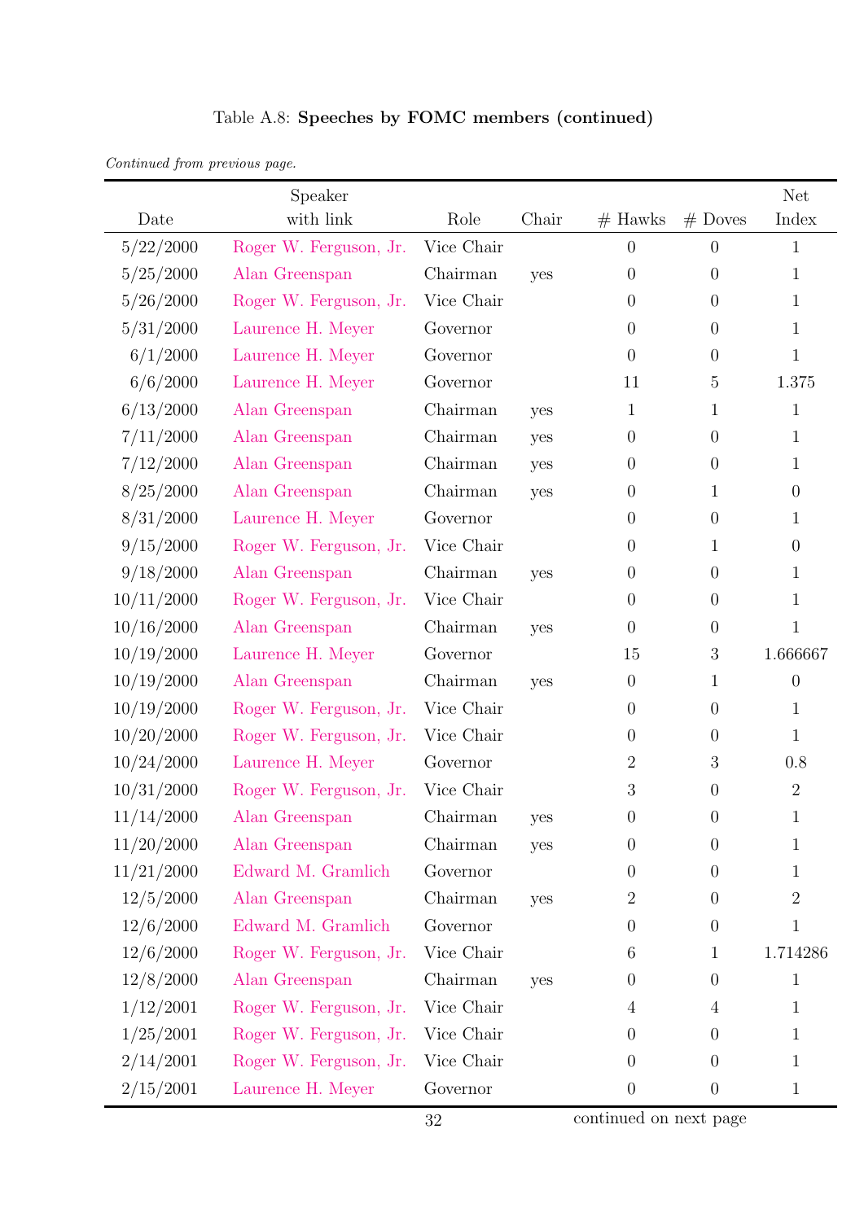Table A.8: **Speeches by FOMC members (continued)**

*Continued from previous page.*

| Date | Speaker with link | Role | Chair | # Hawks | # Doves | Net Index |
|---|---|---|---|---|---|---|
| 5/22/2000 | Roger W. Ferguson, Jr. | Vice Chair | | 0 | 0 | 1 |
| 5/25/2000 | Alan Greenspan | Chairman | yes | 0 | 0 | 1 |
| 5/26/2000 | Roger W. Ferguson, Jr. | Vice Chair | | 0 | 0 | 1 |
| 5/31/2000 | Laurence H. Meyer | Governor | | 0 | 0 | 1 |
| 6/1/2000 | Laurence H. Meyer | Governor | | 0 | 0 | 1 |
| 6/6/2000 | Laurence H. Meyer | Governor | | 11 | 5 | 1.375 |
| 6/13/2000 | Alan Greenspan | Chairman | yes | 1 | 1 | 1 |
| 7/11/2000 | Alan Greenspan | Chairman | yes | 0 | 0 | 1 |
| 7/12/2000 | Alan Greenspan | Chairman | yes | 0 | 0 | 1 |
| 8/25/2000 | Alan Greenspan | Chairman | yes | 0 | 1 | 0 |
| 8/31/2000 | Laurence H. Meyer | Governor | | 0 | 0 | 1 |
| 9/15/2000 | Roger W. Ferguson, Jr. | Vice Chair | | 0 | 1 | 0 |
| 9/18/2000 | Alan Greenspan | Chairman | yes | 0 | 0 | 1 |
| 10/11/2000 | Roger W. Ferguson, Jr. | Vice Chair | | 0 | 0 | 1 |
| 10/16/2000 | Alan Greenspan | Chairman | yes | 0 | 0 | 1 |
| 10/19/2000 | Laurence H. Meyer | Governor | | 15 | 3 | 1.666667 |
| 10/19/2000 | Alan Greenspan | Chairman | yes | 0 | 1 | 0 |
| 10/19/2000 | Roger W. Ferguson, Jr. | Vice Chair | | 0 | 0 | 1 |
| 10/20/2000 | Roger W. Ferguson, Jr. | Vice Chair | | 0 | 0 | 1 |
| 10/24/2000 | Laurence H. Meyer | Governor | | 2 | 3 | 0.8 |
| 10/31/2000 | Roger W. Ferguson, Jr. | Vice Chair | | 3 | 0 | 2 |
| 11/14/2000 | Alan Greenspan | Chairman | yes | 0 | 0 | 1 |
| 11/20/2000 | Alan Greenspan | Chairman | yes | 0 | 0 | 1 |
| 11/21/2000 | Edward M. Gramlich | Governor | | 0 | 0 | 1 |
| 12/5/2000 | Alan Greenspan | Chairman | yes | 2 | 0 | 2 |
| 12/6/2000 | Edward M. Gramlich | Governor | | 0 | 0 | 1 |
| 12/6/2000 | Roger W. Ferguson, Jr. | Vice Chair | | 6 | 1 | 1.714286 |
| 12/8/2000 | Alan Greenspan | Chairman | yes | 0 | 0 | 1 |
| 1/12/2001 | Roger W. Ferguson, Jr. | Vice Chair | | 4 | 4 | 1 |
| 1/25/2001 | Roger W. Ferguson, Jr. | Vice Chair | | 0 | 0 | 1 |
| 2/14/2001 | Roger W. Ferguson, Jr. | Vice Chair | | 0 | 0 | 1 |
| 2/15/2001 | Laurence H. Meyer | Governor | | 0 | 0 | 1 |

continued on next page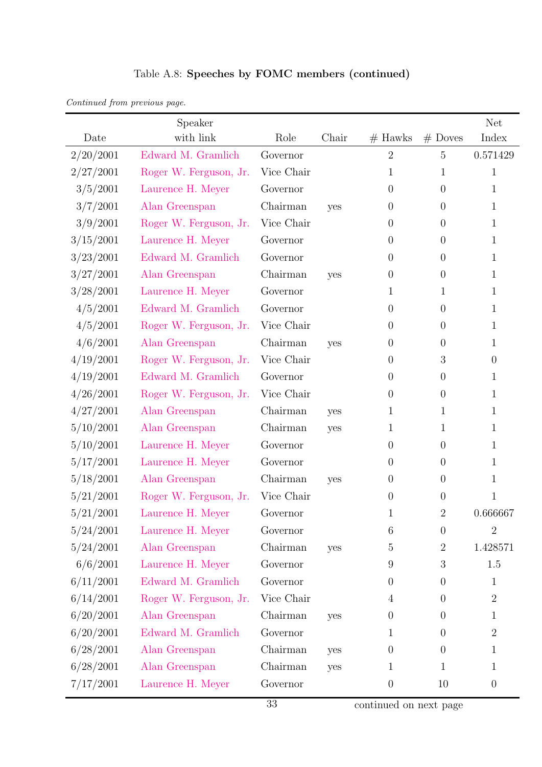Table A.8: **Speeches by FOMC members (continued)**

*Continued from previous page.*

| Date | Speaker with link | Role | Chair | # Hawks | # Doves | Net Index |
|---|---|---|---|---|---|---|
| 2/20/2001 | Edward M. Gramlich | Governor | | 2 | 5 | 0.571429 |
| 2/27/2001 | Roger W. Ferguson, Jr. | Vice Chair | | 1 | 1 | 1 |
| 3/5/2001 | Laurence H. Meyer | Governor | | 0 | 0 | 1 |
| 3/7/2001 | Alan Greenspan | Chairman | yes | 0 | 0 | 1 |
| 3/9/2001 | Roger W. Ferguson, Jr. | Vice Chair | | 0 | 0 | 1 |
| 3/15/2001 | Laurence H. Meyer | Governor | | 0 | 0 | 1 |
| 3/23/2001 | Edward M. Gramlich | Governor | | 0 | 0 | 1 |
| 3/27/2001 | Alan Greenspan | Chairman | yes | 0 | 0 | 1 |
| 3/28/2001 | Laurence H. Meyer | Governor | | 1 | 1 | 1 |
| 4/5/2001 | Edward M. Gramlich | Governor | | 0 | 0 | 1 |
| 4/5/2001 | Roger W. Ferguson, Jr. | Vice Chair | | 0 | 0 | 1 |
| 4/6/2001 | Alan Greenspan | Chairman | yes | 0 | 0 | 1 |
| 4/19/2001 | Roger W. Ferguson, Jr. | Vice Chair | | 0 | 3 | 0 |
| 4/19/2001 | Edward M. Gramlich | Governor | | 0 | 0 | 1 |
| 4/26/2001 | Roger W. Ferguson, Jr. | Vice Chair | | 0 | 0 | 1 |
| 4/27/2001 | Alan Greenspan | Chairman | yes | 1 | 1 | 1 |
| 5/10/2001 | Alan Greenspan | Chairman | yes | 1 | 1 | 1 |
| 5/10/2001 | Laurence H. Meyer | Governor | | 0 | 0 | 1 |
| 5/17/2001 | Laurence H. Meyer | Governor | | 0 | 0 | 1 |
| 5/18/2001 | Alan Greenspan | Chairman | yes | 0 | 0 | 1 |
| 5/21/2001 | Roger W. Ferguson, Jr. | Vice Chair | | 0 | 0 | 1 |
| 5/21/2001 | Laurence H. Meyer | Governor | | 1 | 2 | 0.666667 |
| 5/24/2001 | Laurence H. Meyer | Governor | | 6 | 0 | 2 |
| 5/24/2001 | Alan Greenspan | Chairman | yes | 5 | 2 | 1.428571 |
| 6/6/2001 | Laurence H. Meyer | Governor | | 9 | 3 | 1.5 |
| 6/11/2001 | Edward M. Gramlich | Governor | | 0 | 0 | 1 |
| 6/14/2001 | Roger W. Ferguson, Jr. | Vice Chair | | 4 | 0 | 2 |
| 6/20/2001 | Alan Greenspan | Chairman | yes | 0 | 0 | 1 |
| 6/20/2001 | Edward M. Gramlich | Governor | | 1 | 0 | 2 |
| 6/28/2001 | Alan Greenspan | Chairman | yes | 0 | 0 | 1 |
| 6/28/2001 | Alan Greenspan | Chairman | yes | 1 | 1 | 1 |
| 7/17/2001 | Laurence H. Meyer | Governor | | 0 | 10 | 0 |

continued on next page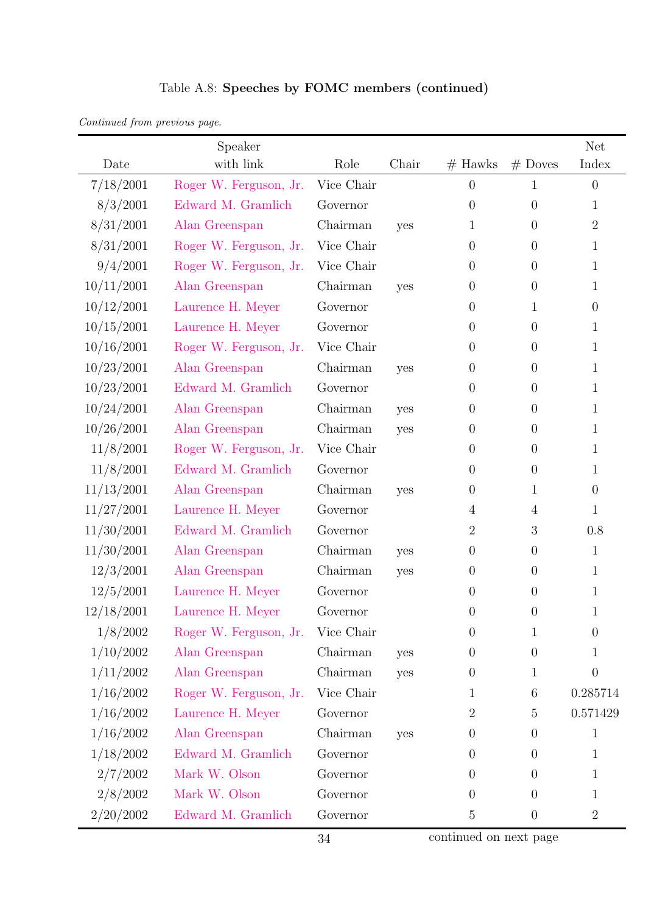Table A.8: **Speeches by FOMC members (continued)**

*Continued from previous page.*

| Date | Speaker with link | Role | Chair | # Hawks | # Doves | Net Index |
|---|---|---|---|---|---|---|
| 7/18/2001 | Roger W. Ferguson, Jr. | Vice Chair | | 0 | 1 | 0 |
| 8/3/2001 | Edward M. Gramlich | Governor | | 0 | 0 | 1 |
| 8/31/2001 | Alan Greenspan | Chairman | yes | 1 | 0 | 2 |
| 8/31/2001 | Roger W. Ferguson, Jr. | Vice Chair | | 0 | 0 | 1 |
| 9/4/2001 | Roger W. Ferguson, Jr. | Vice Chair | | 0 | 0 | 1 |
| 10/11/2001 | Alan Greenspan | Chairman | yes | 0 | 0 | 1 |
| 10/12/2001 | Laurence H. Meyer | Governor | | 0 | 1 | 0 |
| 10/15/2001 | Laurence H. Meyer | Governor | | 0 | 0 | 1 |
| 10/16/2001 | Roger W. Ferguson, Jr. | Vice Chair | | 0 | 0 | 1 |
| 10/23/2001 | Alan Greenspan | Chairman | yes | 0 | 0 | 1 |
| 10/23/2001 | Edward M. Gramlich | Governor | | 0 | 0 | 1 |
| 10/24/2001 | Alan Greenspan | Chairman | yes | 0 | 0 | 1 |
| 10/26/2001 | Alan Greenspan | Chairman | yes | 0 | 0 | 1 |
| 11/8/2001 | Roger W. Ferguson, Jr. | Vice Chair | | 0 | 0 | 1 |
| 11/8/2001 | Edward M. Gramlich | Governor | | 0 | 0 | 1 |
| 11/13/2001 | Alan Greenspan | Chairman | yes | 0 | 1 | 0 |
| 11/27/2001 | Laurence H. Meyer | Governor | | 4 | 4 | 1 |
| 11/30/2001 | Edward M. Gramlich | Governor | | 2 | 3 | 0.8 |
| 11/30/2001 | Alan Greenspan | Chairman | yes | 0 | 0 | 1 |
| 12/3/2001 | Alan Greenspan | Chairman | yes | 0 | 0 | 1 |
| 12/5/2001 | Laurence H. Meyer | Governor | | 0 | 0 | 1 |
| 12/18/2001 | Laurence H. Meyer | Governor | | 0 | 0 | 1 |
| 1/8/2002 | Roger W. Ferguson, Jr. | Vice Chair | | 0 | 1 | 0 |
| 1/10/2002 | Alan Greenspan | Chairman | yes | 0 | 0 | 1 |
| 1/11/2002 | Alan Greenspan | Chairman | yes | 0 | 1 | 0 |
| 1/16/2002 | Roger W. Ferguson, Jr. | Vice Chair | | 1 | 6 | 0.285714 |
| 1/16/2002 | Laurence H. Meyer | Governor | | 2 | 5 | 0.571429 |
| 1/16/2002 | Alan Greenspan | Chairman | yes | 0 | 0 | 1 |
| 1/18/2002 | Edward M. Gramlich | Governor | | 0 | 0 | 1 |
| 2/7/2002 | Mark W. Olson | Governor | | 0 | 0 | 1 |
| 2/8/2002 | Mark W. Olson | Governor | | 0 | 0 | 1 |
| 2/20/2002 | Edward M. Gramlich | Governor | | 5 | 0 | 2 |

continued on next page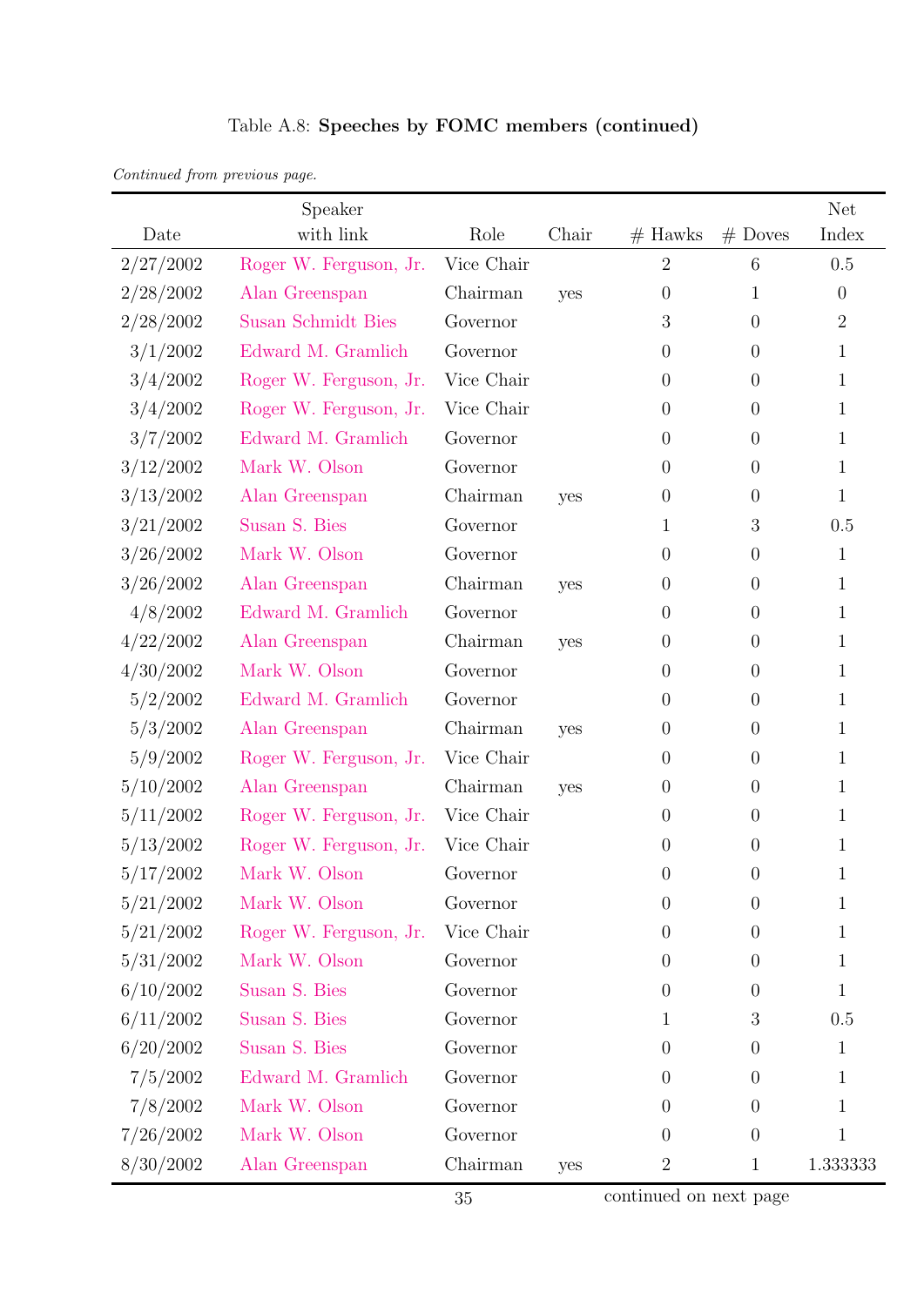Table A.8: **Speeches by FOMC members (continued)**

*Continued from previous page.*

| Date | Speaker with link | Role | Chair | # Hawks | # Doves | Net Index |
|---|---|---|---|---|---|---|
| 2/27/2002 | Roger W. Ferguson, Jr. | Vice Chair | | 2 | 6 | 0.5 |
| 2/28/2002 | Alan Greenspan | Chairman | yes | 0 | 1 | 0 |
| 2/28/2002 | Susan Schmidt Bies | Governor | | 3 | 0 | 2 |
| 3/1/2002 | Edward M. Gramlich | Governor | | 0 | 0 | 1 |
| 3/4/2002 | Roger W. Ferguson, Jr. | Vice Chair | | 0 | 0 | 1 |
| 3/4/2002 | Roger W. Ferguson, Jr. | Vice Chair | | 0 | 0 | 1 |
| 3/7/2002 | Edward M. Gramlich | Governor | | 0 | 0 | 1 |
| 3/12/2002 | Mark W. Olson | Governor | | 0 | 0 | 1 |
| 3/13/2002 | Alan Greenspan | Chairman | yes | 0 | 0 | 1 |
| 3/21/2002 | Susan S. Bies | Governor | | 1 | 3 | 0.5 |
| 3/26/2002 | Mark W. Olson | Governor | | 0 | 0 | 1 |
| 3/26/2002 | Alan Greenspan | Chairman | yes | 0 | 0 | 1 |
| 4/8/2002 | Edward M. Gramlich | Governor | | 0 | 0 | 1 |
| 4/22/2002 | Alan Greenspan | Chairman | yes | 0 | 0 | 1 |
| 4/30/2002 | Mark W. Olson | Governor | | 0 | 0 | 1 |
| 5/2/2002 | Edward M. Gramlich | Governor | | 0 | 0 | 1 |
| 5/3/2002 | Alan Greenspan | Chairman | yes | 0 | 0 | 1 |
| 5/9/2002 | Roger W. Ferguson, Jr. | Vice Chair | | 0 | 0 | 1 |
| 5/10/2002 | Alan Greenspan | Chairman | yes | 0 | 0 | 1 |
| 5/11/2002 | Roger W. Ferguson, Jr. | Vice Chair | | 0 | 0 | 1 |
| 5/13/2002 | Roger W. Ferguson, Jr. | Vice Chair | | 0 | 0 | 1 |
| 5/17/2002 | Mark W. Olson | Governor | | 0 | 0 | 1 |
| 5/21/2002 | Mark W. Olson | Governor | | 0 | 0 | 1 |
| 5/21/2002 | Roger W. Ferguson, Jr. | Vice Chair | | 0 | 0 | 1 |
| 5/31/2002 | Mark W. Olson | Governor | | 0 | 0 | 1 |
| 6/10/2002 | Susan S. Bies | Governor | | 0 | 0 | 1 |
| 6/11/2002 | Susan S. Bies | Governor | | 1 | 3 | 0.5 |
| 6/20/2002 | Susan S. Bies | Governor | | 0 | 0 | 1 |
| 7/5/2002 | Edward M. Gramlich | Governor | | 0 | 0 | 1 |
| 7/8/2002 | Mark W. Olson | Governor | | 0 | 0 | 1 |
| 7/26/2002 | Mark W. Olson | Governor | | 0 | 0 | 1 |
| 8/30/2002 | Alan Greenspan | Chairman | yes | 2 | 1 | 1.333333 |

continued on next page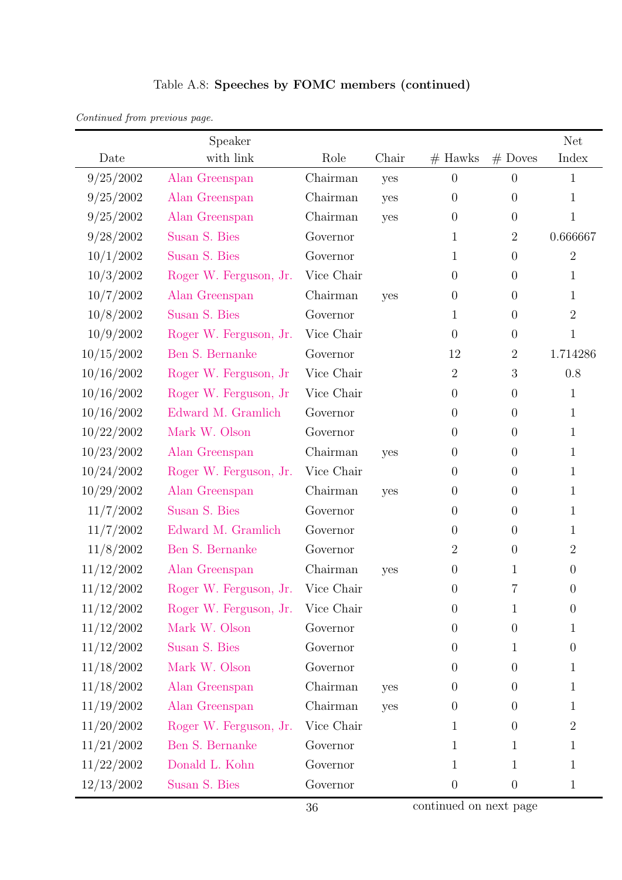Table A.8: **Speeches by FOMC members (continued)**

*Continued from previous page.*

| Date | Speaker with link | Role | Chair | # Hawks | # Doves | Net Index |
|---|---|---|---|---|---|---|
| 9/25/2002 | Alan Greenspan | Chairman | yes | 0 | 0 | 1 |
| 9/25/2002 | Alan Greenspan | Chairman | yes | 0 | 0 | 1 |
| 9/25/2002 | Alan Greenspan | Chairman | yes | 0 | 0 | 1 |
| 9/28/2002 | Susan S. Bies | Governor | | 1 | 2 | 0.666667 |
| 10/1/2002 | Susan S. Bies | Governor | | 1 | 0 | 2 |
| 10/3/2002 | Roger W. Ferguson, Jr. | Vice Chair | | 0 | 0 | 1 |
| 10/7/2002 | Alan Greenspan | Chairman | yes | 0 | 0 | 1 |
| 10/8/2002 | Susan S. Bies | Governor | | 1 | 0 | 2 |
| 10/9/2002 | Roger W. Ferguson, Jr. | Vice Chair | | 0 | 0 | 1 |
| 10/15/2002 | Ben S. Bernanke | Governor | | 12 | 2 | 1.714286 |
| 10/16/2002 | Roger W. Ferguson, Jr | Vice Chair | | 2 | 3 | 0.8 |
| 10/16/2002 | Roger W. Ferguson, Jr | Vice Chair | | 0 | 0 | 1 |
| 10/16/2002 | Edward M. Gramlich | Governor | | 0 | 0 | 1 |
| 10/22/2002 | Mark W. Olson | Governor | | 0 | 0 | 1 |
| 10/23/2002 | Alan Greenspan | Chairman | yes | 0 | 0 | 1 |
| 10/24/2002 | Roger W. Ferguson, Jr. | Vice Chair | | 0 | 0 | 1 |
| 10/29/2002 | Alan Greenspan | Chairman | yes | 0 | 0 | 1 |
| 11/7/2002 | Susan S. Bies | Governor | | 0 | 0 | 1 |
| 11/7/2002 | Edward M. Gramlich | Governor | | 0 | 0 | 1 |
| 11/8/2002 | Ben S. Bernanke | Governor | | 2 | 0 | 2 |
| 11/12/2002 | Alan Greenspan | Chairman | yes | 0 | 1 | 0 |
| 11/12/2002 | Roger W. Ferguson, Jr. | Vice Chair | | 0 | 7 | 0 |
| 11/12/2002 | Roger W. Ferguson, Jr. | Vice Chair | | 0 | 1 | 0 |
| 11/12/2002 | Mark W. Olson | Governor | | 0 | 0 | 1 |
| 11/12/2002 | Susan S. Bies | Governor | | 0 | 1 | 0 |
| 11/18/2002 | Mark W. Olson | Governor | | 0 | 0 | 1 |
| 11/18/2002 | Alan Greenspan | Chairman | yes | 0 | 0 | 1 |
| 11/19/2002 | Alan Greenspan | Chairman | yes | 0 | 0 | 1 |
| 11/20/2002 | Roger W. Ferguson, Jr. | Vice Chair | | 1 | 0 | 2 |
| 11/21/2002 | Ben S. Bernanke | Governor | | 1 | 1 | 1 |
| 11/22/2002 | Donald L. Kohn | Governor | | 1 | 1 | 1 |
| 12/13/2002 | Susan S. Bies | Governor | | 0 | 0 | 1 |

continued on next page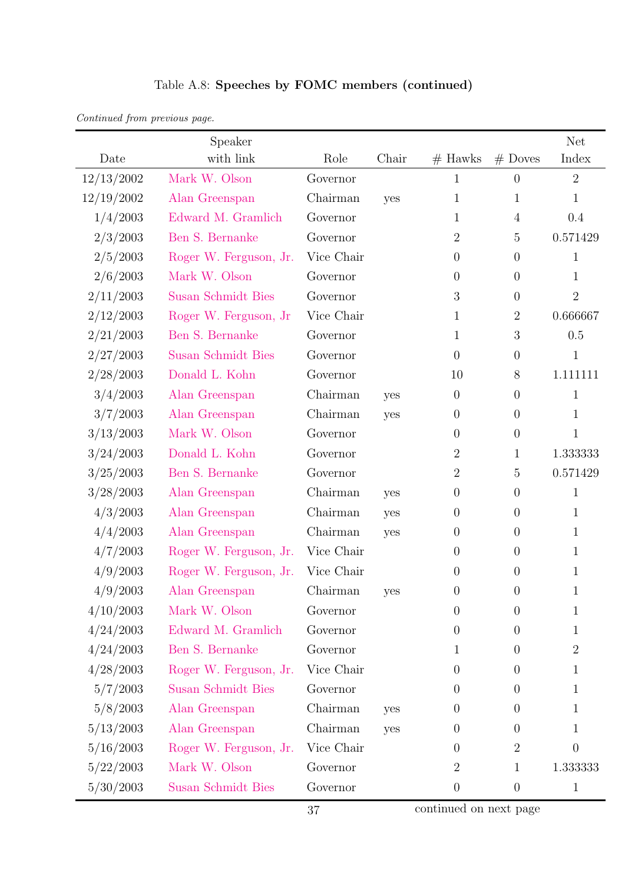Table A.8: **Speeches by FOMC members (continued)**

*Continued from previous page.*

| Date | Speaker with link | Role | Chair | # Hawks | # Doves | Net Index |
|---|---|---|---|---|---|---|
| 12/13/2002 | Mark W. Olson | Governor | | 1 | 0 | 2 |
| 12/19/2002 | Alan Greenspan | Chairman | yes | 1 | 1 | 1 |
| 1/4/2003 | Edward M. Gramlich | Governor | | 1 | 4 | 0.4 |
| 2/3/2003 | Ben S. Bernanke | Governor | | 2 | 5 | 0.571429 |
| 2/5/2003 | Roger W. Ferguson, Jr. | Vice Chair | | 0 | 0 | 1 |
| 2/6/2003 | Mark W. Olson | Governor | | 0 | 0 | 1 |
| 2/11/2003 | Susan Schmidt Bies | Governor | | 3 | 0 | 2 |
| 2/12/2003 | Roger W. Ferguson, Jr | Vice Chair | | 1 | 2 | 0.666667 |
| 2/21/2003 | Ben S. Bernanke | Governor | | 1 | 3 | 0.5 |
| 2/27/2003 | Susan Schmidt Bies | Governor | | 0 | 0 | 1 |
| 2/28/2003 | Donald L. Kohn | Governor | | 10 | 8 | 1.111111 |
| 3/4/2003 | Alan Greenspan | Chairman | yes | 0 | 0 | 1 |
| 3/7/2003 | Alan Greenspan | Chairman | yes | 0 | 0 | 1 |
| 3/13/2003 | Mark W. Olson | Governor | | 0 | 0 | 1 |
| 3/24/2003 | Donald L. Kohn | Governor | | 2 | 1 | 1.333333 |
| 3/25/2003 | Ben S. Bernanke | Governor | | 2 | 5 | 0.571429 |
| 3/28/2003 | Alan Greenspan | Chairman | yes | 0 | 0 | 1 |
| 4/3/2003 | Alan Greenspan | Chairman | yes | 0 | 0 | 1 |
| 4/4/2003 | Alan Greenspan | Chairman | yes | 0 | 0 | 1 |
| 4/7/2003 | Roger W. Ferguson, Jr. | Vice Chair | | 0 | 0 | 1 |
| 4/9/2003 | Roger W. Ferguson, Jr. | Vice Chair | | 0 | 0 | 1 |
| 4/9/2003 | Alan Greenspan | Chairman | yes | 0 | 0 | 1 |
| 4/10/2003 | Mark W. Olson | Governor | | 0 | 0 | 1 |
| 4/24/2003 | Edward M. Gramlich | Governor | | 0 | 0 | 1 |
| 4/24/2003 | Ben S. Bernanke | Governor | | 1 | 0 | 2 |
| 4/28/2003 | Roger W. Ferguson, Jr. | Vice Chair | | 0 | 0 | 1 |
| 5/7/2003 | Susan Schmidt Bies | Governor | | 0 | 0 | 1 |
| 5/8/2003 | Alan Greenspan | Chairman | yes | 0 | 0 | 1 |
| 5/13/2003 | Alan Greenspan | Chairman | yes | 0 | 0 | 1 |
| 5/16/2003 | Roger W. Ferguson, Jr. | Vice Chair | | 0 | 2 | 0 |
| 5/22/2003 | Mark W. Olson | Governor | | 2 | 1 | 1.333333 |
| 5/30/2003 | Susan Schmidt Bies | Governor | | 0 | 0 | 1 |

continued on next page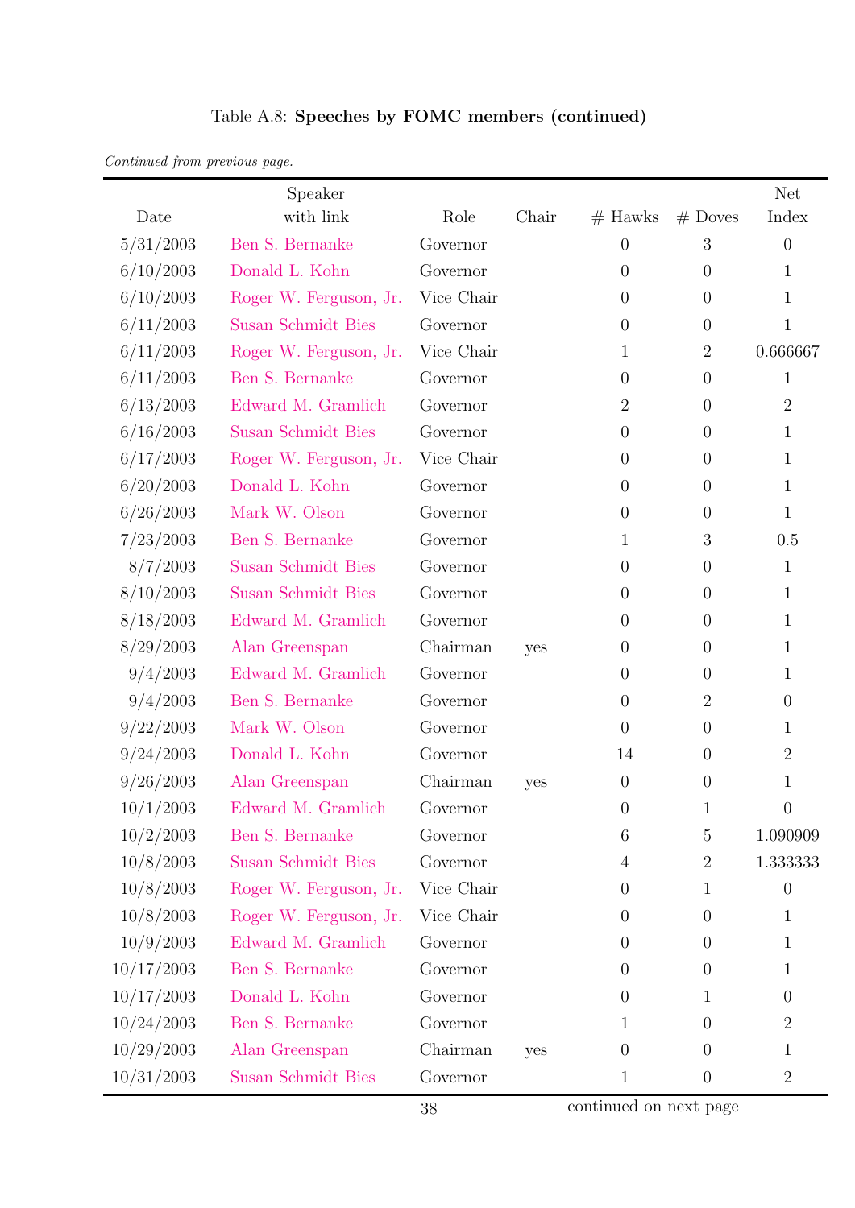Table A.8: **Speeches by FOMC members (continued)**

*Continued from previous page.*

| Date | Speaker with link | Role | Chair | # Hawks | # Doves | Net Index |
|---|---|---|---|---|---|---|
| 5/31/2003 | Ben S. Bernanke | Governor | | 0 | 3 | 0 |
| 6/10/2003 | Donald L. Kohn | Governor | | 0 | 0 | 1 |
| 6/10/2003 | Roger W. Ferguson, Jr. | Vice Chair | | 0 | 0 | 1 |
| 6/11/2003 | Susan Schmidt Bies | Governor | | 0 | 0 | 1 |
| 6/11/2003 | Roger W. Ferguson, Jr. | Vice Chair | | 1 | 2 | 0.666667 |
| 6/11/2003 | Ben S. Bernanke | Governor | | 0 | 0 | 1 |
| 6/13/2003 | Edward M. Gramlich | Governor | | 2 | 0 | 2 |
| 6/16/2003 | Susan Schmidt Bies | Governor | | 0 | 0 | 1 |
| 6/17/2003 | Roger W. Ferguson, Jr. | Vice Chair | | 0 | 0 | 1 |
| 6/20/2003 | Donald L. Kohn | Governor | | 0 | 0 | 1 |
| 6/26/2003 | Mark W. Olson | Governor | | 0 | 0 | 1 |
| 7/23/2003 | Ben S. Bernanke | Governor | | 1 | 3 | 0.5 |
| 8/7/2003 | Susan Schmidt Bies | Governor | | 0 | 0 | 1 |
| 8/10/2003 | Susan Schmidt Bies | Governor | | 0 | 0 | 1 |
| 8/18/2003 | Edward M. Gramlich | Governor | | 0 | 0 | 1 |
| 8/29/2003 | Alan Greenspan | Chairman | yes | 0 | 0 | 1 |
| 9/4/2003 | Edward M. Gramlich | Governor | | 0 | 0 | 1 |
| 9/4/2003 | Ben S. Bernanke | Governor | | 0 | 2 | 0 |
| 9/22/2003 | Mark W. Olson | Governor | | 0 | 0 | 1 |
| 9/24/2003 | Donald L. Kohn | Governor | | 14 | 0 | 2 |
| 9/26/2003 | Alan Greenspan | Chairman | yes | 0 | 0 | 1 |
| 10/1/2003 | Edward M. Gramlich | Governor | | 0 | 1 | 0 |
| 10/2/2003 | Ben S. Bernanke | Governor | | 6 | 5 | 1.090909 |
| 10/8/2003 | Susan Schmidt Bies | Governor | | 4 | 2 | 1.333333 |
| 10/8/2003 | Roger W. Ferguson, Jr. | Vice Chair | | 0 | 1 | 0 |
| 10/8/2003 | Roger W. Ferguson, Jr. | Vice Chair | | 0 | 0 | 1 |
| 10/9/2003 | Edward M. Gramlich | Governor | | 0 | 0 | 1 |
| 10/17/2003 | Ben S. Bernanke | Governor | | 0 | 0 | 1 |
| 10/17/2003 | Donald L. Kohn | Governor | | 0 | 1 | 0 |
| 10/24/2003 | Ben S. Bernanke | Governor | | 1 | 0 | 2 |
| 10/29/2003 | Alan Greenspan | Chairman | yes | 0 | 0 | 1 |
| 10/31/2003 | Susan Schmidt Bies | Governor | | 1 | 0 | 2 |

continued on next page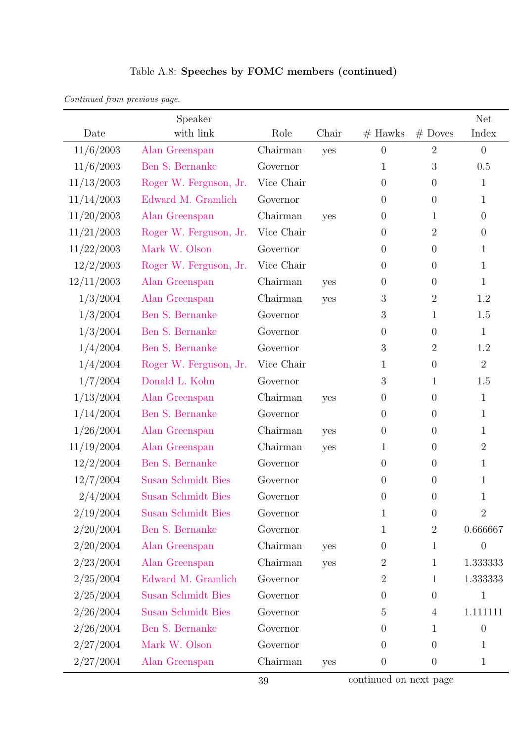Table A.8: **Speeches by FOMC members (continued)**

*Continued from previous page.*

| Date | Speaker with link | Role | Chair | # Hawks | # Doves | Net Index |
|---|---|---|---|---|---|---|
| 11/6/2003 | Alan Greenspan | Chairman | yes | 0 | 2 | 0 |
| 11/6/2003 | Ben S. Bernanke | Governor | | 1 | 3 | 0.5 |
| 11/13/2003 | Roger W. Ferguson, Jr. | Vice Chair | | 0 | 0 | 1 |
| 11/14/2003 | Edward M. Gramlich | Governor | | 0 | 0 | 1 |
| 11/20/2003 | Alan Greenspan | Chairman | yes | 0 | 1 | 0 |
| 11/21/2003 | Roger W. Ferguson, Jr. | Vice Chair | | 0 | 2 | 0 |
| 11/22/2003 | Mark W. Olson | Governor | | 0 | 0 | 1 |
| 12/2/2003 | Roger W. Ferguson, Jr. | Vice Chair | | 0 | 0 | 1 |
| 12/11/2003 | Alan Greenspan | Chairman | yes | 0 | 0 | 1 |
| 1/3/2004 | Alan Greenspan | Chairman | yes | 3 | 2 | 1.2 |
| 1/3/2004 | Ben S. Bernanke | Governor | | 3 | 1 | 1.5 |
| 1/3/2004 | Ben S. Bernanke | Governor | | 0 | 0 | 1 |
| 1/4/2004 | Ben S. Bernanke | Governor | | 3 | 2 | 1.2 |
| 1/4/2004 | Roger W. Ferguson, Jr. | Vice Chair | | 1 | 0 | 2 |
| 1/7/2004 | Donald L. Kohn | Governor | | 3 | 1 | 1.5 |
| 1/13/2004 | Alan Greenspan | Chairman | yes | 0 | 0 | 1 |
| 1/14/2004 | Ben S. Bernanke | Governor | | 0 | 0 | 1 |
| 1/26/2004 | Alan Greenspan | Chairman | yes | 0 | 0 | 1 |
| 11/19/2004 | Alan Greenspan | Chairman | yes | 1 | 0 | 2 |
| 12/2/2004 | Ben S. Bernanke | Governor | | 0 | 0 | 1 |
| 12/7/2004 | Susan Schmidt Bies | Governor | | 0 | 0 | 1 |
| 2/4/2004 | Susan Schmidt Bies | Governor | | 0 | 0 | 1 |
| 2/19/2004 | Susan Schmidt Bies | Governor | | 1 | 0 | 2 |
| 2/20/2004 | Ben S. Bernanke | Governor | | 1 | 2 | 0.666667 |
| 2/20/2004 | Alan Greenspan | Chairman | yes | 0 | 1 | 0 |
| 2/23/2004 | Alan Greenspan | Chairman | yes | 2 | 1 | 1.333333 |
| 2/25/2004 | Edward M. Gramlich | Governor | | 2 | 1 | 1.333333 |
| 2/25/2004 | Susan Schmidt Bies | Governor | | 0 | 0 | 1 |
| 2/26/2004 | Susan Schmidt Bies | Governor | | 5 | 4 | 1.111111 |
| 2/26/2004 | Ben S. Bernanke | Governor | | 0 | 1 | 0 |
| 2/27/2004 | Mark W. Olson | Governor | | 0 | 0 | 1 |
| 2/27/2004 | Alan Greenspan | Chairman | yes | 0 | 0 | 1 |

continued on next page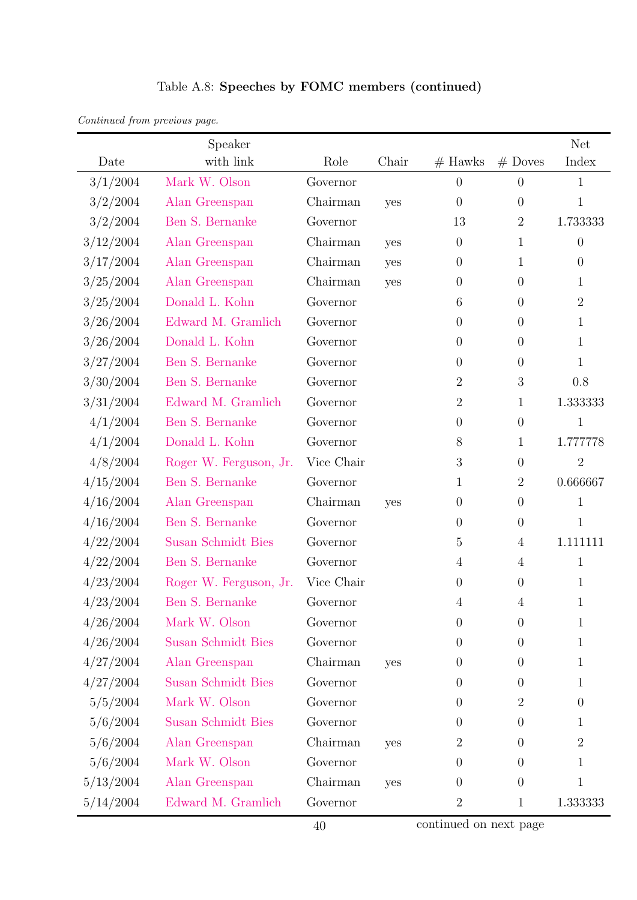Table A.8: **Speeches by FOMC members (continued)**

*Continued from previous page.*

| Date | Speaker with link | Role | Chair | # Hawks | # Doves | Net Index |
|---|---|---|---|---|---|---|
| 3/1/2004 | Mark W. Olson | Governor | | 0 | 0 | 1 |
| 3/2/2004 | Alan Greenspan | Chairman | yes | 0 | 0 | 1 |
| 3/2/2004 | Ben S. Bernanke | Governor | | 13 | 2 | 1.733333 |
| 3/12/2004 | Alan Greenspan | Chairman | yes | 0 | 1 | 0 |
| 3/17/2004 | Alan Greenspan | Chairman | yes | 0 | 1 | 0 |
| 3/25/2004 | Alan Greenspan | Chairman | yes | 0 | 0 | 1 |
| 3/25/2004 | Donald L. Kohn | Governor | | 6 | 0 | 2 |
| 3/26/2004 | Edward M. Gramlich | Governor | | 0 | 0 | 1 |
| 3/26/2004 | Donald L. Kohn | Governor | | 0 | 0 | 1 |
| 3/27/2004 | Ben S. Bernanke | Governor | | 0 | 0 | 1 |
| 3/30/2004 | Ben S. Bernanke | Governor | | 2 | 3 | 0.8 |
| 3/31/2004 | Edward M. Gramlich | Governor | | 2 | 1 | 1.333333 |
| 4/1/2004 | Ben S. Bernanke | Governor | | 0 | 0 | 1 |
| 4/1/2004 | Donald L. Kohn | Governor | | 8 | 1 | 1.777778 |
| 4/8/2004 | Roger W. Ferguson, Jr. | Vice Chair | | 3 | 0 | 2 |
| 4/15/2004 | Ben S. Bernanke | Governor | | 1 | 2 | 0.666667 |
| 4/16/2004 | Alan Greenspan | Chairman | yes | 0 | 0 | 1 |
| 4/16/2004 | Ben S. Bernanke | Governor | | 0 | 0 | 1 |
| 4/22/2004 | Susan Schmidt Bies | Governor | | 5 | 4 | 1.111111 |
| 4/22/2004 | Ben S. Bernanke | Governor | | 4 | 4 | 1 |
| 4/23/2004 | Roger W. Ferguson, Jr. | Vice Chair | | 0 | 0 | 1 |
| 4/23/2004 | Ben S. Bernanke | Governor | | 4 | 4 | 1 |
| 4/26/2004 | Mark W. Olson | Governor | | 0 | 0 | 1 |
| 4/26/2004 | Susan Schmidt Bies | Governor | | 0 | 0 | 1 |
| 4/27/2004 | Alan Greenspan | Chairman | yes | 0 | 0 | 1 |
| 4/27/2004 | Susan Schmidt Bies | Governor | | 0 | 0 | 1 |
| 5/5/2004 | Mark W. Olson | Governor | | 0 | 2 | 0 |
| 5/6/2004 | Susan Schmidt Bies | Governor | | 0 | 0 | 1 |
| 5/6/2004 | Alan Greenspan | Chairman | yes | 2 | 0 | 2 |
| 5/6/2004 | Mark W. Olson | Governor | | 0 | 0 | 1 |
| 5/13/2004 | Alan Greenspan | Chairman | yes | 0 | 0 | 1 |
| 5/14/2004 | Edward M. Gramlich | Governor | | 2 | 1 | 1.333333 |

continued on next page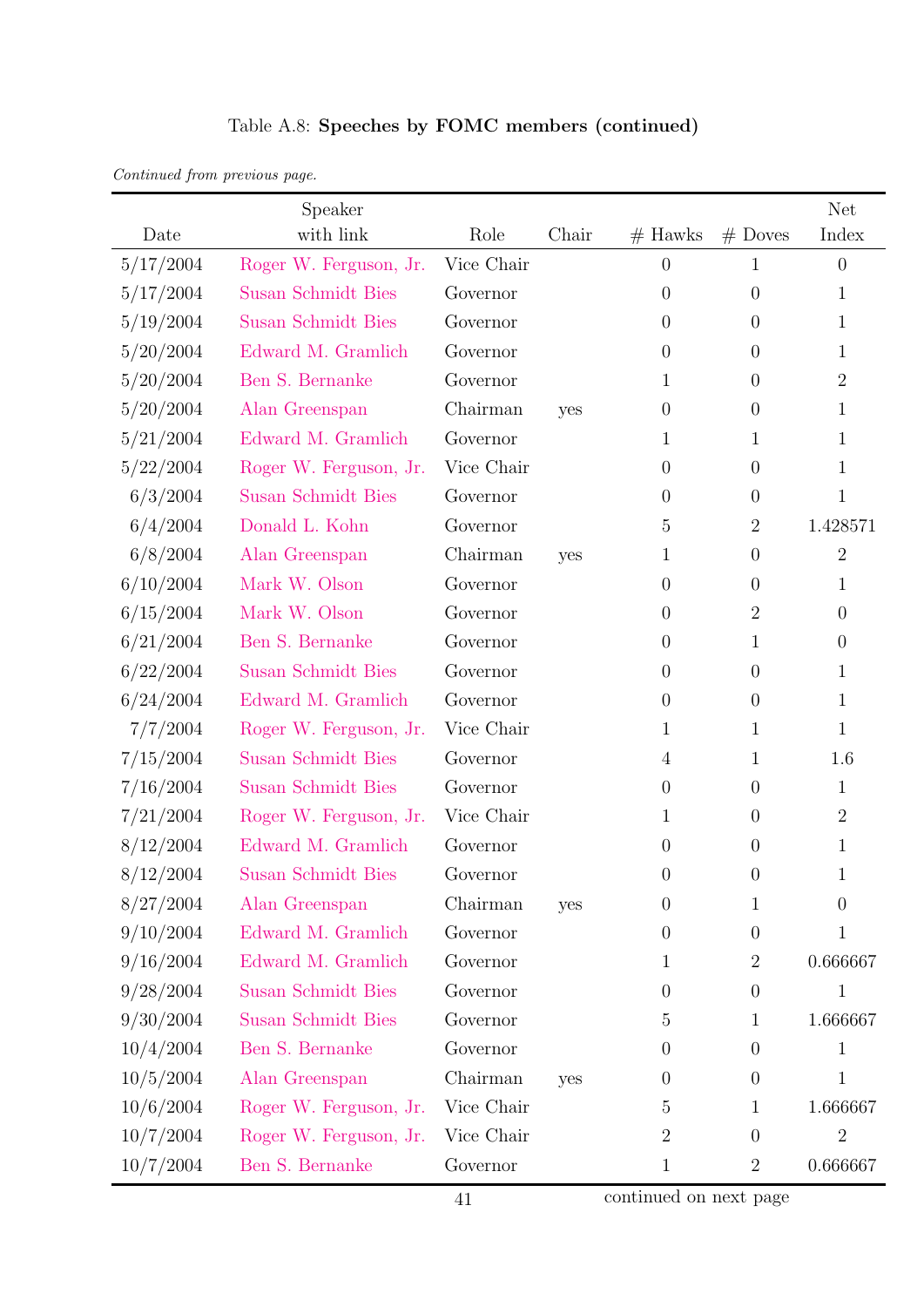Table A.8: **Speeches by FOMC members (continued)**

*Continued from previous page.*

| Date | Speaker with link | Role | Chair | # Hawks | # Doves | Net Index |
|---|---|---|---|---|---|---|
| 5/17/2004 | Roger W. Ferguson, Jr. | Vice Chair | | 0 | 1 | 0 |
| 5/17/2004 | Susan Schmidt Bies | Governor | | 0 | 0 | 1 |
| 5/19/2004 | Susan Schmidt Bies | Governor | | 0 | 0 | 1 |
| 5/20/2004 | Edward M. Gramlich | Governor | | 0 | 0 | 1 |
| 5/20/2004 | Ben S. Bernanke | Governor | | 1 | 0 | 2 |
| 5/20/2004 | Alan Greenspan | Chairman | yes | 0 | 0 | 1 |
| 5/21/2004 | Edward M. Gramlich | Governor | | 1 | 1 | 1 |
| 5/22/2004 | Roger W. Ferguson, Jr. | Vice Chair | | 0 | 0 | 1 |
| 6/3/2004 | Susan Schmidt Bies | Governor | | 0 | 0 | 1 |
| 6/4/2004 | Donald L. Kohn | Governor | | 5 | 2 | 1.428571 |
| 6/8/2004 | Alan Greenspan | Chairman | yes | 1 | 0 | 2 |
| 6/10/2004 | Mark W. Olson | Governor | | 0 | 0 | 1 |
| 6/15/2004 | Mark W. Olson | Governor | | 0 | 2 | 0 |
| 6/21/2004 | Ben S. Bernanke | Governor | | 0 | 1 | 0 |
| 6/22/2004 | Susan Schmidt Bies | Governor | | 0 | 0 | 1 |
| 6/24/2004 | Edward M. Gramlich | Governor | | 0 | 0 | 1 |
| 7/7/2004 | Roger W. Ferguson, Jr. | Vice Chair | | 1 | 1 | 1 |
| 7/15/2004 | Susan Schmidt Bies | Governor | | 4 | 1 | 1.6 |
| 7/16/2004 | Susan Schmidt Bies | Governor | | 0 | 0 | 1 |
| 7/21/2004 | Roger W. Ferguson, Jr. | Vice Chair | | 1 | 0 | 2 |
| 8/12/2004 | Edward M. Gramlich | Governor | | 0 | 0 | 1 |
| 8/12/2004 | Susan Schmidt Bies | Governor | | 0 | 0 | 1 |
| 8/27/2004 | Alan Greenspan | Chairman | yes | 0 | 1 | 0 |
| 9/10/2004 | Edward M. Gramlich | Governor | | 0 | 0 | 1 |
| 9/16/2004 | Edward M. Gramlich | Governor | | 1 | 2 | 0.666667 |
| 9/28/2004 | Susan Schmidt Bies | Governor | | 0 | 0 | 1 |
| 9/30/2004 | Susan Schmidt Bies | Governor | | 5 | 1 | 1.666667 |
| 10/4/2004 | Ben S. Bernanke | Governor | | 0 | 0 | 1 |
| 10/5/2004 | Alan Greenspan | Chairman | yes | 0 | 0 | 1 |
| 10/6/2004 | Roger W. Ferguson, Jr. | Vice Chair | | 5 | 1 | 1.666667 |
| 10/7/2004 | Roger W. Ferguson, Jr. | Vice Chair | | 2 | 0 | 2 |
| 10/7/2004 | Ben S. Bernanke | Governor | | 1 | 2 | 0.666667 |

continued on next page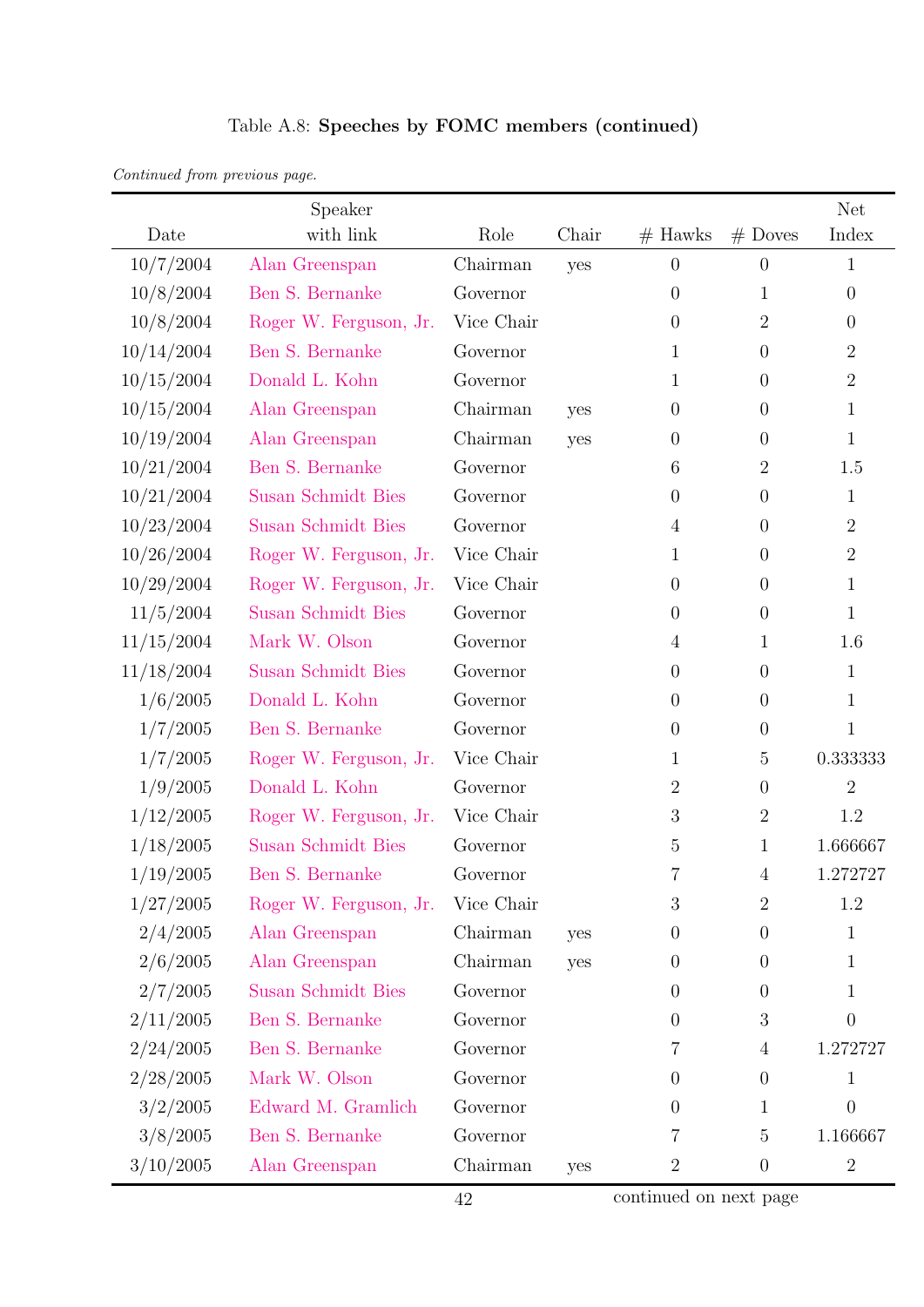Table A.8: **Speeches by FOMC members (continued)**

*Continued from previous page.*

| Date | Speaker with link | Role | Chair | # Hawks | # Doves | Net Index |
|---|---|---|---|---|---|---|
| 10/7/2004 | Alan Greenspan | Chairman | yes | 0 | 0 | 1 |
| 10/8/2004 | Ben S. Bernanke | Governor | | 0 | 1 | 0 |
| 10/8/2004 | Roger W. Ferguson, Jr. | Vice Chair | | 0 | 2 | 0 |
| 10/14/2004 | Ben S. Bernanke | Governor | | 1 | 0 | 2 |
| 10/15/2004 | Donald L. Kohn | Governor | | 1 | 0 | 2 |
| 10/15/2004 | Alan Greenspan | Chairman | yes | 0 | 0 | 1 |
| 10/19/2004 | Alan Greenspan | Chairman | yes | 0 | 0 | 1 |
| 10/21/2004 | Ben S. Bernanke | Governor | | 6 | 2 | 1.5 |
| 10/21/2004 | Susan Schmidt Bies | Governor | | 0 | 0 | 1 |
| 10/23/2004 | Susan Schmidt Bies | Governor | | 4 | 0 | 2 |
| 10/26/2004 | Roger W. Ferguson, Jr. | Vice Chair | | 1 | 0 | 2 |
| 10/29/2004 | Roger W. Ferguson, Jr. | Vice Chair | | 0 | 0 | 1 |
| 11/5/2004 | Susan Schmidt Bies | Governor | | 0 | 0 | 1 |
| 11/15/2004 | Mark W. Olson | Governor | | 4 | 1 | 1.6 |
| 11/18/2004 | Susan Schmidt Bies | Governor | | 0 | 0 | 1 |
| 1/6/2005 | Donald L. Kohn | Governor | | 0 | 0 | 1 |
| 1/7/2005 | Ben S. Bernanke | Governor | | 0 | 0 | 1 |
| 1/7/2005 | Roger W. Ferguson, Jr. | Vice Chair | | 1 | 5 | 0.333333 |
| 1/9/2005 | Donald L. Kohn | Governor | | 2 | 0 | 2 |
| 1/12/2005 | Roger W. Ferguson, Jr. | Vice Chair | | 3 | 2 | 1.2 |
| 1/18/2005 | Susan Schmidt Bies | Governor | | 5 | 1 | 1.666667 |
| 1/19/2005 | Ben S. Bernanke | Governor | | 7 | 4 | 1.272727 |
| 1/27/2005 | Roger W. Ferguson, Jr. | Vice Chair | | 3 | 2 | 1.2 |
| 2/4/2005 | Alan Greenspan | Chairman | yes | 0 | 0 | 1 |
| 2/6/2005 | Alan Greenspan | Chairman | yes | 0 | 0 | 1 |
| 2/7/2005 | Susan Schmidt Bies | Governor | | 0 | 0 | 1 |
| 2/11/2005 | Ben S. Bernanke | Governor | | 0 | 3 | 0 |
| 2/24/2005 | Ben S. Bernanke | Governor | | 7 | 4 | 1.272727 |
| 2/28/2005 | Mark W. Olson | Governor | | 0 | 0 | 1 |
| 3/2/2005 | Edward M. Gramlich | Governor | | 0 | 1 | 0 |
| 3/8/2005 | Ben S. Bernanke | Governor | | 7 | 5 | 1.166667 |
| 3/10/2005 | Alan Greenspan | Chairman | yes | 2 | 0 | 2 |

continued on next page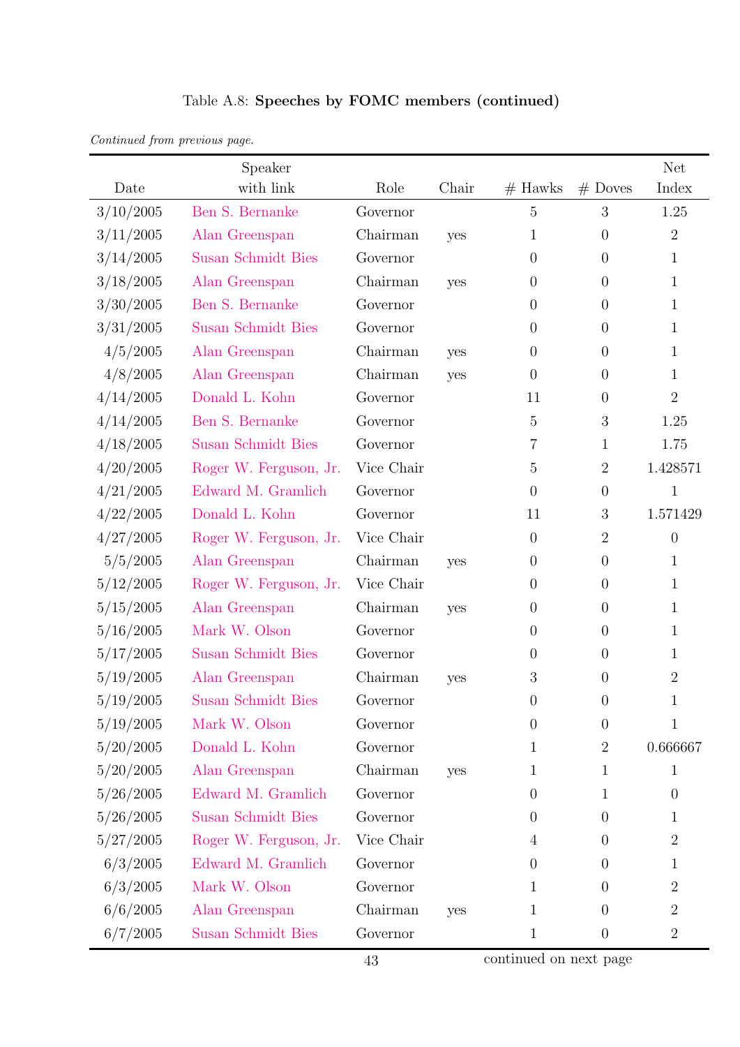Table A.8: **Speeches by FOMC members (continued)**

*Continued from previous page.*

| Date | Speaker with link | Role | Chair | # Hawks | # Doves | Net Index |
|---|---|---|---|---|---|---|
| 3/10/2005 | Ben S. Bernanke | Governor | | 5 | 3 | 1.25 |
| 3/11/2005 | Alan Greenspan | Chairman | yes | 1 | 0 | 2 |
| 3/14/2005 | Susan Schmidt Bies | Governor | | 0 | 0 | 1 |
| 3/18/2005 | Alan Greenspan | Chairman | yes | 0 | 0 | 1 |
| 3/30/2005 | Ben S. Bernanke | Governor | | 0 | 0 | 1 |
| 3/31/2005 | Susan Schmidt Bies | Governor | | 0 | 0 | 1 |
| 4/5/2005 | Alan Greenspan | Chairman | yes | 0 | 0 | 1 |
| 4/8/2005 | Alan Greenspan | Chairman | yes | 0 | 0 | 1 |
| 4/14/2005 | Donald L. Kohn | Governor | | 11 | 0 | 2 |
| 4/14/2005 | Ben S. Bernanke | Governor | | 5 | 3 | 1.25 |
| 4/18/2005 | Susan Schmidt Bies | Governor | | 7 | 1 | 1.75 |
| 4/20/2005 | Roger W. Ferguson, Jr. | Vice Chair | | 5 | 2 | 1.428571 |
| 4/21/2005 | Edward M. Gramlich | Governor | | 0 | 0 | 1 |
| 4/22/2005 | Donald L. Kohn | Governor | | 11 | 3 | 1.571429 |
| 4/27/2005 | Roger W. Ferguson, Jr. | Vice Chair | | 0 | 2 | 0 |
| 5/5/2005 | Alan Greenspan | Chairman | yes | 0 | 0 | 1 |
| 5/12/2005 | Roger W. Ferguson, Jr. | Vice Chair | | 0 | 0 | 1 |
| 5/15/2005 | Alan Greenspan | Chairman | yes | 0 | 0 | 1 |
| 5/16/2005 | Mark W. Olson | Governor | | 0 | 0 | 1 |
| 5/17/2005 | Susan Schmidt Bies | Governor | | 0 | 0 | 1 |
| 5/19/2005 | Alan Greenspan | Chairman | yes | 3 | 0 | 2 |
| 5/19/2005 | Susan Schmidt Bies | Governor | | 0 | 0 | 1 |
| 5/19/2005 | Mark W. Olson | Governor | | 0 | 0 | 1 |
| 5/20/2005 | Donald L. Kohn | Governor | | 1 | 2 | 0.666667 |
| 5/20/2005 | Alan Greenspan | Chairman | yes | 1 | 1 | 1 |
| 5/26/2005 | Edward M. Gramlich | Governor | | 0 | 1 | 0 |
| 5/26/2005 | Susan Schmidt Bies | Governor | | 0 | 0 | 1 |
| 5/27/2005 | Roger W. Ferguson, Jr. | Vice Chair | | 4 | 0 | 2 |
| 6/3/2005 | Edward M. Gramlich | Governor | | 0 | 0 | 1 |
| 6/3/2005 | Mark W. Olson | Governor | | 1 | 0 | 2 |
| 6/6/2005 | Alan Greenspan | Chairman | yes | 1 | 0 | 2 |
| 6/7/2005 | Susan Schmidt Bies | Governor | | 1 | 0 | 2 |

continued on next page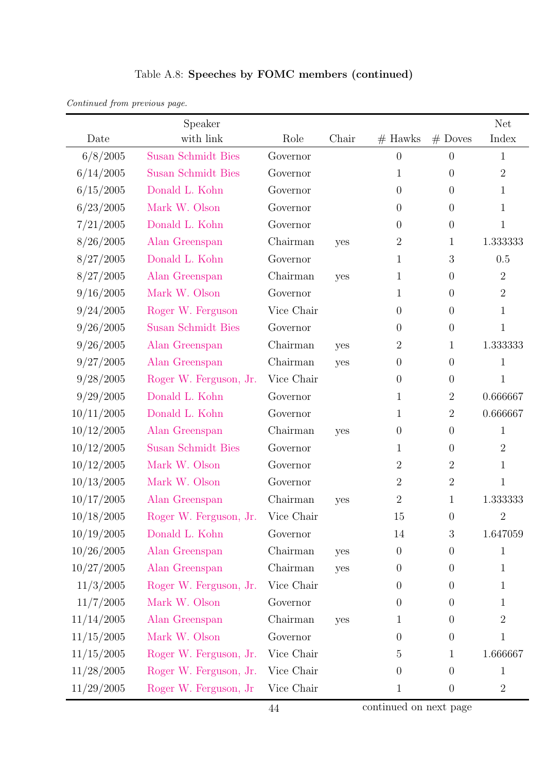Table A.8: **Speeches by FOMC members (continued)**

*Continued from previous page.*

| Date | Speaker with link | Role | Chair | # Hawks | # Doves | Net Index |
|---|---|---|---|---|---|---|
| 6/8/2005 | Susan Schmidt Bies | Governor | | 0 | 0 | 1 |
| 6/14/2005 | Susan Schmidt Bies | Governor | | 1 | 0 | 2 |
| 6/15/2005 | Donald L. Kohn | Governor | | 0 | 0 | 1 |
| 6/23/2005 | Mark W. Olson | Governor | | 0 | 0 | 1 |
| 7/21/2005 | Donald L. Kohn | Governor | | 0 | 0 | 1 |
| 8/26/2005 | Alan Greenspan | Chairman | yes | 2 | 1 | 1.333333 |
| 8/27/2005 | Donald L. Kohn | Governor | | 1 | 3 | 0.5 |
| 8/27/2005 | Alan Greenspan | Chairman | yes | 1 | 0 | 2 |
| 9/16/2005 | Mark W. Olson | Governor | | 1 | 0 | 2 |
| 9/24/2005 | Roger W. Ferguson | Vice Chair | | 0 | 0 | 1 |
| 9/26/2005 | Susan Schmidt Bies | Governor | | 0 | 0 | 1 |
| 9/26/2005 | Alan Greenspan | Chairman | yes | 2 | 1 | 1.333333 |
| 9/27/2005 | Alan Greenspan | Chairman | yes | 0 | 0 | 1 |
| 9/28/2005 | Roger W. Ferguson, Jr. | Vice Chair | | 0 | 0 | 1 |
| 9/29/2005 | Donald L. Kohn | Governor | | 1 | 2 | 0.666667 |
| 10/11/2005 | Donald L. Kohn | Governor | | 1 | 2 | 0.666667 |
| 10/12/2005 | Alan Greenspan | Chairman | yes | 0 | 0 | 1 |
| 10/12/2005 | Susan Schmidt Bies | Governor | | 1 | 0 | 2 |
| 10/12/2005 | Mark W. Olson | Governor | | 2 | 2 | 1 |
| 10/13/2005 | Mark W. Olson | Governor | | 2 | 2 | 1 |
| 10/17/2005 | Alan Greenspan | Chairman | yes | 2 | 1 | 1.333333 |
| 10/18/2005 | Roger W. Ferguson, Jr. | Vice Chair | | 15 | 0 | 2 |
| 10/19/2005 | Donald L. Kohn | Governor | | 14 | 3 | 1.647059 |
| 10/26/2005 | Alan Greenspan | Chairman | yes | 0 | 0 | 1 |
| 10/27/2005 | Alan Greenspan | Chairman | yes | 0 | 0 | 1 |
| 11/3/2005 | Roger W. Ferguson, Jr. | Vice Chair | | 0 | 0 | 1 |
| 11/7/2005 | Mark W. Olson | Governor | | 0 | 0 | 1 |
| 11/14/2005 | Alan Greenspan | Chairman | yes | 1 | 0 | 2 |
| 11/15/2005 | Mark W. Olson | Governor | | 0 | 0 | 1 |
| 11/15/2005 | Roger W. Ferguson, Jr. | Vice Chair | | 5 | 1 | 1.666667 |
| 11/28/2005 | Roger W. Ferguson, Jr. | Vice Chair | | 0 | 0 | 1 |
| 11/29/2005 | Roger W. Ferguson, Jr | Vice Chair | | 1 | 0 | 2 |

continued on next page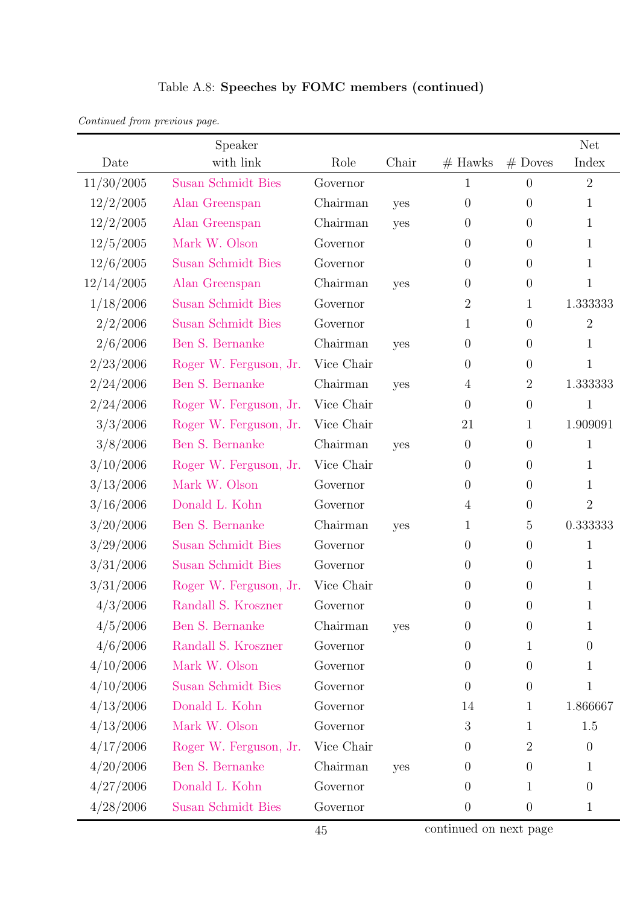Table A.8: **Speeches by FOMC members (continued)**

*Continued from previous page.*

| Date | Speaker with link | Role | Chair | # Hawks | # Doves | Net Index |
|---|---|---|---|---|---|---|
| 11/30/2005 | Susan Schmidt Bies | Governor | | 1 | 0 | 2 |
| 12/2/2005 | Alan Greenspan | Chairman | yes | 0 | 0 | 1 |
| 12/2/2005 | Alan Greenspan | Chairman | yes | 0 | 0 | 1 |
| 12/5/2005 | Mark W. Olson | Governor | | 0 | 0 | 1 |
| 12/6/2005 | Susan Schmidt Bies | Governor | | 0 | 0 | 1 |
| 12/14/2005 | Alan Greenspan | Chairman | yes | 0 | 0 | 1 |
| 1/18/2006 | Susan Schmidt Bies | Governor | | 2 | 1 | 1.333333 |
| 2/2/2006 | Susan Schmidt Bies | Governor | | 1 | 0 | 2 |
| 2/6/2006 | Ben S. Bernanke | Chairman | yes | 0 | 0 | 1 |
| 2/23/2006 | Roger W. Ferguson, Jr. | Vice Chair | | 0 | 0 | 1 |
| 2/24/2006 | Ben S. Bernanke | Chairman | yes | 4 | 2 | 1.333333 |
| 2/24/2006 | Roger W. Ferguson, Jr. | Vice Chair | | 0 | 0 | 1 |
| 3/3/2006 | Roger W. Ferguson, Jr. | Vice Chair | | 21 | 1 | 1.909091 |
| 3/8/2006 | Ben S. Bernanke | Chairman | yes | 0 | 0 | 1 |
| 3/10/2006 | Roger W. Ferguson, Jr. | Vice Chair | | 0 | 0 | 1 |
| 3/13/2006 | Mark W. Olson | Governor | | 0 | 0 | 1 |
| 3/16/2006 | Donald L. Kohn | Governor | | 4 | 0 | 2 |
| 3/20/2006 | Ben S. Bernanke | Chairman | yes | 1 | 5 | 0.333333 |
| 3/29/2006 | Susan Schmidt Bies | Governor | | 0 | 0 | 1 |
| 3/31/2006 | Susan Schmidt Bies | Governor | | 0 | 0 | 1 |
| 3/31/2006 | Roger W. Ferguson, Jr. | Vice Chair | | 0 | 0 | 1 |
| 4/3/2006 | Randall S. Kroszner | Governor | | 0 | 0 | 1 |
| 4/5/2006 | Ben S. Bernanke | Chairman | yes | 0 | 0 | 1 |
| 4/6/2006 | Randall S. Kroszner | Governor | | 0 | 1 | 0 |
| 4/10/2006 | Mark W. Olson | Governor | | 0 | 0 | 1 |
| 4/10/2006 | Susan Schmidt Bies | Governor | | 0 | 0 | 1 |
| 4/13/2006 | Donald L. Kohn | Governor | | 14 | 1 | 1.866667 |
| 4/13/2006 | Mark W. Olson | Governor | | 3 | 1 | 1.5 |
| 4/17/2006 | Roger W. Ferguson, Jr. | Vice Chair | | 0 | 2 | 0 |
| 4/20/2006 | Ben S. Bernanke | Chairman | yes | 0 | 0 | 1 |
| 4/27/2006 | Donald L. Kohn | Governor | | 0 | 1 | 0 |
| 4/28/2006 | Susan Schmidt Bies | Governor | | 0 | 0 | 1 |

continued on next page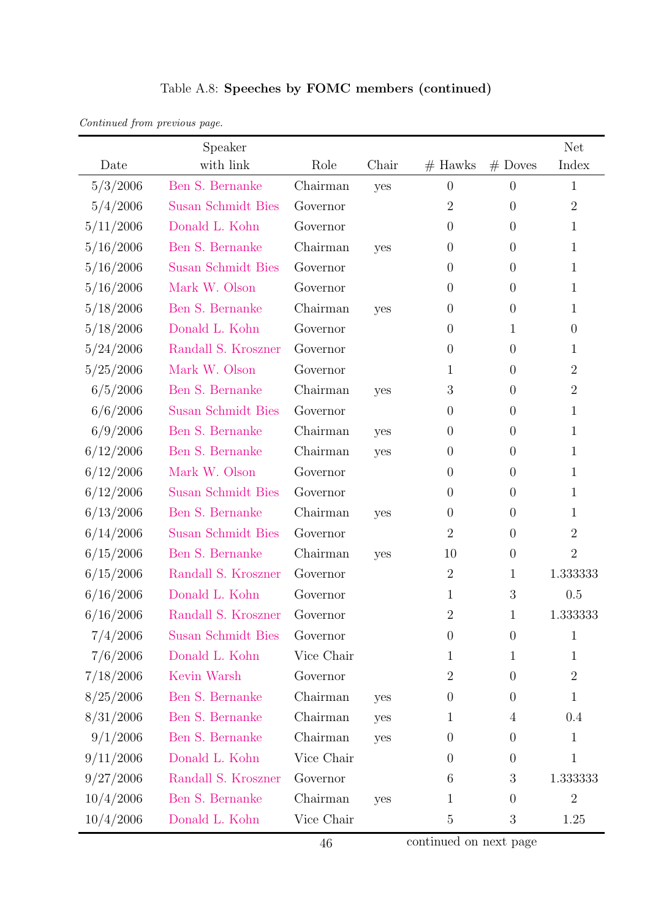Table A.8: **Speeches by FOMC members (continued)**

*Continued from previous page.*

| Date | Speaker with link | Role | Chair | # Hawks | # Doves | Net Index |
|---|---|---|---|---|---|---|
| 5/3/2006 | Ben S. Bernanke | Chairman | yes | 0 | 0 | 1 |
| 5/4/2006 | Susan Schmidt Bies | Governor | | 2 | 0 | 2 |
| 5/11/2006 | Donald L. Kohn | Governor | | 0 | 0 | 1 |
| 5/16/2006 | Ben S. Bernanke | Chairman | yes | 0 | 0 | 1 |
| 5/16/2006 | Susan Schmidt Bies | Governor | | 0 | 0 | 1 |
| 5/16/2006 | Mark W. Olson | Governor | | 0 | 0 | 1 |
| 5/18/2006 | Ben S. Bernanke | Chairman | yes | 0 | 0 | 1 |
| 5/18/2006 | Donald L. Kohn | Governor | | 0 | 1 | 0 |
| 5/24/2006 | Randall S. Kroszner | Governor | | 0 | 0 | 1 |
| 5/25/2006 | Mark W. Olson | Governor | | 1 | 0 | 2 |
| 6/5/2006 | Ben S. Bernanke | Chairman | yes | 3 | 0 | 2 |
| 6/6/2006 | Susan Schmidt Bies | Governor | | 0 | 0 | 1 |
| 6/9/2006 | Ben S. Bernanke | Chairman | yes | 0 | 0 | 1 |
| 6/12/2006 | Ben S. Bernanke | Chairman | yes | 0 | 0 | 1 |
| 6/12/2006 | Mark W. Olson | Governor | | 0 | 0 | 1 |
| 6/12/2006 | Susan Schmidt Bies | Governor | | 0 | 0 | 1 |
| 6/13/2006 | Ben S. Bernanke | Chairman | yes | 0 | 0 | 1 |
| 6/14/2006 | Susan Schmidt Bies | Governor | | 2 | 0 | 2 |
| 6/15/2006 | Ben S. Bernanke | Chairman | yes | 10 | 0 | 2 |
| 6/15/2006 | Randall S. Kroszner | Governor | | 2 | 1 | 1.333333 |
| 6/16/2006 | Donald L. Kohn | Governor | | 1 | 3 | 0.5 |
| 6/16/2006 | Randall S. Kroszner | Governor | | 2 | 1 | 1.333333 |
| 7/4/2006 | Susan Schmidt Bies | Governor | | 0 | 0 | 1 |
| 7/6/2006 | Donald L. Kohn | Vice Chair | | 1 | 1 | 1 |
| 7/18/2006 | Kevin Warsh | Governor | | 2 | 0 | 2 |
| 8/25/2006 | Ben S. Bernanke | Chairman | yes | 0 | 0 | 1 |
| 8/31/2006 | Ben S. Bernanke | Chairman | yes | 1 | 4 | 0.4 |
| 9/1/2006 | Ben S. Bernanke | Chairman | yes | 0 | 0 | 1 |
| 9/11/2006 | Donald L. Kohn | Vice Chair | | 0 | 0 | 1 |
| 9/27/2006 | Randall S. Kroszner | Governor | | 6 | 3 | 1.333333 |
| 10/4/2006 | Ben S. Bernanke | Chairman | yes | 1 | 0 | 2 |
| 10/4/2006 | Donald L. Kohn | Vice Chair | | 5 | 3 | 1.25 |

continued on next page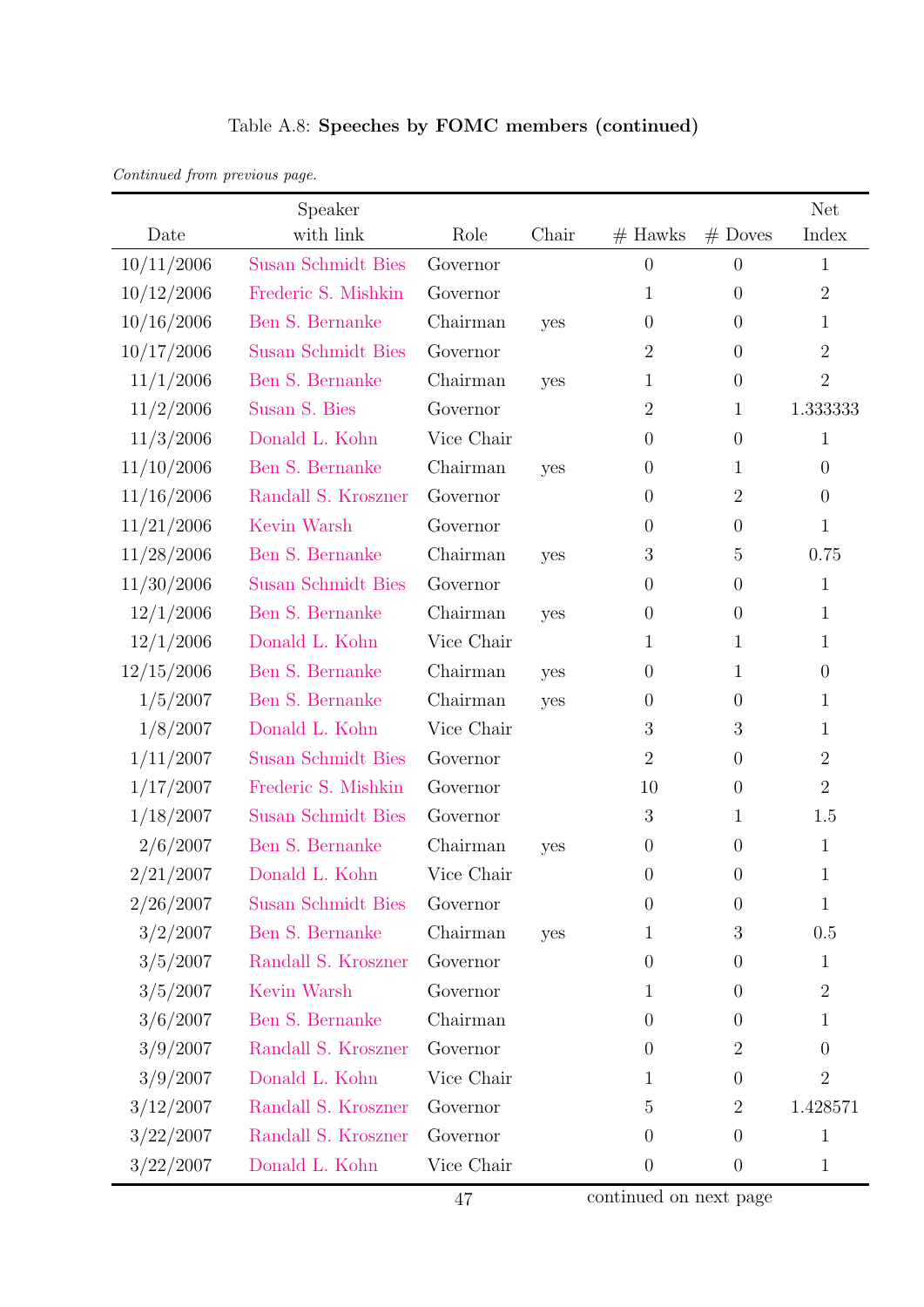Table A.8: **Speeches by FOMC members (continued)**

*Continued from previous page.*

| Date | Speaker with link | Role | Chair | # Hawks | # Doves | Net Index |
|---|---|---|---|---|---|---|
| 10/11/2006 | Susan Schmidt Bies | Governor | | 0 | 0 | 1 |
| 10/12/2006 | Frederic S. Mishkin | Governor | | 1 | 0 | 2 |
| 10/16/2006 | Ben S. Bernanke | Chairman | yes | 0 | 0 | 1 |
| 10/17/2006 | Susan Schmidt Bies | Governor | | 2 | 0 | 2 |
| 11/1/2006 | Ben S. Bernanke | Chairman | yes | 1 | 0 | 2 |
| 11/2/2006 | Susan S. Bies | Governor | | 2 | 1 | 1.333333 |
| 11/3/2006 | Donald L. Kohn | Vice Chair | | 0 | 0 | 1 |
| 11/10/2006 | Ben S. Bernanke | Chairman | yes | 0 | 1 | 0 |
| 11/16/2006 | Randall S. Kroszner | Governor | | 0 | 2 | 0 |
| 11/21/2006 | Kevin Warsh | Governor | | 0 | 0 | 1 |
| 11/28/2006 | Ben S. Bernanke | Chairman | yes | 3 | 5 | 0.75 |
| 11/30/2006 | Susan Schmidt Bies | Governor | | 0 | 0 | 1 |
| 12/1/2006 | Ben S. Bernanke | Chairman | yes | 0 | 0 | 1 |
| 12/1/2006 | Donald L. Kohn | Vice Chair | | 1 | 1 | 1 |
| 12/15/2006 | Ben S. Bernanke | Chairman | yes | 0 | 1 | 0 |
| 1/5/2007 | Ben S. Bernanke | Chairman | yes | 0 | 0 | 1 |
| 1/8/2007 | Donald L. Kohn | Vice Chair | | 3 | 3 | 1 |
| 1/11/2007 | Susan Schmidt Bies | Governor | | 2 | 0 | 2 |
| 1/17/2007 | Frederic S. Mishkin | Governor | | 10 | 0 | 2 |
| 1/18/2007 | Susan Schmidt Bies | Governor | | 3 | 1 | 1.5 |
| 2/6/2007 | Ben S. Bernanke | Chairman | yes | 0 | 0 | 1 |
| 2/21/2007 | Donald L. Kohn | Vice Chair | | 0 | 0 | 1 |
| 2/26/2007 | Susan Schmidt Bies | Governor | | 0 | 0 | 1 |
| 3/2/2007 | Ben S. Bernanke | Chairman | yes | 1 | 3 | 0.5 |
| 3/5/2007 | Randall S. Kroszner | Governor | | 0 | 0 | 1 |
| 3/5/2007 | Kevin Warsh | Governor | | 1 | 0 | 2 |
| 3/6/2007 | Ben S. Bernanke | Chairman | | 0 | 0 | 1 |
| 3/9/2007 | Randall S. Kroszner | Governor | | 0 | 2 | 0 |
| 3/9/2007 | Donald L. Kohn | Vice Chair | | 1 | 0 | 2 |
| 3/12/2007 | Randall S. Kroszner | Governor | | 5 | 2 | 1.428571 |
| 3/22/2007 | Randall S. Kroszner | Governor | | 0 | 0 | 1 |
| 3/22/2007 | Donald L. Kohn | Vice Chair | | 0 | 0 | 1 |

continued on next page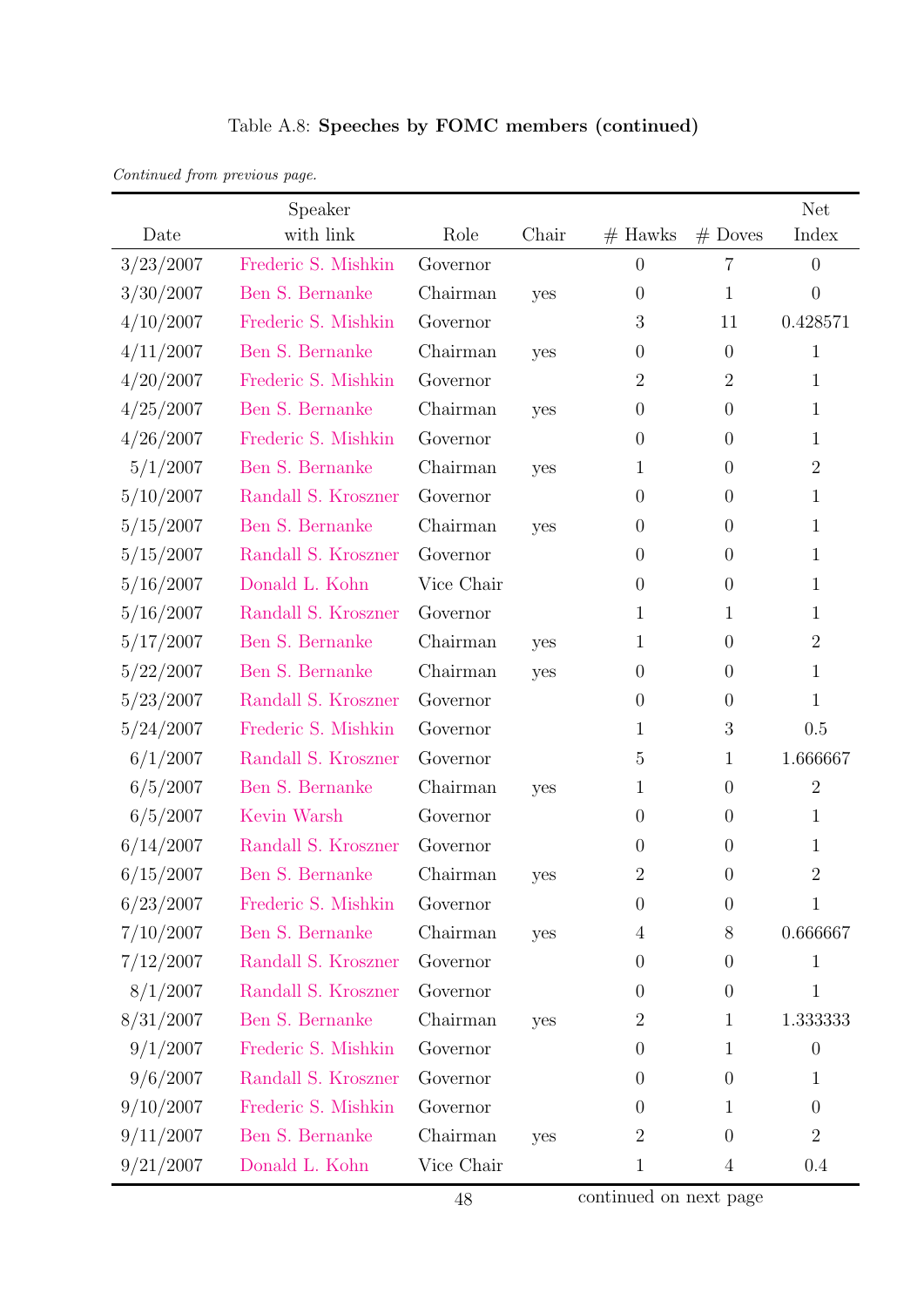Table A.8: **Speeches by FOMC members (continued)**

*Continued from previous page.*

| Date | Speaker with link | Role | Chair | # Hawks | # Doves | Net Index |
|---|---|---|---|---|---|---|
| 3/23/2007 | Frederic S. Mishkin | Governor | | 0 | 7 | 0 |
| 3/30/2007 | Ben S. Bernanke | Chairman | yes | 0 | 1 | 0 |
| 4/10/2007 | Frederic S. Mishkin | Governor | | 3 | 11 | 0.428571 |
| 4/11/2007 | Ben S. Bernanke | Chairman | yes | 0 | 0 | 1 |
| 4/20/2007 | Frederic S. Mishkin | Governor | | 2 | 2 | 1 |
| 4/25/2007 | Ben S. Bernanke | Chairman | yes | 0 | 0 | 1 |
| 4/26/2007 | Frederic S. Mishkin | Governor | | 0 | 0 | 1 |
| 5/1/2007 | Ben S. Bernanke | Chairman | yes | 1 | 0 | 2 |
| 5/10/2007 | Randall S. Kroszner | Governor | | 0 | 0 | 1 |
| 5/15/2007 | Ben S. Bernanke | Chairman | yes | 0 | 0 | 1 |
| 5/15/2007 | Randall S. Kroszner | Governor | | 0 | 0 | 1 |
| 5/16/2007 | Donald L. Kohn | Vice Chair | | 0 | 0 | 1 |
| 5/16/2007 | Randall S. Kroszner | Governor | | 1 | 1 | 1 |
| 5/17/2007 | Ben S. Bernanke | Chairman | yes | 1 | 0 | 2 |
| 5/22/2007 | Ben S. Bernanke | Chairman | yes | 0 | 0 | 1 |
| 5/23/2007 | Randall S. Kroszner | Governor | | 0 | 0 | 1 |
| 5/24/2007 | Frederic S. Mishkin | Governor | | 1 | 3 | 0.5 |
| 6/1/2007 | Randall S. Kroszner | Governor | | 5 | 1 | 1.666667 |
| 6/5/2007 | Ben S. Bernanke | Chairman | yes | 1 | 0 | 2 |
| 6/5/2007 | Kevin Warsh | Governor | | 0 | 0 | 1 |
| 6/14/2007 | Randall S. Kroszner | Governor | | 0 | 0 | 1 |
| 6/15/2007 | Ben S. Bernanke | Chairman | yes | 2 | 0 | 2 |
| 6/23/2007 | Frederic S. Mishkin | Governor | | 0 | 0 | 1 |
| 7/10/2007 | Ben S. Bernanke | Chairman | yes | 4 | 8 | 0.666667 |
| 7/12/2007 | Randall S. Kroszner | Governor | | 0 | 0 | 1 |
| 8/1/2007 | Randall S. Kroszner | Governor | | 0 | 0 | 1 |
| 8/31/2007 | Ben S. Bernanke | Chairman | yes | 2 | 1 | 1.333333 |
| 9/1/2007 | Frederic S. Mishkin | Governor | | 0 | 1 | 0 |
| 9/6/2007 | Randall S. Kroszner | Governor | | 0 | 0 | 1 |
| 9/10/2007 | Frederic S. Mishkin | Governor | | 0 | 1 | 0 |
| 9/11/2007 | Ben S. Bernanke | Chairman | yes | 2 | 0 | 2 |
| 9/21/2007 | Donald L. Kohn | Vice Chair | | 1 | 4 | 0.4 |

continued on next page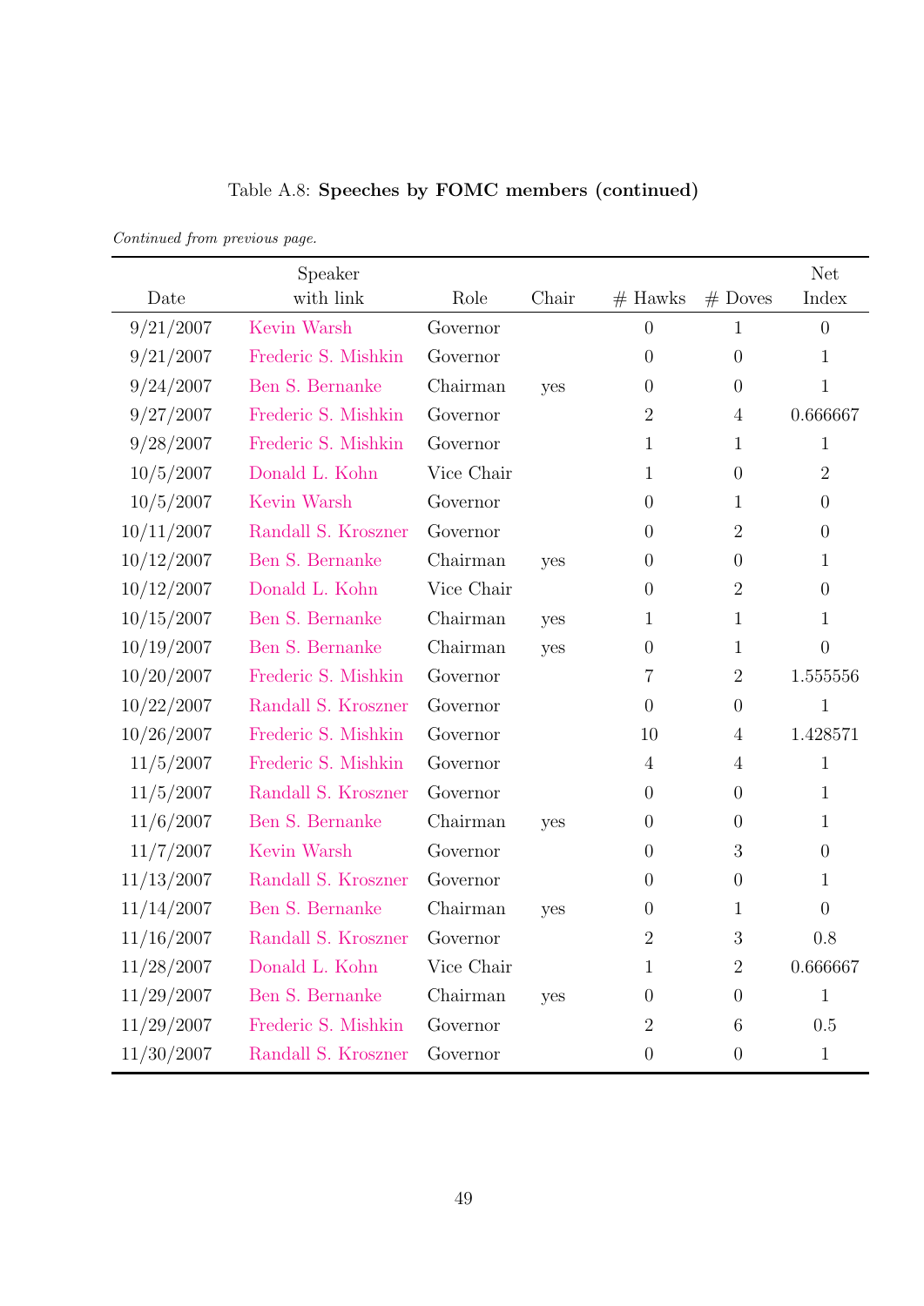Table A.8: **Speeches by FOMC members (continued)**

*Continued from previous page.*

| Date | Speaker with link | Role | Chair | # Hawks | # Doves | Net Index |
|---|---|---|---|---|---|---|
| 9/21/2007 | Kevin Warsh | Governor | | 0 | 1 | 0 |
| 9/21/2007 | Frederic S. Mishkin | Governor | | 0 | 0 | 1 |
| 9/24/2007 | Ben S. Bernanke | Chairman | yes | 0 | 0 | 1 |
| 9/27/2007 | Frederic S. Mishkin | Governor | | 2 | 4 | 0.666667 |
| 9/28/2007 | Frederic S. Mishkin | Governor | | 1 | 1 | 1 |
| 10/5/2007 | Donald L. Kohn | Vice Chair | | 1 | 0 | 2 |
| 10/5/2007 | Kevin Warsh | Governor | | 0 | 1 | 0 |
| 10/11/2007 | Randall S. Kroszner | Governor | | 0 | 2 | 0 |
| 10/12/2007 | Ben S. Bernanke | Chairman | yes | 0 | 0 | 1 |
| 10/12/2007 | Donald L. Kohn | Vice Chair | | 0 | 2 | 0 |
| 10/15/2007 | Ben S. Bernanke | Chairman | yes | 1 | 1 | 1 |
| 10/19/2007 | Ben S. Bernanke | Chairman | yes | 0 | 1 | 0 |
| 10/20/2007 | Frederic S. Mishkin | Governor | | 7 | 2 | 1.555556 |
| 10/22/2007 | Randall S. Kroszner | Governor | | 0 | 0 | 1 |
| 10/26/2007 | Frederic S. Mishkin | Governor | | 10 | 4 | 1.428571 |
| 11/5/2007 | Frederic S. Mishkin | Governor | | 4 | 4 | 1 |
| 11/5/2007 | Randall S. Kroszner | Governor | | 0 | 0 | 1 |
| 11/6/2007 | Ben S. Bernanke | Chairman | yes | 0 | 0 | 1 |
| 11/7/2007 | Kevin Warsh | Governor | | 0 | 3 | 0 |
| 11/13/2007 | Randall S. Kroszner | Governor | | 0 | 0 | 1 |
| 11/14/2007 | Ben S. Bernanke | Chairman | yes | 0 | 1 | 0 |
| 11/16/2007 | Randall S. Kroszner | Governor | | 2 | 3 | 0.8 |
| 11/28/2007 | Donald L. Kohn | Vice Chair | | 1 | 2 | 0.666667 |
| 11/29/2007 | Ben S. Bernanke | Chairman | yes | 0 | 0 | 1 |
| 11/29/2007 | Frederic S. Mishkin | Governor | | 2 | 6 | 0.5 |
| 11/30/2007 | Randall S. Kroszner | Governor | | 0 | 0 | 1 |